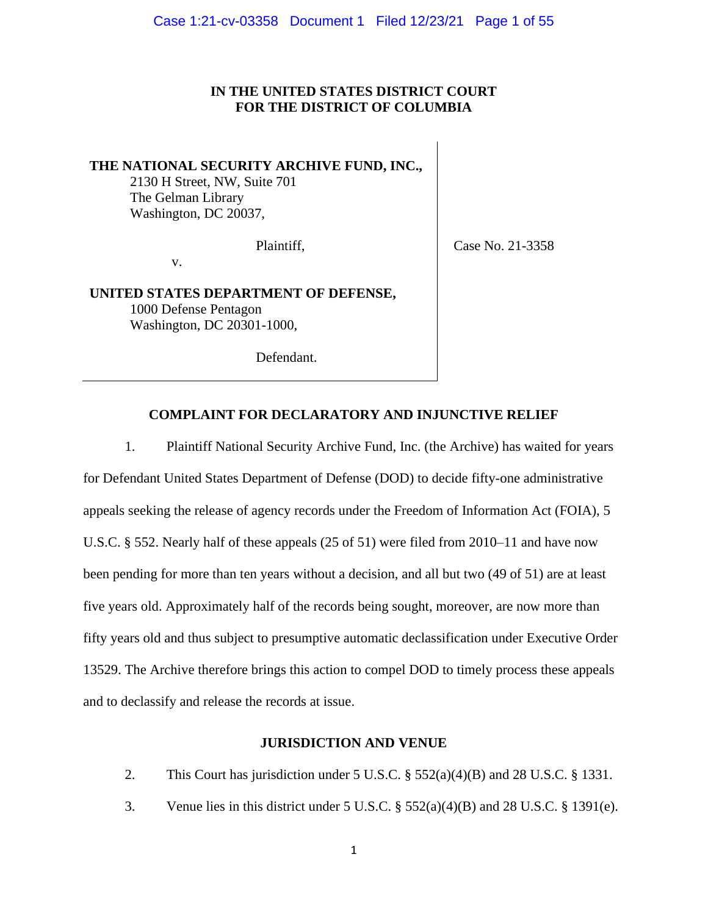**IN THE UNITED STATES DISTRICT COURT**
**FOR THE DISTRICT OF COLUMBIA**

**THE NATIONAL SECURITY ARCHIVE FUND, INC.,**
2130 H Street, NW, Suite 701
The Gelman Library
Washington, DC 20037,

Plaintiff,

v.

**UNITED STATES DEPARTMENT OF DEFENSE,**
1000 Defense Pentagon
Washington, DC 20301-1000,

Defendant.

Case No. 21-3358

## COMPLAINT FOR DECLARATORY AND INJUNCTIVE RELIEF

1. Plaintiff National Security Archive Fund, Inc. (the Archive) has waited for years for Defendant United States Department of Defense (DOD) to decide fifty-one administrative appeals seeking the release of agency records under the Freedom of Information Act (FOIA), 5 U.S.C. § 552. Nearly half of these appeals (25 of 51) were filed from 2010–11 and have now been pending for more than ten years without a decision, and all but two (49 of 51) are at least five years old. Approximately half of the records being sought, moreover, are now more than fifty years old and thus subject to presumptive automatic declassification under Executive Order 13529. The Archive therefore brings this action to compel DOD to timely process these appeals and to declassify and release the records at issue.

## JURISDICTION AND VENUE

2. This Court has jurisdiction under 5 U.S.C. § 552(a)(4)(B) and 28 U.S.C. § 1331.

3. Venue lies in this district under 5 U.S.C. § 552(a)(4)(B) and 28 U.S.C. § 1391(e).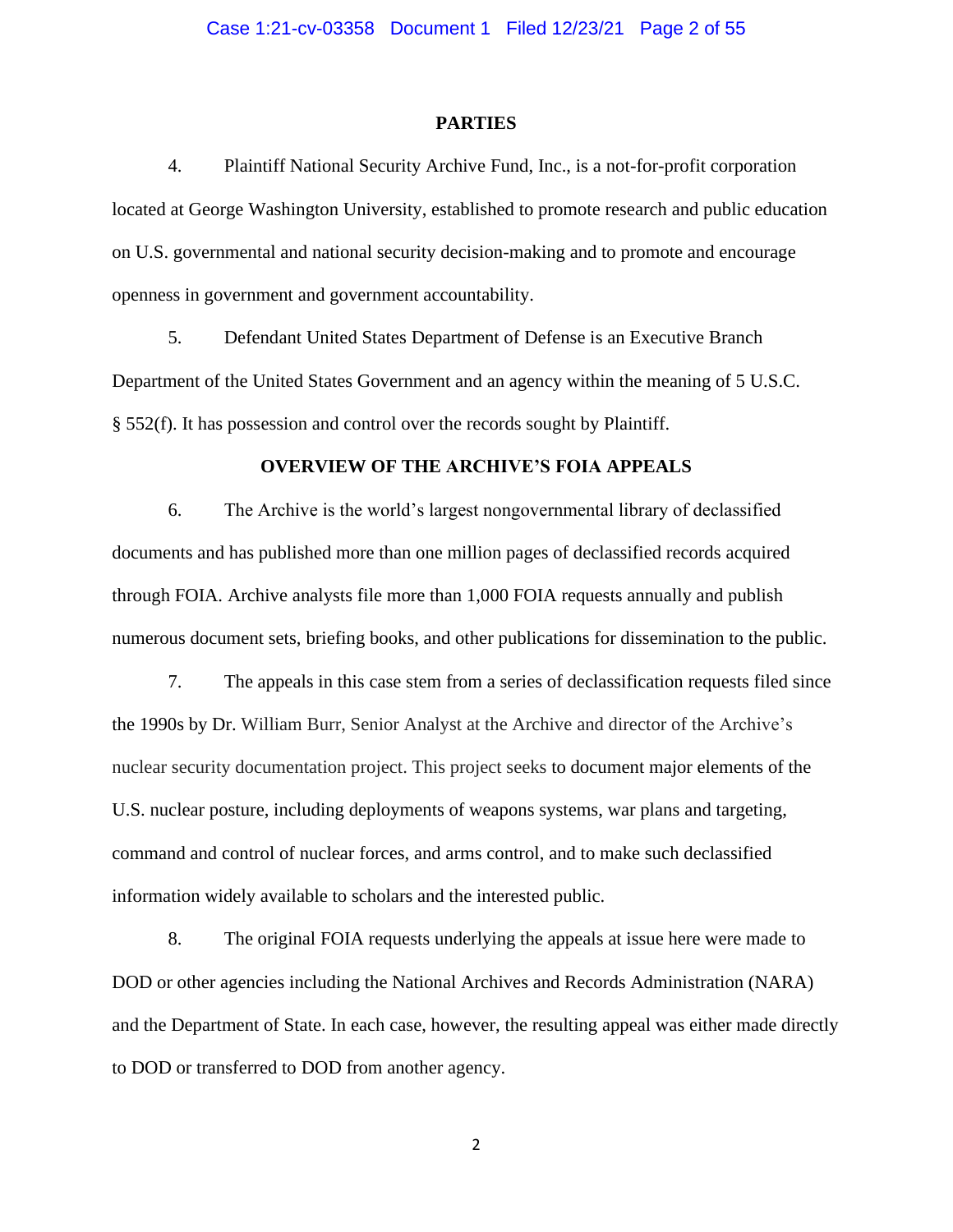## PARTIES

4. Plaintiff National Security Archive Fund, Inc., is a not-for-profit corporation located at George Washington University, established to promote research and public education on U.S. governmental and national security decision-making and to promote and encourage openness in government and government accountability.

5. Defendant United States Department of Defense is an Executive Branch Department of the United States Government and an agency within the meaning of 5 U.S.C. § 552(f). It has possession and control over the records sought by Plaintiff.

## OVERVIEW OF THE ARCHIVE'S FOIA APPEALS

6. The Archive is the world's largest nongovernmental library of declassified documents and has published more than one million pages of declassified records acquired through FOIA. Archive analysts file more than 1,000 FOIA requests annually and publish numerous document sets, briefing books, and other publications for dissemination to the public.

7. The appeals in this case stem from a series of declassification requests filed since the 1990s by Dr. William Burr, Senior Analyst at the Archive and director of the Archive's nuclear security documentation project. This project seeks to document major elements of the U.S. nuclear posture, including deployments of weapons systems, war plans and targeting, command and control of nuclear forces, and arms control, and to make such declassified information widely available to scholars and the interested public.

8. The original FOIA requests underlying the appeals at issue here were made to DOD or other agencies including the National Archives and Records Administration (NARA) and the Department of State. In each case, however, the resulting appeal was either made directly to DOD or transferred to DOD from another agency.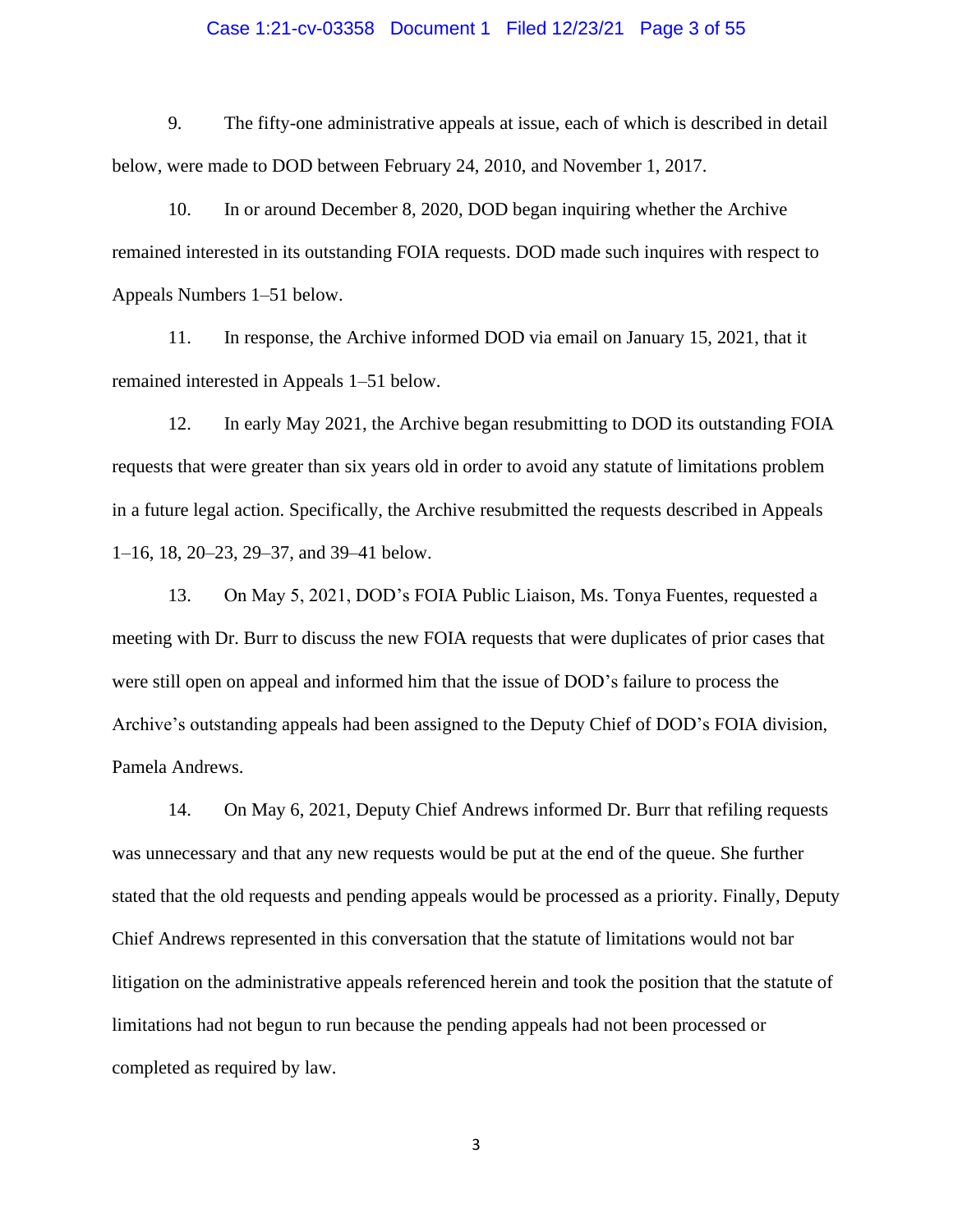9. The fifty-one administrative appeals at issue, each of which is described in detail below, were made to DOD between February 24, 2010, and November 1, 2017.

10. In or around December 8, 2020, DOD began inquiring whether the Archive remained interested in its outstanding FOIA requests. DOD made such inquires with respect to Appeals Numbers 1–51 below.

11. In response, the Archive informed DOD via email on January 15, 2021, that it remained interested in Appeals 1–51 below.

12. In early May 2021, the Archive began resubmitting to DOD its outstanding FOIA requests that were greater than six years old in order to avoid any statute of limitations problem in a future legal action. Specifically, the Archive resubmitted the requests described in Appeals 1–16, 18, 20–23, 29–37, and 39–41 below.

13. On May 5, 2021, DOD's FOIA Public Liaison, Ms. Tonya Fuentes, requested a meeting with Dr. Burr to discuss the new FOIA requests that were duplicates of prior cases that were still open on appeal and informed him that the issue of DOD's failure to process the Archive's outstanding appeals had been assigned to the Deputy Chief of DOD's FOIA division, Pamela Andrews.

14. On May 6, 2021, Deputy Chief Andrews informed Dr. Burr that refiling requests was unnecessary and that any new requests would be put at the end of the queue. She further stated that the old requests and pending appeals would be processed as a priority. Finally, Deputy Chief Andrews represented in this conversation that the statute of limitations would not bar litigation on the administrative appeals referenced herein and took the position that the statute of limitations had not begun to run because the pending appeals had not been processed or completed as required by law.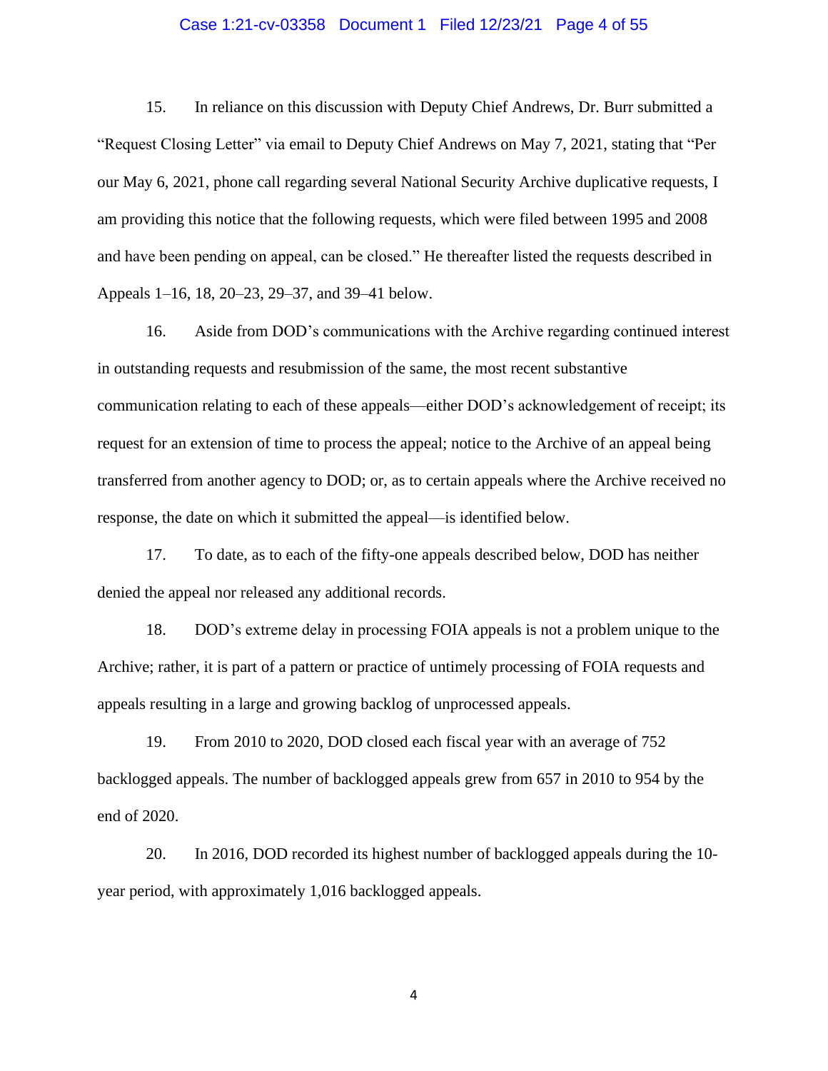15. In reliance on this discussion with Deputy Chief Andrews, Dr. Burr submitted a "Request Closing Letter" via email to Deputy Chief Andrews on May 7, 2021, stating that "Per our May 6, 2021, phone call regarding several National Security Archive duplicative requests, I am providing this notice that the following requests, which were filed between 1995 and 2008 and have been pending on appeal, can be closed." He thereafter listed the requests described in Appeals 1–16, 18, 20–23, 29–37, and 39–41 below.

16. Aside from DOD's communications with the Archive regarding continued interest in outstanding requests and resubmission of the same, the most recent substantive communication relating to each of these appeals—either DOD's acknowledgement of receipt; its request for an extension of time to process the appeal; notice to the Archive of an appeal being transferred from another agency to DOD; or, as to certain appeals where the Archive received no response, the date on which it submitted the appeal—is identified below.

17. To date, as to each of the fifty-one appeals described below, DOD has neither denied the appeal nor released any additional records.

18. DOD's extreme delay in processing FOIA appeals is not a problem unique to the Archive; rather, it is part of a pattern or practice of untimely processing of FOIA requests and appeals resulting in a large and growing backlog of unprocessed appeals.

19. From 2010 to 2020, DOD closed each fiscal year with an average of 752 backlogged appeals. The number of backlogged appeals grew from 657 in 2010 to 954 by the end of 2020.

20. In 2016, DOD recorded its highest number of backlogged appeals during the 10-year period, with approximately 1,016 backlogged appeals.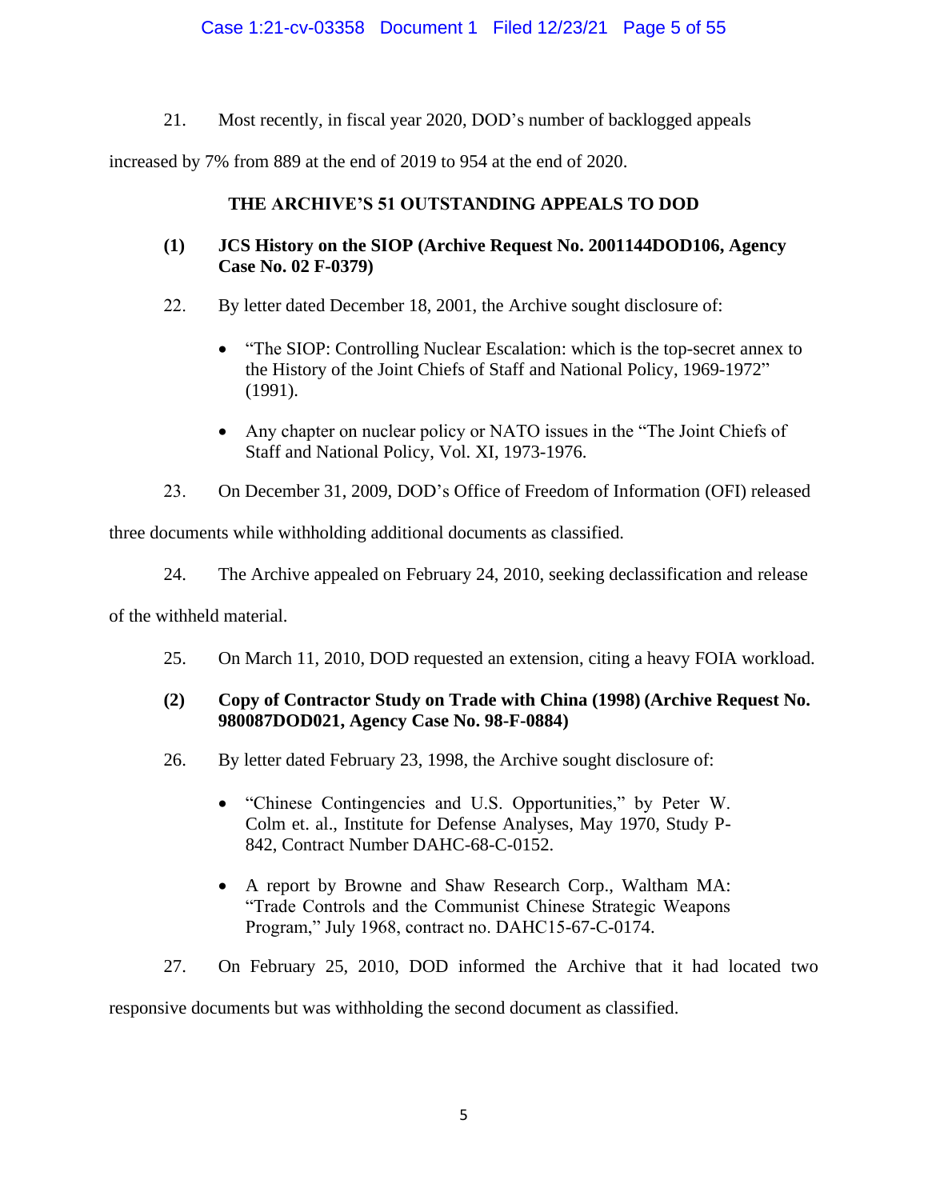21. Most recently, in fiscal year 2020, DOD's number of backlogged appeals increased by 7% from 889 at the end of 2019 to 954 at the end of 2020.

## THE ARCHIVE'S 51 OUTSTANDING APPEALS TO DOD

### (1) JCS History on the SIOP (Archive Request No. 2001144DOD106, Agency Case No. 02 F-0379)

22. By letter dated December 18, 2001, the Archive sought disclosure of:

- "The SIOP: Controlling Nuclear Escalation: which is the top-secret annex to the History of the Joint Chiefs of Staff and National Policy, 1969-1972" (1991).
- Any chapter on nuclear policy or NATO issues in the "The Joint Chiefs of Staff and National Policy, Vol. XI, 1973-1976.

23. On December 31, 2009, DOD's Office of Freedom of Information (OFI) released three documents while withholding additional documents as classified.

24. The Archive appealed on February 24, 2010, seeking declassification and release of the withheld material.

25. On March 11, 2010, DOD requested an extension, citing a heavy FOIA workload.

### (2) Copy of Contractor Study on Trade with China (1998) (Archive Request No. 980087DOD021, Agency Case No. 98-F-0884)

26. By letter dated February 23, 1998, the Archive sought disclosure of:

- "Chinese Contingencies and U.S. Opportunities," by Peter W. Colm et. al., Institute for Defense Analyses, May 1970, Study P-842, Contract Number DAHC-68-C-0152.
- A report by Browne and Shaw Research Corp., Waltham MA: "Trade Controls and the Communist Chinese Strategic Weapons Program," July 1968, contract no. DAHC15-67-C-0174.

27. On February 25, 2010, DOD informed the Archive that it had located two responsive documents but was withholding the second document as classified.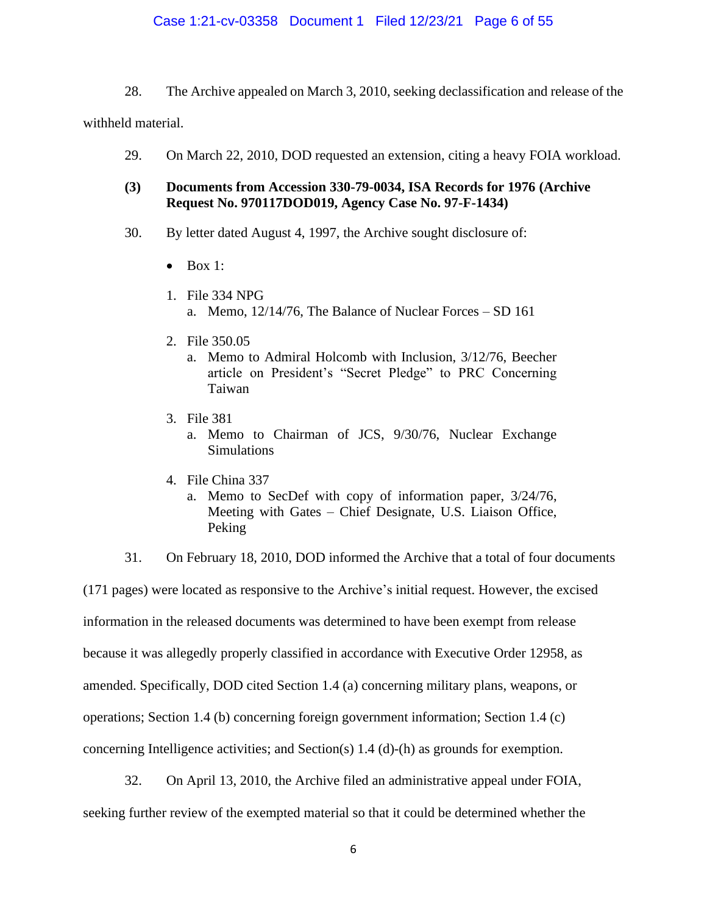28. The Archive appealed on March 3, 2010, seeking declassification and release of the withheld material.

29. On March 22, 2010, DOD requested an extension, citing a heavy FOIA workload.

**(3) Documents from Accession 330-79-0034, ISA Records for 1976 (Archive Request No. 970117DOD019, Agency Case No. 97-F-1434)**

30. By letter dated August 4, 1997, the Archive sought disclosure of:

- Box 1:

1. File 334 NPG
   a. Memo, 12/14/76, The Balance of Nuclear Forces – SD 161
2. File 350.05
   a. Memo to Admiral Holcomb with Inclusion, 3/12/76, Beecher article on President's "Secret Pledge" to PRC Concerning Taiwan
3. File 381
   a. Memo to Chairman of JCS, 9/30/76, Nuclear Exchange Simulations
4. File China 337
   a. Memo to SecDef with copy of information paper, 3/24/76, Meeting with Gates – Chief Designate, U.S. Liaison Office, Peking

31. On February 18, 2010, DOD informed the Archive that a total of four documents (171 pages) were located as responsive to the Archive's initial request. However, the excised information in the released documents was determined to have been exempt from release because it was allegedly properly classified in accordance with Executive Order 12958, as amended. Specifically, DOD cited Section 1.4 (a) concerning military plans, weapons, or operations; Section 1.4 (b) concerning foreign government information; Section 1.4 (c) concerning Intelligence activities; and Section(s) 1.4 (d)-(h) as grounds for exemption.

32. On April 13, 2010, the Archive filed an administrative appeal under FOIA, seeking further review of the exempted material so that it could be determined whether the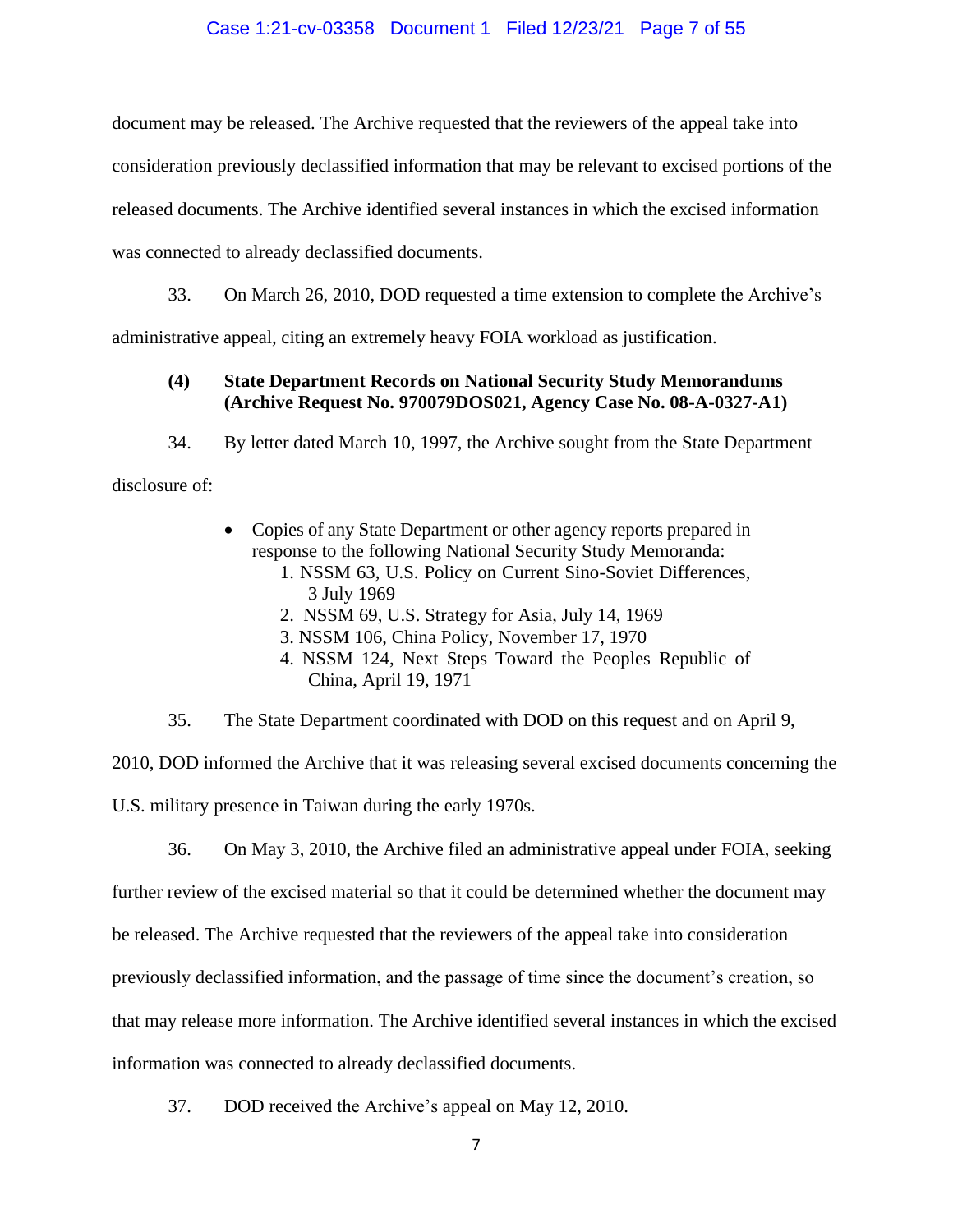document may be released. The Archive requested that the reviewers of the appeal take into consideration previously declassified information that may be relevant to excised portions of the released documents. The Archive identified several instances in which the excised information was connected to already declassified documents.

33. On March 26, 2010, DOD requested a time extension to complete the Archive's administrative appeal, citing an extremely heavy FOIA workload as justification.

**(4) State Department Records on National Security Study Memorandums (Archive Request No. 970079DOS021, Agency Case No. 08-A-0327-A1)**

34. By letter dated March 10, 1997, the Archive sought from the State Department disclosure of:

- Copies of any State Department or other agency reports prepared in response to the following National Security Study Memoranda:
  1. NSSM 63, U.S. Policy on Current Sino-Soviet Differences, 3 July 1969
  2. NSSM 69, U.S. Strategy for Asia, July 14, 1969
  3. NSSM 106, China Policy, November 17, 1970
  4. NSSM 124, Next Steps Toward the Peoples Republic of China, April 19, 1971

35. The State Department coordinated with DOD on this request and on April 9, 2010, DOD informed the Archive that it was releasing several excised documents concerning the U.S. military presence in Taiwan during the early 1970s.

36. On May 3, 2010, the Archive filed an administrative appeal under FOIA, seeking further review of the excised material so that it could be determined whether the document may be released. The Archive requested that the reviewers of the appeal take into consideration previously declassified information, and the passage of time since the document's creation, so that may release more information. The Archive identified several instances in which the excised information was connected to already declassified documents.

37. DOD received the Archive's appeal on May 12, 2010.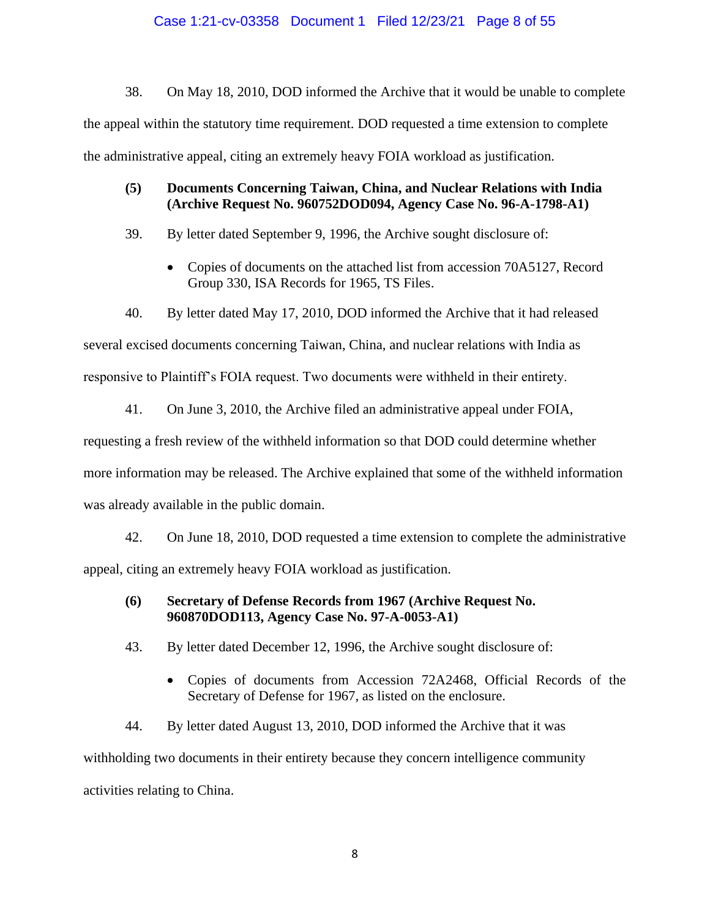38. On May 18, 2010, DOD informed the Archive that it would be unable to complete the appeal within the statutory time requirement. DOD requested a time extension to complete the administrative appeal, citing an extremely heavy FOIA workload as justification.

**(5) Documents Concerning Taiwan, China, and Nuclear Relations with India (Archive Request No. 960752DOD094, Agency Case No. 96-A-1798-A1)**

39. By letter dated September 9, 1996, the Archive sought disclosure of:

- Copies of documents on the attached list from accession 70A5127, Record Group 330, ISA Records for 1965, TS Files.

40. By letter dated May 17, 2010, DOD informed the Archive that it had released several excised documents concerning Taiwan, China, and nuclear relations with India as responsive to Plaintiff's FOIA request. Two documents were withheld in their entirety.

41. On June 3, 2010, the Archive filed an administrative appeal under FOIA, requesting a fresh review of the withheld information so that DOD could determine whether more information may be released. The Archive explained that some of the withheld information was already available in the public domain.

42. On June 18, 2010, DOD requested a time extension to complete the administrative appeal, citing an extremely heavy FOIA workload as justification.

**(6) Secretary of Defense Records from 1967 (Archive Request No. 960870DOD113, Agency Case No. 97-A-0053-A1)**

43. By letter dated December 12, 1996, the Archive sought disclosure of:

- Copies of documents from Accession 72A2468, Official Records of the Secretary of Defense for 1967, as listed on the enclosure.

44. By letter dated August 13, 2010, DOD informed the Archive that it was withholding two documents in their entirety because they concern intelligence community activities relating to China.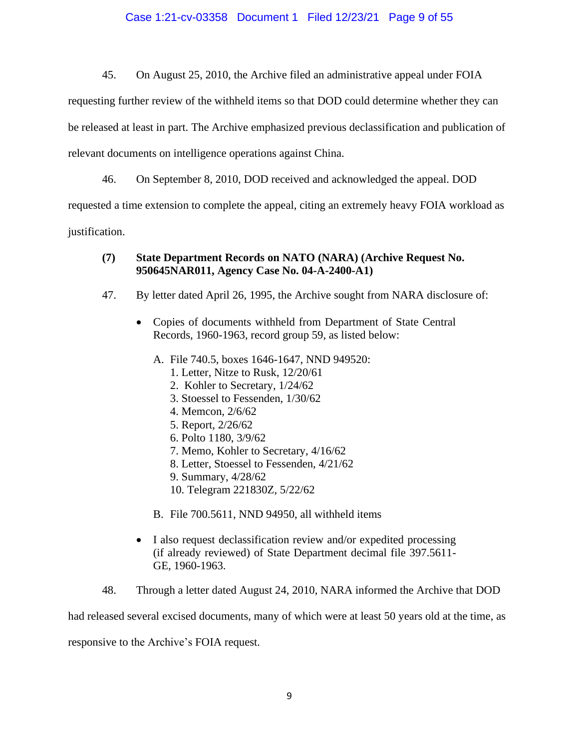45. On August 25, 2010, the Archive filed an administrative appeal under FOIA requesting further review of the withheld items so that DOD could determine whether they can be released at least in part. The Archive emphasized previous declassification and publication of relevant documents on intelligence operations against China.

46. On September 8, 2010, DOD received and acknowledged the appeal. DOD requested a time extension to complete the appeal, citing an extremely heavy FOIA workload as justification.

**(7) State Department Records on NATO (NARA) (Archive Request No. 950645NAR011, Agency Case No. 04-A-2400-A1)**

47. By letter dated April 26, 1995, the Archive sought from NARA disclosure of:

- Copies of documents withheld from Department of State Central Records, 1960-1963, record group 59, as listed below:

  A. File 740.5, boxes 1646-1647, NND 949520:
     1. Letter, Nitze to Rusk, 12/20/61
     2. Kohler to Secretary, 1/24/62
     3. Stoessel to Fessenden, 1/30/62
     4. Memcon, 2/6/62
     5. Report, 2/26/62
     6. Polto 1180, 3/9/62
     7. Memo, Kohler to Secretary, 4/16/62
     8. Letter, Stoessel to Fessenden, 4/21/62
     9. Summary, 4/28/62
     10. Telegram 221830Z, 5/22/62

  B. File 700.5611, NND 94950, all withheld items

- I also request declassification review and/or expedited processing (if already reviewed) of State Department decimal file 397.5611-GE, 1960-1963.

48. Through a letter dated August 24, 2010, NARA informed the Archive that DOD had released several excised documents, many of which were at least 50 years old at the time, as responsive to the Archive's FOIA request.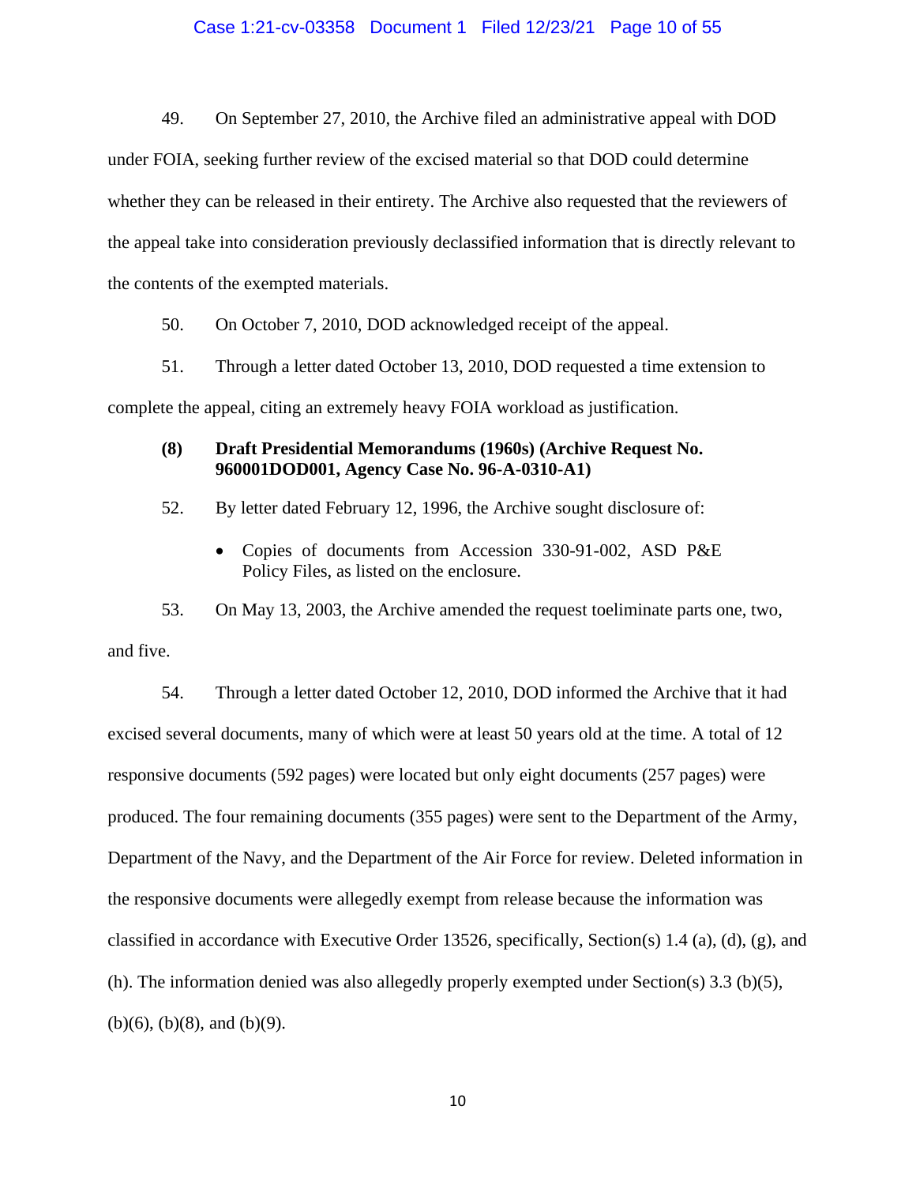49. On September 27, 2010, the Archive filed an administrative appeal with DOD under FOIA, seeking further review of the excised material so that DOD could determine whether they can be released in their entirety. The Archive also requested that the reviewers of the appeal take into consideration previously declassified information that is directly relevant to the contents of the exempted materials.

50. On October 7, 2010, DOD acknowledged receipt of the appeal.

51. Through a letter dated October 13, 2010, DOD requested a time extension to complete the appeal, citing an extremely heavy FOIA workload as justification.

**(8) Draft Presidential Memorandums (1960s) (Archive Request No. 960001DOD001, Agency Case No. 96-A-0310-A1)**

52. By letter dated February 12, 1996, the Archive sought disclosure of:

- Copies of documents from Accession 330-91-002, ASD P&E Policy Files, as listed on the enclosure.

53. On May 13, 2003, the Archive amended the request toeliminate parts one, two, and five.

54. Through a letter dated October 12, 2010, DOD informed the Archive that it had excised several documents, many of which were at least 50 years old at the time. A total of 12 responsive documents (592 pages) were located but only eight documents (257 pages) were produced. The four remaining documents (355 pages) were sent to the Department of the Army, Department of the Navy, and the Department of the Air Force for review. Deleted information in the responsive documents were allegedly exempt from release because the information was classified in accordance with Executive Order 13526, specifically, Section(s) 1.4 (a), (d), (g), and (h). The information denied was also allegedly properly exempted under Section(s) 3.3 (b)(5), (b)(6), (b)(8), and (b)(9).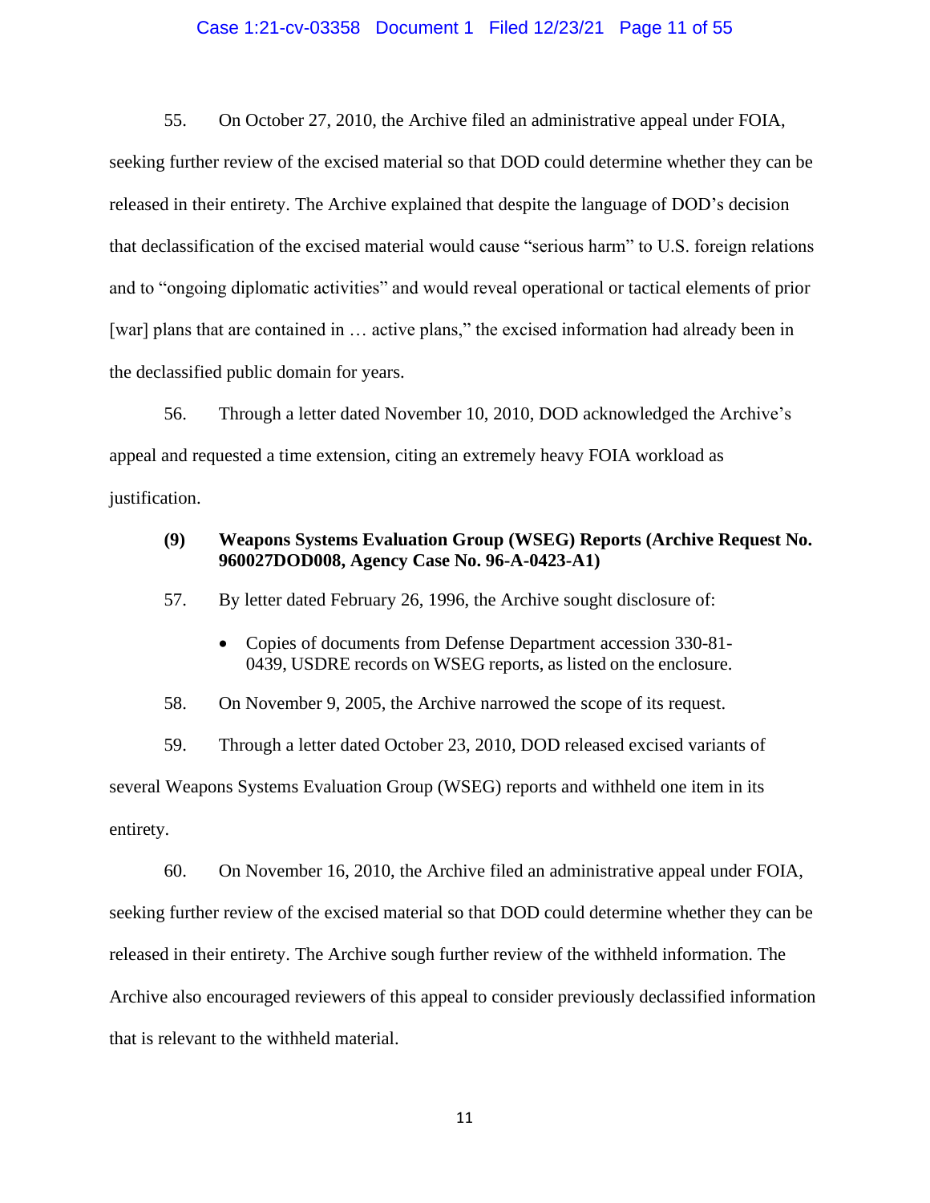55. On October 27, 2010, the Archive filed an administrative appeal under FOIA, seeking further review of the excised material so that DOD could determine whether they can be released in their entirety. The Archive explained that despite the language of DOD's decision that declassification of the excised material would cause "serious harm" to U.S. foreign relations and to "ongoing diplomatic activities" and would reveal operational or tactical elements of prior [war] plans that are contained in … active plans," the excised information had already been in the declassified public domain for years.

56. Through a letter dated November 10, 2010, DOD acknowledged the Archive's appeal and requested a time extension, citing an extremely heavy FOIA workload as justification.

**(9) Weapons Systems Evaluation Group (WSEG) Reports (Archive Request No. 960027DOD008, Agency Case No. 96-A-0423-A1)**

57. By letter dated February 26, 1996, the Archive sought disclosure of:

- Copies of documents from Defense Department accession 330-81-0439, USDRE records on WSEG reports, as listed on the enclosure.

58. On November 9, 2005, the Archive narrowed the scope of its request.

59. Through a letter dated October 23, 2010, DOD released excised variants of several Weapons Systems Evaluation Group (WSEG) reports and withheld one item in its entirety.

60. On November 16, 2010, the Archive filed an administrative appeal under FOIA, seeking further review of the excised material so that DOD could determine whether they can be released in their entirety. The Archive sough further review of the withheld information. The Archive also encouraged reviewers of this appeal to consider previously declassified information that is relevant to the withheld material.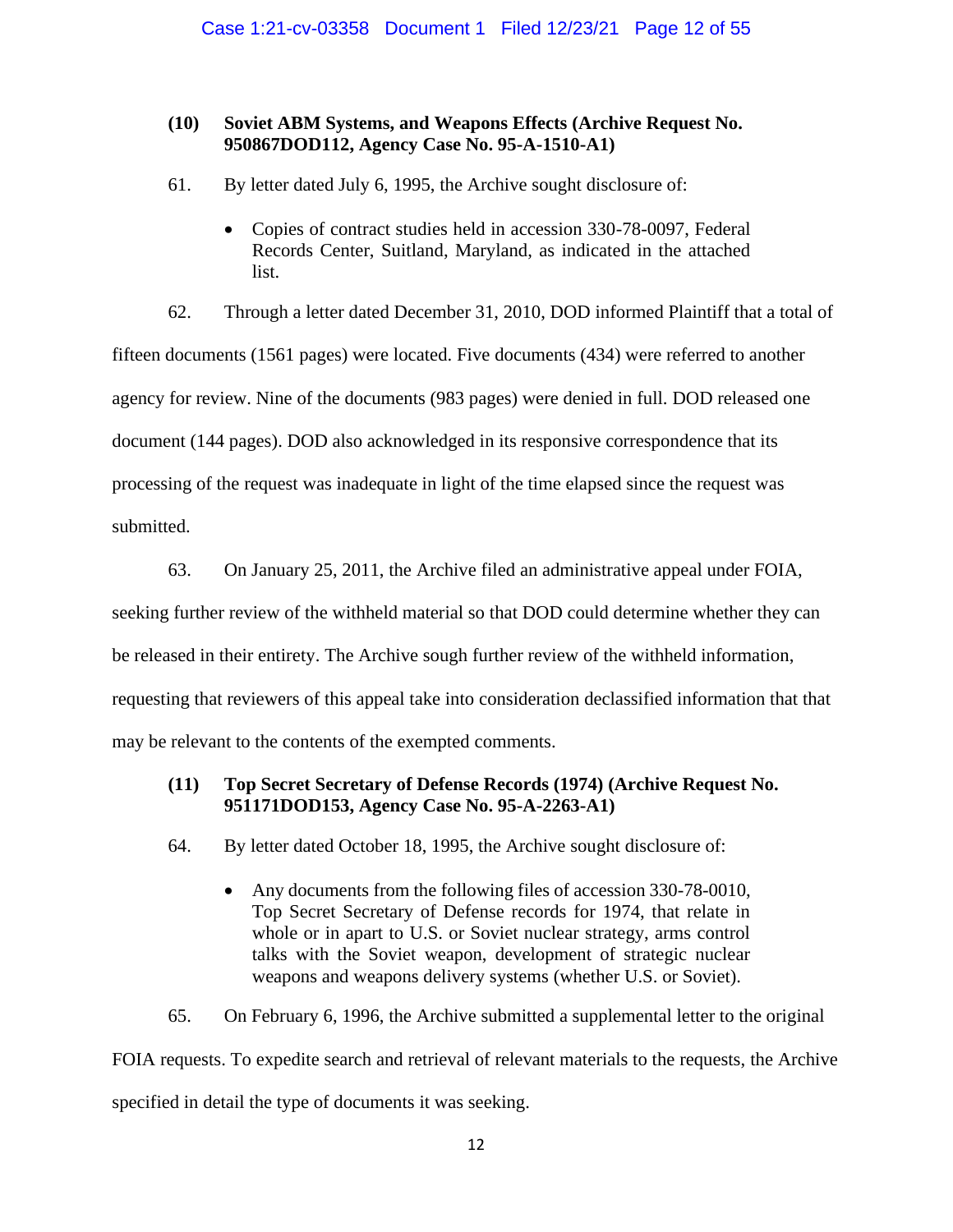**(10) Soviet ABM Systems, and Weapons Effects (Archive Request No. 950867DOD112, Agency Case No. 95-A-1510-A1)**

61. By letter dated July 6, 1995, the Archive sought disclosure of:

- Copies of contract studies held in accession 330-78-0097, Federal Records Center, Suitland, Maryland, as indicated in the attached list.

62. Through a letter dated December 31, 2010, DOD informed Plaintiff that a total of fifteen documents (1561 pages) were located. Five documents (434) were referred to another agency for review. Nine of the documents (983 pages) were denied in full. DOD released one document (144 pages). DOD also acknowledged in its responsive correspondence that its processing of the request was inadequate in light of the time elapsed since the request was submitted.

63. On January 25, 2011, the Archive filed an administrative appeal under FOIA, seeking further review of the withheld material so that DOD could determine whether they can be released in their entirety. The Archive sough further review of the withheld information, requesting that reviewers of this appeal take into consideration declassified information that that may be relevant to the contents of the exempted comments.

**(11) Top Secret Secretary of Defense Records (1974) (Archive Request No. 951171DOD153, Agency Case No. 95-A-2263-A1)**

64. By letter dated October 18, 1995, the Archive sought disclosure of:

- Any documents from the following files of accession 330-78-0010, Top Secret Secretary of Defense records for 1974, that relate in whole or in apart to U.S. or Soviet nuclear strategy, arms control talks with the Soviet weapon, development of strategic nuclear weapons and weapons delivery systems (whether U.S. or Soviet).

65. On February 6, 1996, the Archive submitted a supplemental letter to the original FOIA requests. To expedite search and retrieval of relevant materials to the requests, the Archive specified in detail the type of documents it was seeking.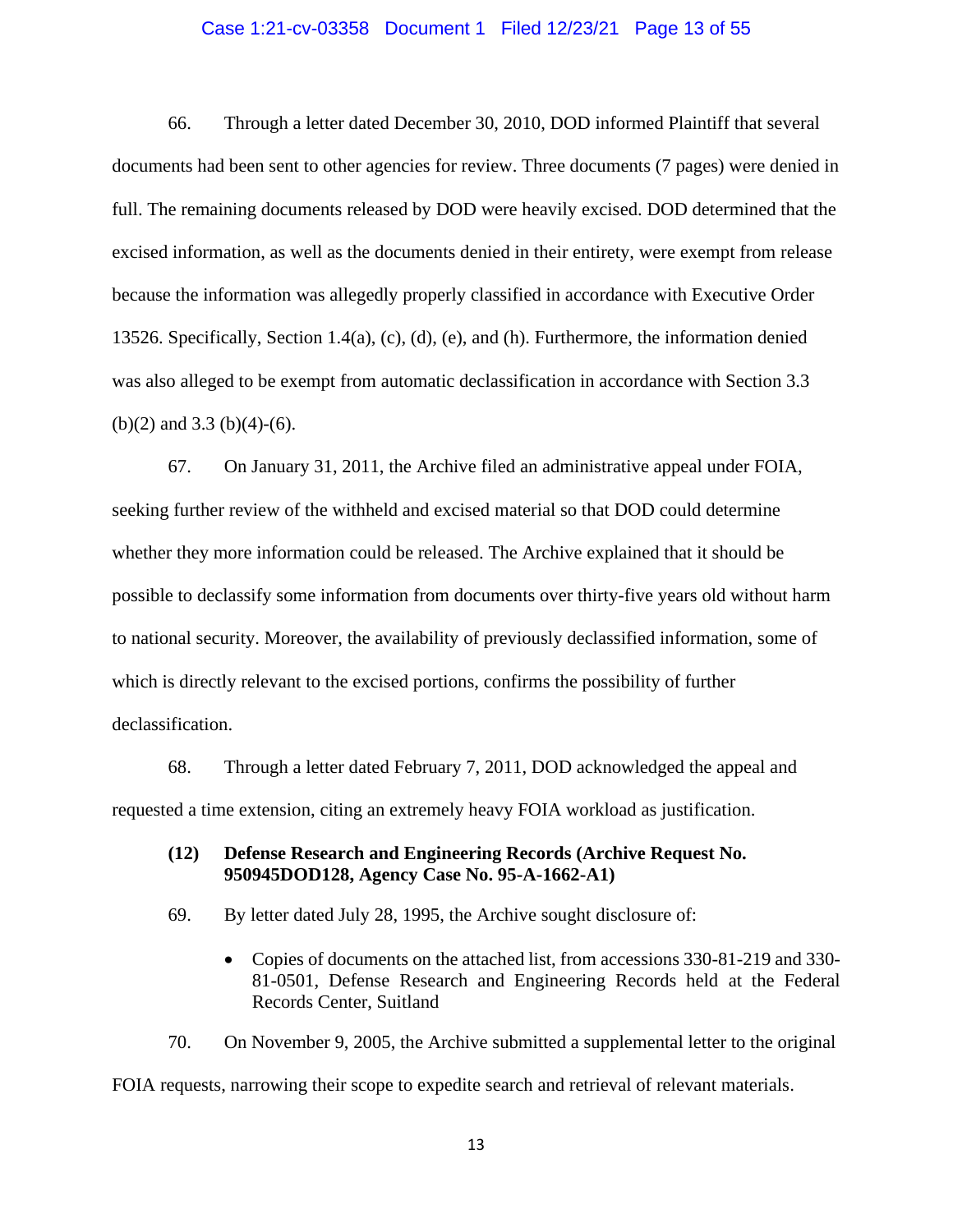66. Through a letter dated December 30, 2010, DOD informed Plaintiff that several documents had been sent to other agencies for review. Three documents (7 pages) were denied in full. The remaining documents released by DOD were heavily excised. DOD determined that the excised information, as well as the documents denied in their entirety, were exempt from release because the information was allegedly properly classified in accordance with Executive Order 13526. Specifically, Section 1.4(a), (c), (d), (e), and (h). Furthermore, the information denied was also alleged to be exempt from automatic declassification in accordance with Section 3.3 (b)(2) and 3.3 (b)(4)-(6).

67. On January 31, 2011, the Archive filed an administrative appeal under FOIA, seeking further review of the withheld and excised material so that DOD could determine whether they more information could be released. The Archive explained that it should be possible to declassify some information from documents over thirty-five years old without harm to national security. Moreover, the availability of previously declassified information, some of which is directly relevant to the excised portions, confirms the possibility of further declassification.

68. Through a letter dated February 7, 2011, DOD acknowledged the appeal and requested a time extension, citing an extremely heavy FOIA workload as justification.

**(12) Defense Research and Engineering Records (Archive Request No. 950945DOD128, Agency Case No. 95-A-1662-A1)**

69. By letter dated July 28, 1995, the Archive sought disclosure of:

- Copies of documents on the attached list, from accessions 330-81-219 and 330-81-0501, Defense Research and Engineering Records held at the Federal Records Center, Suitland

70. On November 9, 2005, the Archive submitted a supplemental letter to the original FOIA requests, narrowing their scope to expedite search and retrieval of relevant materials.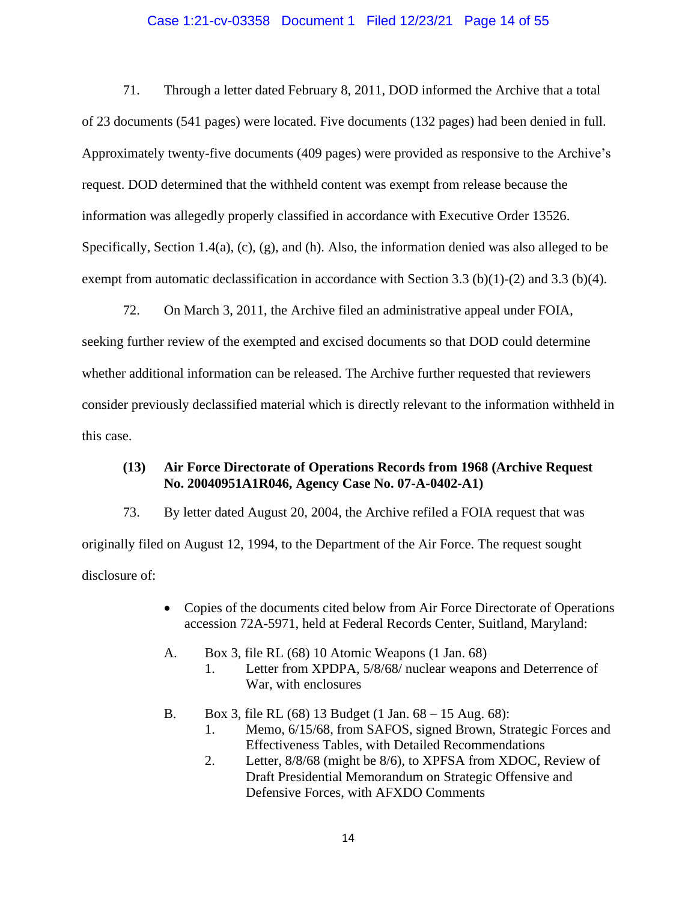71. Through a letter dated February 8, 2011, DOD informed the Archive that a total of 23 documents (541 pages) were located. Five documents (132 pages) had been denied in full. Approximately twenty-five documents (409 pages) were provided as responsive to the Archive's request. DOD determined that the withheld content was exempt from release because the information was allegedly properly classified in accordance with Executive Order 13526. Specifically, Section 1.4(a), (c), (g), and (h). Also, the information denied was also alleged to be exempt from automatic declassification in accordance with Section 3.3 (b)(1)-(2) and 3.3 (b)(4).

72. On March 3, 2011, the Archive filed an administrative appeal under FOIA, seeking further review of the exempted and excised documents so that DOD could determine whether additional information can be released. The Archive further requested that reviewers consider previously declassified material which is directly relevant to the information withheld in this case.

**(13) Air Force Directorate of Operations Records from 1968 (Archive Request No. 20040951A1R046, Agency Case No. 07-A-0402-A1)**

73. By letter dated August 20, 2004, the Archive refiled a FOIA request that was originally filed on August 12, 1994, to the Department of the Air Force. The request sought disclosure of:

- Copies of the documents cited below from Air Force Directorate of Operations accession 72A-5971, held at Federal Records Center, Suitland, Maryland:

A. Box 3, file RL (68) 10 Atomic Weapons (1 Jan. 68)
   1. Letter from XPDPA, 5/8/68/ nuclear weapons and Deterrence of War, with enclosures

B. Box 3, file RL (68) 13 Budget (1 Jan. 68 – 15 Aug. 68):
   1. Memo, 6/15/68, from SAFOS, signed Brown, Strategic Forces and Effectiveness Tables, with Detailed Recommendations
   2. Letter, 8/8/68 (might be 8/6), to XPFSA from XDOC, Review of Draft Presidential Memorandum on Strategic Offensive and Defensive Forces, with AFXDO Comments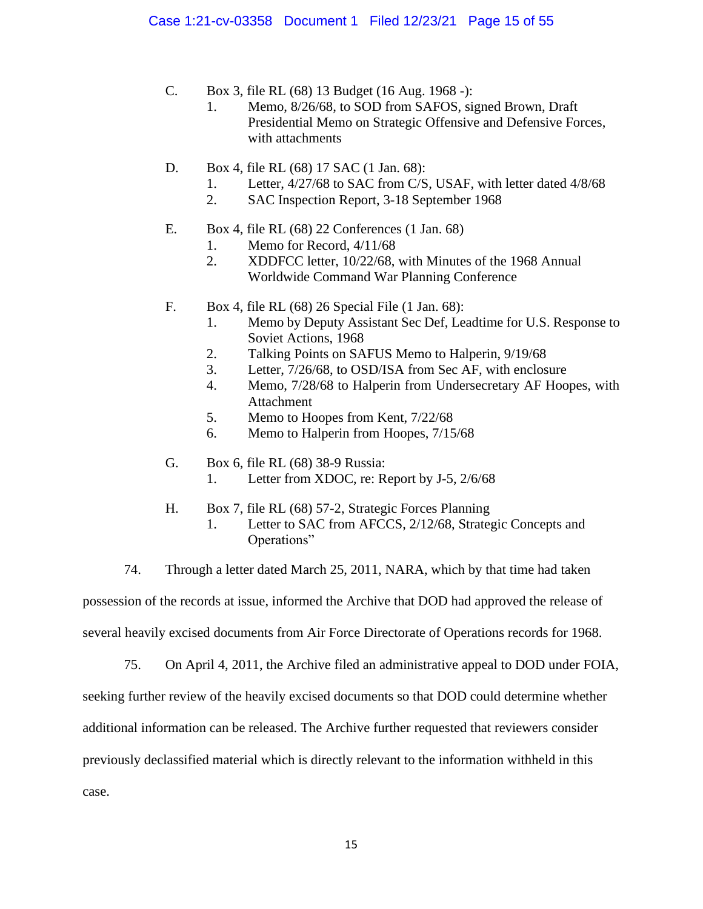C. Box 3, file RL (68) 13 Budget (16 Aug. 1968 -):
   1. Memo, 8/26/68, to SOD from SAFOS, signed Brown, Draft Presidential Memo on Strategic Offensive and Defensive Forces, with attachments

D. Box 4, file RL (68) 17 SAC (1 Jan. 68):
   1. Letter, 4/27/68 to SAC from C/S, USAF, with letter dated 4/8/68
   2. SAC Inspection Report, 3-18 September 1968

E. Box 4, file RL (68) 22 Conferences (1 Jan. 68)
   1. Memo for Record, 4/11/68
   2. XDDFCC letter, 10/22/68, with Minutes of the 1968 Annual Worldwide Command War Planning Conference

F. Box 4, file RL (68) 26 Special File (1 Jan. 68):
   1. Memo by Deputy Assistant Sec Def, Leadtime for U.S. Response to Soviet Actions, 1968
   2. Talking Points on SAFUS Memo to Halperin, 9/19/68
   3. Letter, 7/26/68, to OSD/ISA from Sec AF, with enclosure
   4. Memo, 7/28/68 to Halperin from Undersecretary AF Hoopes, with Attachment
   5. Memo to Hoopes from Kent, 7/22/68
   6. Memo to Halperin from Hoopes, 7/15/68

G. Box 6, file RL (68) 38-9 Russia:
   1. Letter from XDOC, re: Report by J-5, 2/6/68

H. Box 7, file RL (68) 57-2, Strategic Forces Planning
   1. Letter to SAC from AFCCS, 2/12/68, Strategic Concepts and Operations"

74. Through a letter dated March 25, 2011, NARA, which by that time had taken possession of the records at issue, informed the Archive that DOD had approved the release of several heavily excised documents from Air Force Directorate of Operations records for 1968.

75. On April 4, 2011, the Archive filed an administrative appeal to DOD under FOIA, seeking further review of the heavily excised documents so that DOD could determine whether additional information can be released. The Archive further requested that reviewers consider previously declassified material which is directly relevant to the information withheld in this case.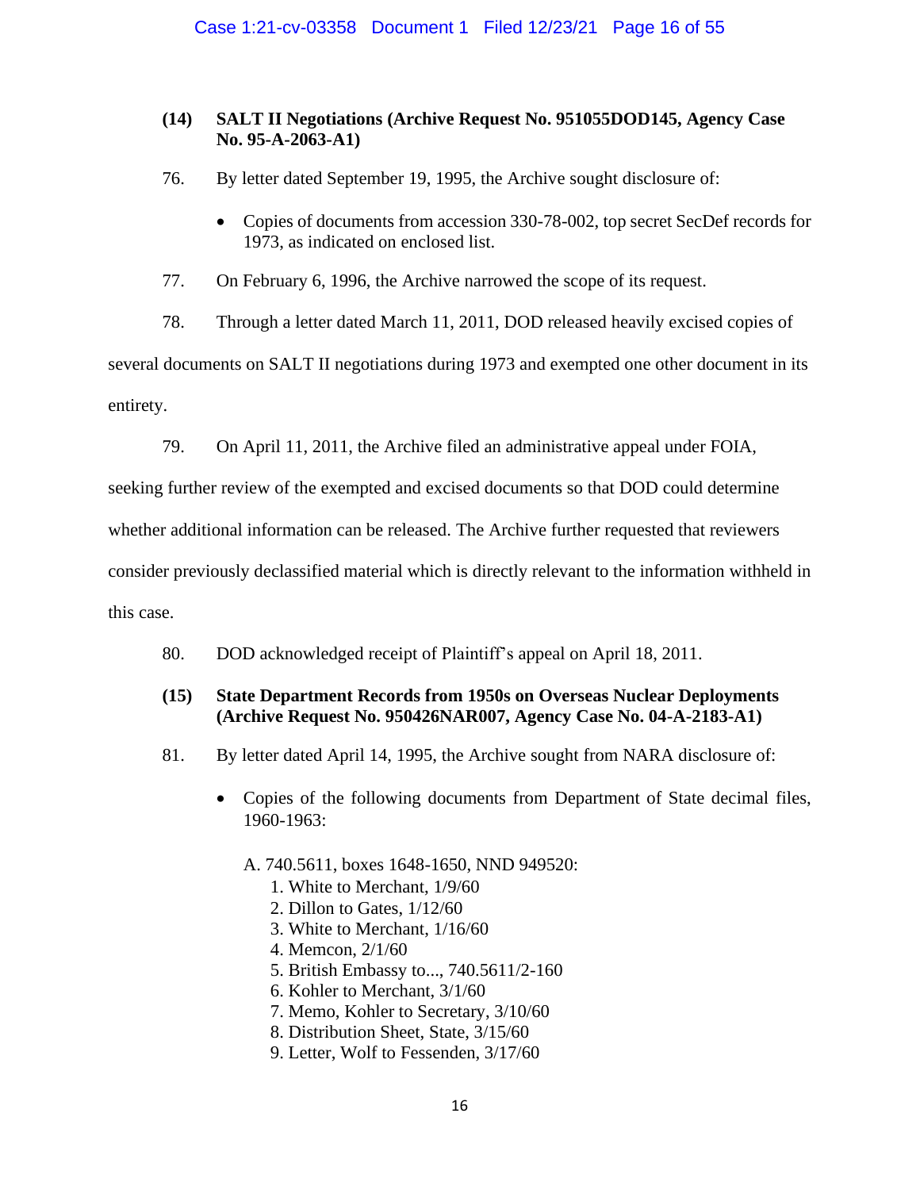**(14) SALT II Negotiations (Archive Request No. 951055DOD145, Agency Case No. 95-A-2063-A1)**

76. By letter dated September 19, 1995, the Archive sought disclosure of:

- Copies of documents from accession 330-78-002, top secret SecDef records for 1973, as indicated on enclosed list.

77. On February 6, 1996, the Archive narrowed the scope of its request.

78. Through a letter dated March 11, 2011, DOD released heavily excised copies of several documents on SALT II negotiations during 1973 and exempted one other document in its entirety.

79. On April 11, 2011, the Archive filed an administrative appeal under FOIA, seeking further review of the exempted and excised documents so that DOD could determine whether additional information can be released. The Archive further requested that reviewers consider previously declassified material which is directly relevant to the information withheld in this case.

80. DOD acknowledged receipt of Plaintiff's appeal on April 18, 2011.

**(15) State Department Records from 1950s on Overseas Nuclear Deployments (Archive Request No. 950426NAR007, Agency Case No. 04-A-2183-A1)**

81. By letter dated April 14, 1995, the Archive sought from NARA disclosure of:

- Copies of the following documents from Department of State decimal files, 1960-1963:

  A. 740.5611, boxes 1648-1650, NND 949520:
  1. White to Merchant, 1/9/60
  2. Dillon to Gates, 1/12/60
  3. White to Merchant, 1/16/60
  4. Memcon, 2/1/60
  5. British Embassy to..., 740.5611/2-160
  6. Kohler to Merchant, 3/1/60
  7. Memo, Kohler to Secretary, 3/10/60
  8. Distribution Sheet, State, 3/15/60
  9. Letter, Wolf to Fessenden, 3/17/60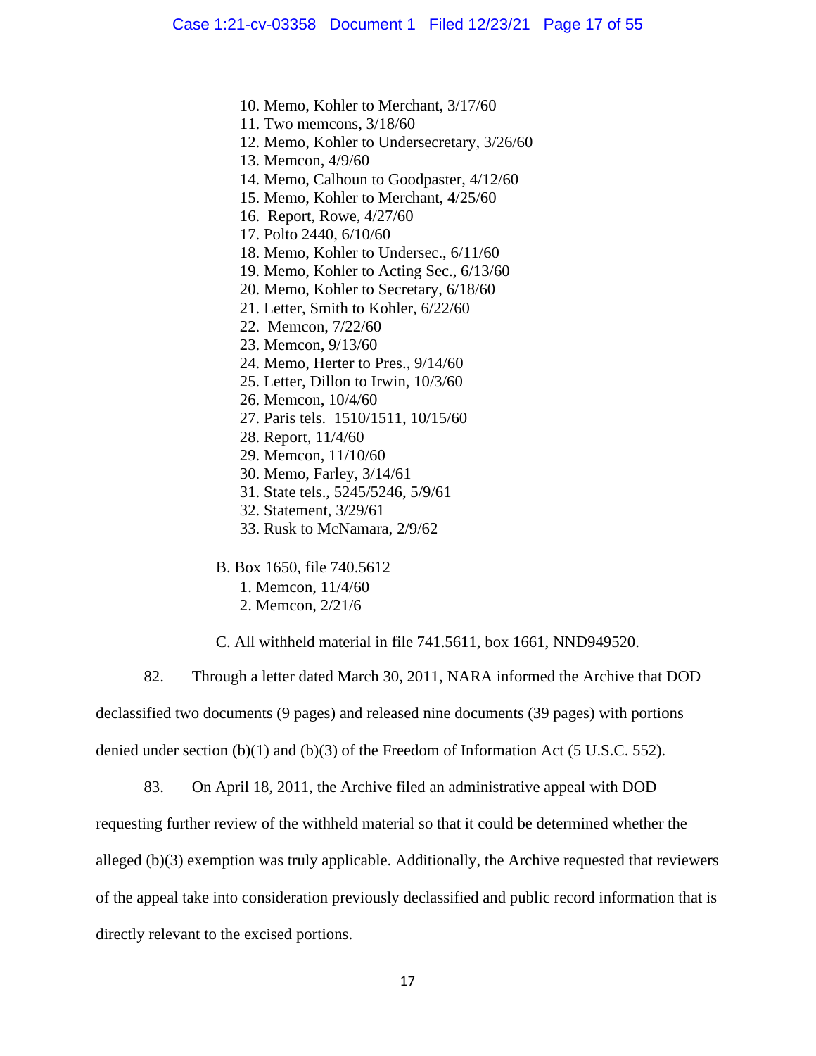10. Memo, Kohler to Merchant, 3/17/60
11. Two memcons, 3/18/60
12. Memo, Kohler to Undersecretary, 3/26/60
13. Memcon, 4/9/60
14. Memo, Calhoun to Goodpaster, 4/12/60
15. Memo, Kohler to Merchant, 4/25/60
16. Report, Rowe, 4/27/60
17. Polto 2440, 6/10/60
18. Memo, Kohler to Undersec., 6/11/60
19. Memo, Kohler to Acting Sec., 6/13/60
20. Memo, Kohler to Secretary, 6/18/60
21. Letter, Smith to Kohler, 6/22/60
22. Memcon, 7/22/60
23. Memcon, 9/13/60
24. Memo, Herter to Pres., 9/14/60
25. Letter, Dillon to Irwin, 10/3/60
26. Memcon, 10/4/60
27. Paris tels. 1510/1511, 10/15/60
28. Report, 11/4/60
29. Memcon, 11/10/60
30. Memo, Farley, 3/14/61
31. State tels., 5245/5246, 5/9/61
32. Statement, 3/29/61
33. Rusk to McNamara, 2/9/62

B. Box 1650, file 740.5612
1. Memcon, 11/4/60
2. Memcon, 2/21/6

C. All withheld material in file 741.5611, box 1661, NND949520.

82. Through a letter dated March 30, 2011, NARA informed the Archive that DOD declassified two documents (9 pages) and released nine documents (39 pages) with portions denied under section (b)(1) and (b)(3) of the Freedom of Information Act (5 U.S.C. 552).

83. On April 18, 2011, the Archive filed an administrative appeal with DOD requesting further review of the withheld material so that it could be determined whether the alleged (b)(3) exemption was truly applicable. Additionally, the Archive requested that reviewers of the appeal take into consideration previously declassified and public record information that is directly relevant to the excised portions.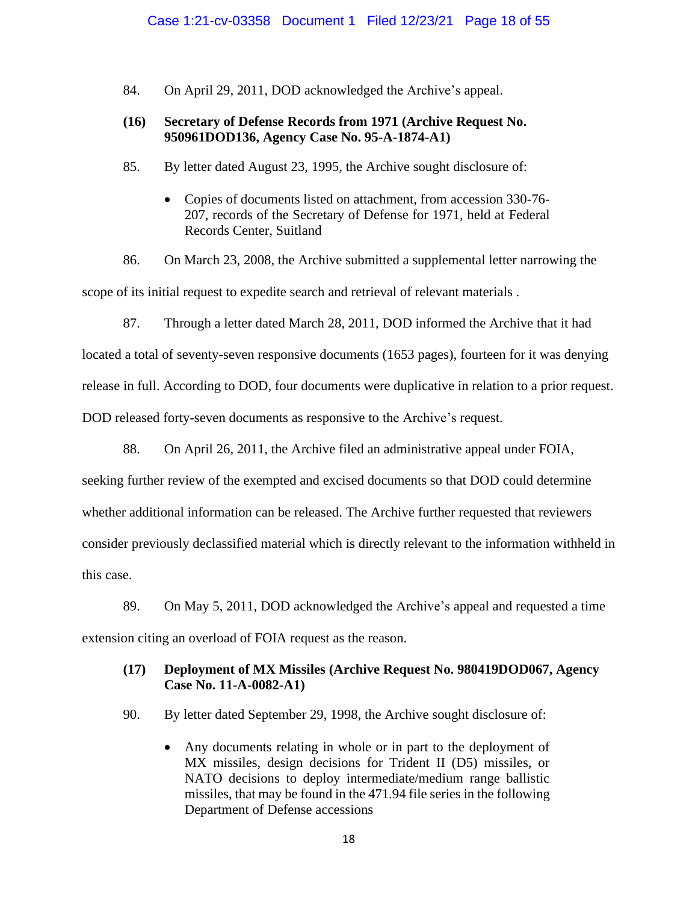84. On April 29, 2011, DOD acknowledged the Archive's appeal.

**(16) Secretary of Defense Records from 1971 (Archive Request No. 950961DOD136, Agency Case No. 95-A-1874-A1)**

85. By letter dated August 23, 1995, the Archive sought disclosure of:

- Copies of documents listed on attachment, from accession 330-76-207, records of the Secretary of Defense for 1971, held at Federal Records Center, Suitland

86. On March 23, 2008, the Archive submitted a supplemental letter narrowing the scope of its initial request to expedite search and retrieval of relevant materials .

87. Through a letter dated March 28, 2011, DOD informed the Archive that it had located a total of seventy-seven responsive documents (1653 pages), fourteen for it was denying release in full. According to DOD, four documents were duplicative in relation to a prior request. DOD released forty-seven documents as responsive to the Archive's request.

88. On April 26, 2011, the Archive filed an administrative appeal under FOIA, seeking further review of the exempted and excised documents so that DOD could determine whether additional information can be released. The Archive further requested that reviewers consider previously declassified material which is directly relevant to the information withheld in this case.

89. On May 5, 2011, DOD acknowledged the Archive's appeal and requested a time extension citing an overload of FOIA request as the reason.

**(17) Deployment of MX Missiles (Archive Request No. 980419DOD067, Agency Case No. 11-A-0082-A1)**

90. By letter dated September 29, 1998, the Archive sought disclosure of:

- Any documents relating in whole or in part to the deployment of MX missiles, design decisions for Trident II (D5) missiles, or NATO decisions to deploy intermediate/medium range ballistic missiles, that may be found in the 471.94 file series in the following Department of Defense accessions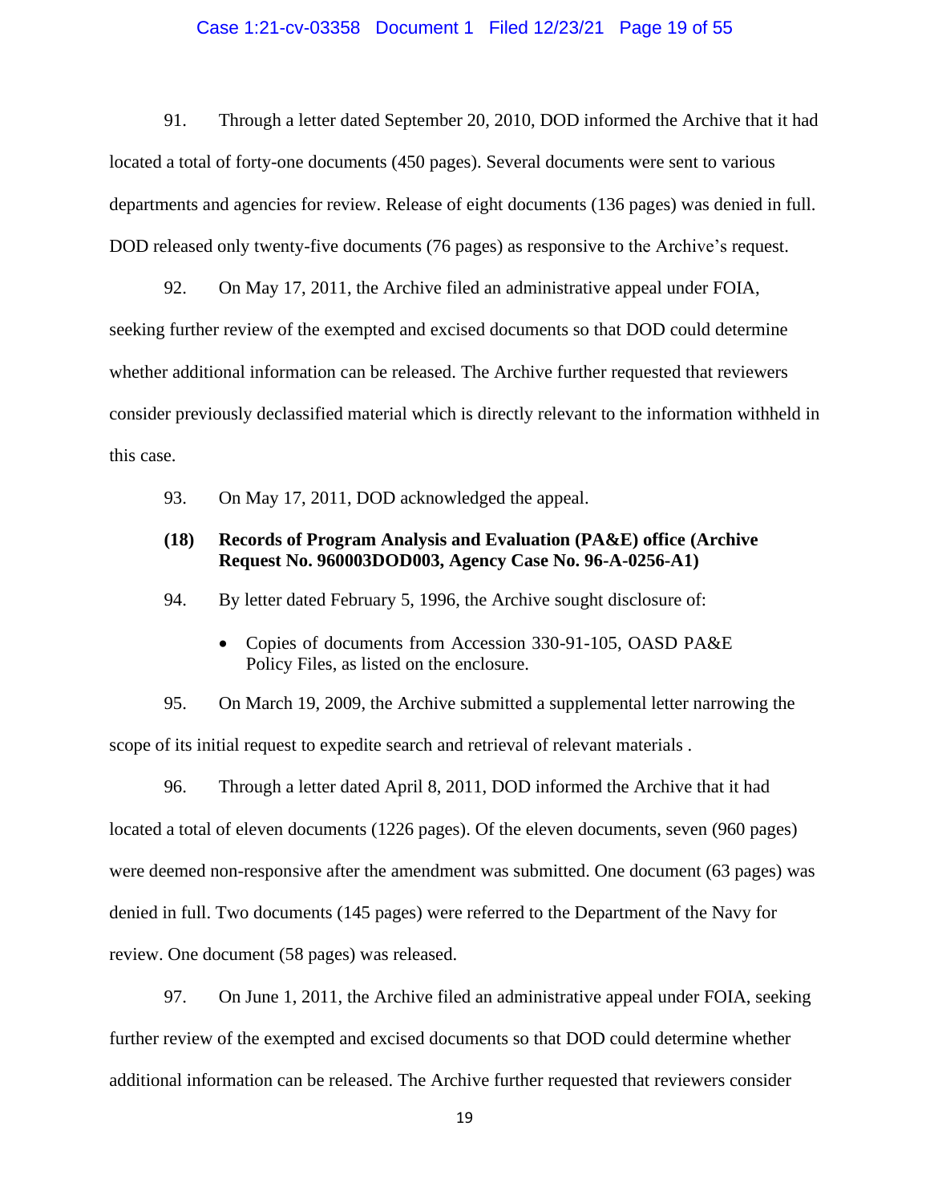91. Through a letter dated September 20, 2010, DOD informed the Archive that it had located a total of forty-one documents (450 pages). Several documents were sent to various departments and agencies for review. Release of eight documents (136 pages) was denied in full. DOD released only twenty-five documents (76 pages) as responsive to the Archive's request.

92. On May 17, 2011, the Archive filed an administrative appeal under FOIA, seeking further review of the exempted and excised documents so that DOD could determine whether additional information can be released. The Archive further requested that reviewers consider previously declassified material which is directly relevant to the information withheld in this case.

93. On May 17, 2011, DOD acknowledged the appeal.

**(18) Records of Program Analysis and Evaluation (PA&E) office (Archive Request No. 960003DOD003, Agency Case No. 96-A-0256-A1)**

94. By letter dated February 5, 1996, the Archive sought disclosure of:

- Copies of documents from Accession 330-91-105, OASD PA&E Policy Files, as listed on the enclosure.

95. On March 19, 2009, the Archive submitted a supplemental letter narrowing the scope of its initial request to expedite search and retrieval of relevant materials .

96. Through a letter dated April 8, 2011, DOD informed the Archive that it had located a total of eleven documents (1226 pages). Of the eleven documents, seven (960 pages) were deemed non-responsive after the amendment was submitted. One document (63 pages) was denied in full. Two documents (145 pages) were referred to the Department of the Navy for review. One document (58 pages) was released.

97. On June 1, 2011, the Archive filed an administrative appeal under FOIA, seeking further review of the exempted and excised documents so that DOD could determine whether additional information can be released. The Archive further requested that reviewers consider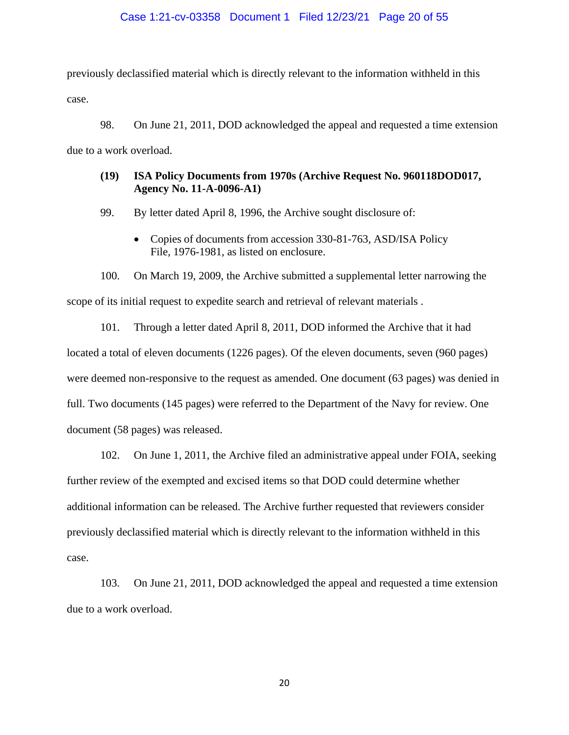previously declassified material which is directly relevant to the information withheld in this case.

98. On June 21, 2011, DOD acknowledged the appeal and requested a time extension due to a work overload.

**(19) ISA Policy Documents from 1970s (Archive Request No. 960118DOD017, Agency No. 11-A-0096-A1)**

99. By letter dated April 8, 1996, the Archive sought disclosure of:

- Copies of documents from accession 330-81-763, ASD/ISA Policy File, 1976-1981, as listed on enclosure.

100. On March 19, 2009, the Archive submitted a supplemental letter narrowing the scope of its initial request to expedite search and retrieval of relevant materials .

101. Through a letter dated April 8, 2011, DOD informed the Archive that it had located a total of eleven documents (1226 pages). Of the eleven documents, seven (960 pages) were deemed non-responsive to the request as amended. One document (63 pages) was denied in full. Two documents (145 pages) were referred to the Department of the Navy for review. One document (58 pages) was released.

102. On June 1, 2011, the Archive filed an administrative appeal under FOIA, seeking further review of the exempted and excised items so that DOD could determine whether additional information can be released. The Archive further requested that reviewers consider previously declassified material which is directly relevant to the information withheld in this case.

103. On June 21, 2011, DOD acknowledged the appeal and requested a time extension due to a work overload.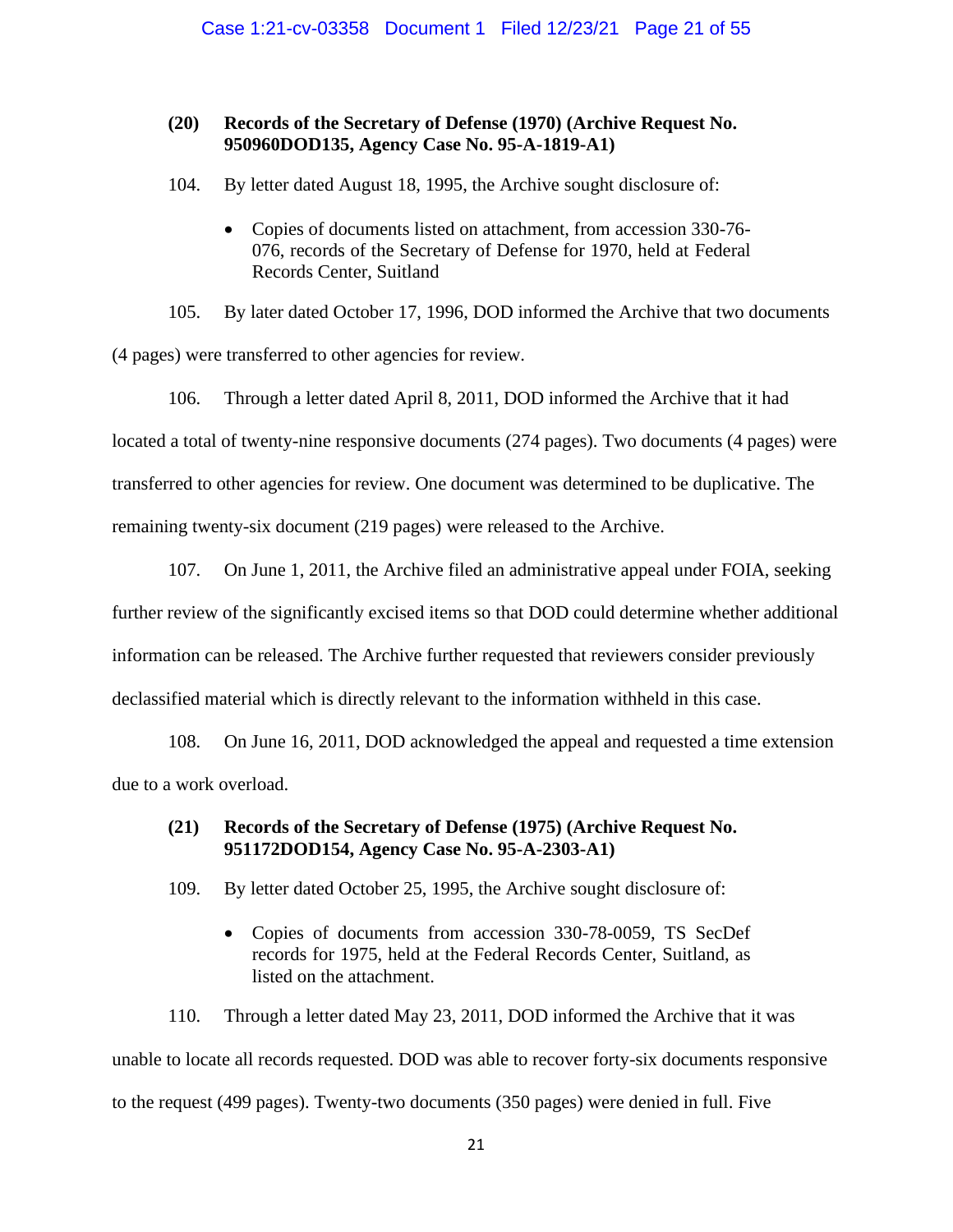### (20) Records of the Secretary of Defense (1970) (Archive Request No. 950960DOD135, Agency Case No. 95-A-1819-A1)

104. By letter dated August 18, 1995, the Archive sought disclosure of:

- Copies of documents listed on attachment, from accession 330-76-076, records of the Secretary of Defense for 1970, held at Federal Records Center, Suitland

105. By later dated October 17, 1996, DOD informed the Archive that two documents (4 pages) were transferred to other agencies for review.

106. Through a letter dated April 8, 2011, DOD informed the Archive that it had located a total of twenty-nine responsive documents (274 pages). Two documents (4 pages) were transferred to other agencies for review. One document was determined to be duplicative. The remaining twenty-six document (219 pages) were released to the Archive.

107. On June 1, 2011, the Archive filed an administrative appeal under FOIA, seeking further review of the significantly excised items so that DOD could determine whether additional information can be released. The Archive further requested that reviewers consider previously declassified material which is directly relevant to the information withheld in this case.

108. On June 16, 2011, DOD acknowledged the appeal and requested a time extension due to a work overload.

### (21) Records of the Secretary of Defense (1975) (Archive Request No. 951172DOD154, Agency Case No. 95-A-2303-A1)

109. By letter dated October 25, 1995, the Archive sought disclosure of:

- Copies of documents from accession 330-78-0059, TS SecDef records for 1975, held at the Federal Records Center, Suitland, as listed on the attachment.

110. Through a letter dated May 23, 2011, DOD informed the Archive that it was unable to locate all records requested. DOD was able to recover forty-six documents responsive to the request (499 pages). Twenty-two documents (350 pages) were denied in full. Five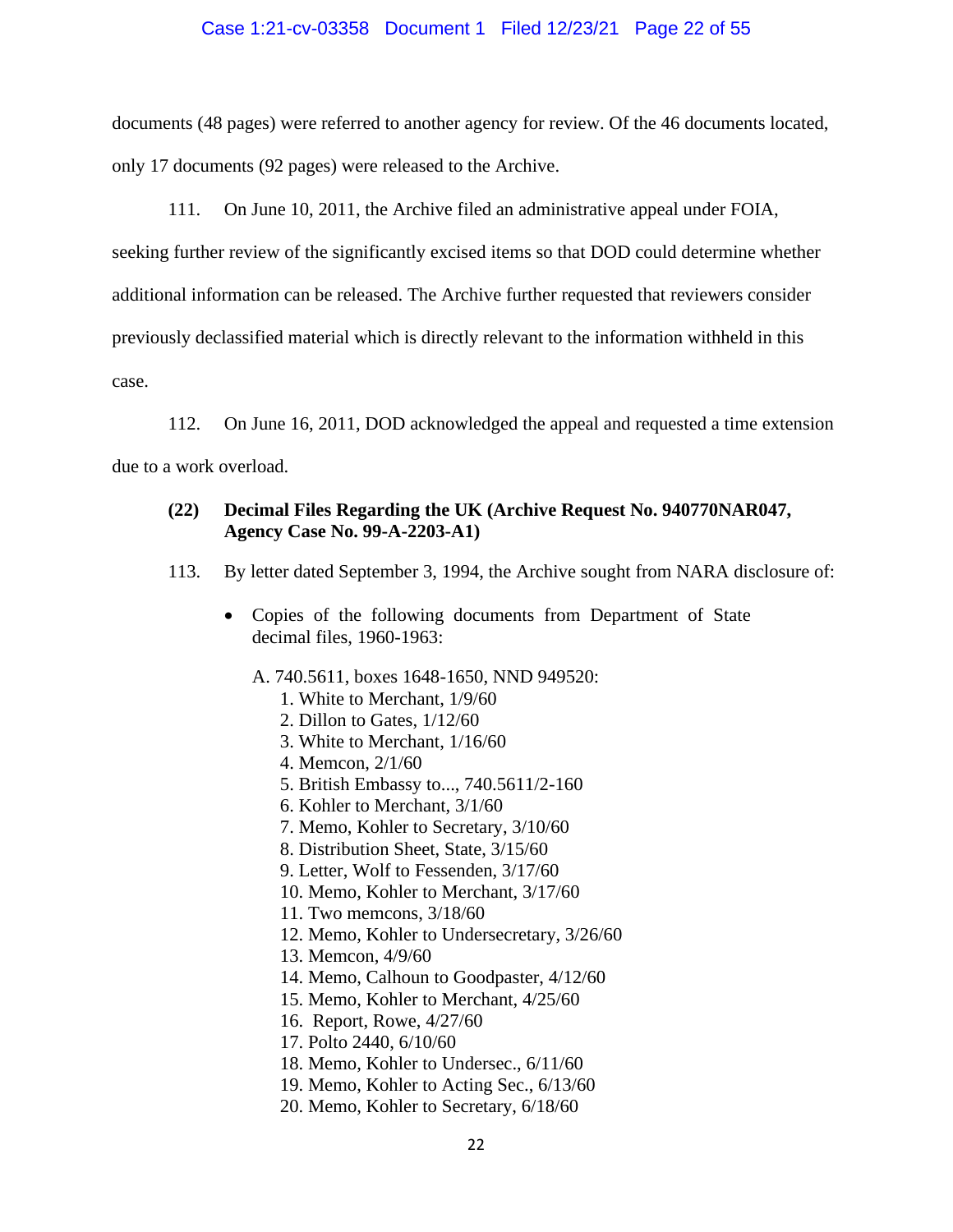documents (48 pages) were referred to another agency for review. Of the 46 documents located, only 17 documents (92 pages) were released to the Archive.

111. On June 10, 2011, the Archive filed an administrative appeal under FOIA, seeking further review of the significantly excised items so that DOD could determine whether additional information can be released. The Archive further requested that reviewers consider previously declassified material which is directly relevant to the information withheld in this case.

112. On June 16, 2011, DOD acknowledged the appeal and requested a time extension due to a work overload.

**(22) Decimal Files Regarding the UK (Archive Request No. 940770NAR047, Agency Case No. 99-A-2203-A1)**

113. By letter dated September 3, 1994, the Archive sought from NARA disclosure of:

- Copies of the following documents from Department of State decimal files, 1960-1963:

  A. 740.5611, boxes 1648-1650, NND 949520:
  1. White to Merchant, 1/9/60
  2. Dillon to Gates, 1/12/60
  3. White to Merchant, 1/16/60
  4. Memcon, 2/1/60
  5. British Embassy to..., 740.5611/2-160
  6. Kohler to Merchant, 3/1/60
  7. Memo, Kohler to Secretary, 3/10/60
  8. Distribution Sheet, State, 3/15/60
  9. Letter, Wolf to Fessenden, 3/17/60
  10. Memo, Kohler to Merchant, 3/17/60
  11. Two memcons, 3/18/60
  12. Memo, Kohler to Undersecretary, 3/26/60
  13. Memcon, 4/9/60
  14. Memo, Calhoun to Goodpaster, 4/12/60
  15. Memo, Kohler to Merchant, 4/25/60
  16. Report, Rowe, 4/27/60
  17. Polto 2440, 6/10/60
  18. Memo, Kohler to Undersec., 6/11/60
  19. Memo, Kohler to Acting Sec., 6/13/60
  20. Memo, Kohler to Secretary, 6/18/60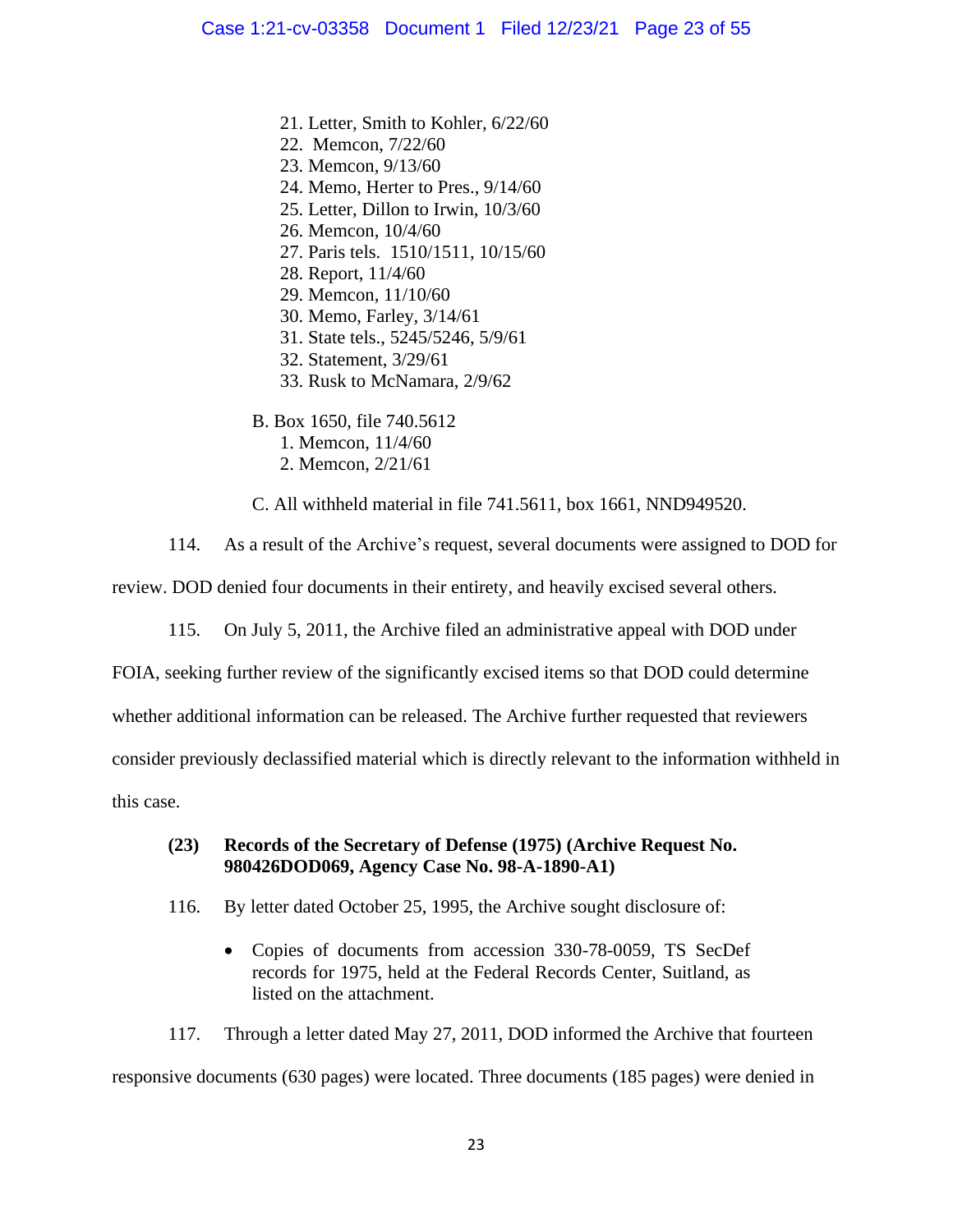21. Letter, Smith to Kohler, 6/22/60
22. Memcon, 7/22/60
23. Memcon, 9/13/60
24. Memo, Herter to Pres., 9/14/60
25. Letter, Dillon to Irwin, 10/3/60
26. Memcon, 10/4/60
27. Paris tels. 1510/1511, 10/15/60
28. Report, 11/4/60
29. Memcon, 11/10/60
30. Memo, Farley, 3/14/61
31. State tels., 5245/5246, 5/9/61
32. Statement, 3/29/61
33. Rusk to McNamara, 2/9/62

B. Box 1650, file 740.5612
1. Memcon, 11/4/60
2. Memcon, 2/21/61

C. All withheld material in file 741.5611, box 1661, NND949520.

114. As a result of the Archive's request, several documents were assigned to DOD for review. DOD denied four documents in their entirety, and heavily excised several others.

115. On July 5, 2011, the Archive filed an administrative appeal with DOD under FOIA, seeking further review of the significantly excised items so that DOD could determine whether additional information can be released. The Archive further requested that reviewers consider previously declassified material which is directly relevant to the information withheld in this case.

**(23) Records of the Secretary of Defense (1975) (Archive Request No. 980426DOD069, Agency Case No. 98-A-1890-A1)**

116. By letter dated October 25, 1995, the Archive sought disclosure of:

- Copies of documents from accession 330-78-0059, TS SecDef records for 1975, held at the Federal Records Center, Suitland, as listed on the attachment.

117. Through a letter dated May 27, 2011, DOD informed the Archive that fourteen responsive documents (630 pages) were located. Three documents (185 pages) were denied in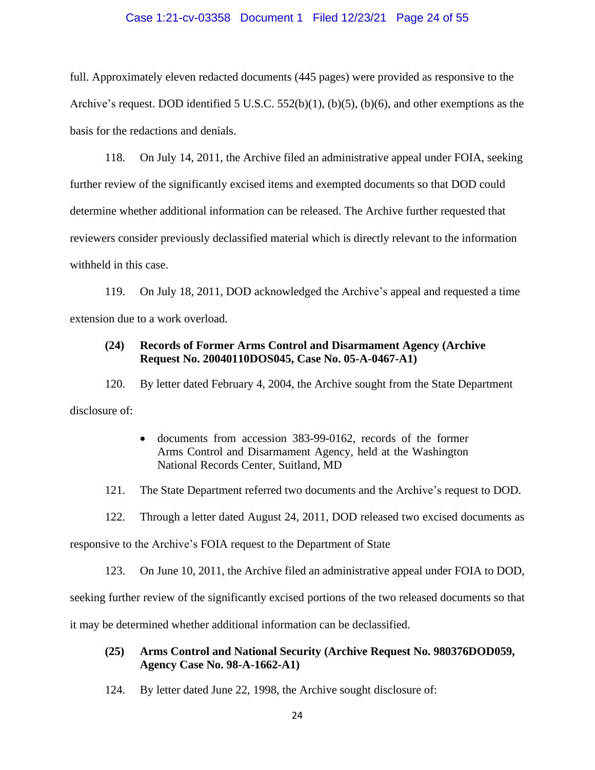full. Approximately eleven redacted documents (445 pages) were provided as responsive to the Archive's request. DOD identified 5 U.S.C. 552(b)(1), (b)(5), (b)(6), and other exemptions as the basis for the redactions and denials.

118. On July 14, 2011, the Archive filed an administrative appeal under FOIA, seeking further review of the significantly excised items and exempted documents so that DOD could determine whether additional information can be released. The Archive further requested that reviewers consider previously declassified material which is directly relevant to the information withheld in this case.

119. On July 18, 2011, DOD acknowledged the Archive's appeal and requested a time extension due to a work overload.

**(24) Records of Former Arms Control and Disarmament Agency (Archive Request No. 20040110DOS045, Case No. 05-A-0467-A1)**

120. By letter dated February 4, 2004, the Archive sought from the State Department disclosure of:

- documents from accession 383-99-0162, records of the former Arms Control and Disarmament Agency, held at the Washington National Records Center, Suitland, MD

121. The State Department referred two documents and the Archive's request to DOD.

122. Through a letter dated August 24, 2011, DOD released two excised documents as responsive to the Archive's FOIA request to the Department of State

123. On June 10, 2011, the Archive filed an administrative appeal under FOIA to DOD, seeking further review of the significantly excised portions of the two released documents so that it may be determined whether additional information can be declassified.

**(25) Arms Control and National Security (Archive Request No. 980376DOD059, Agency Case No. 98-A-1662-A1)**

124. By letter dated June 22, 1998, the Archive sought disclosure of: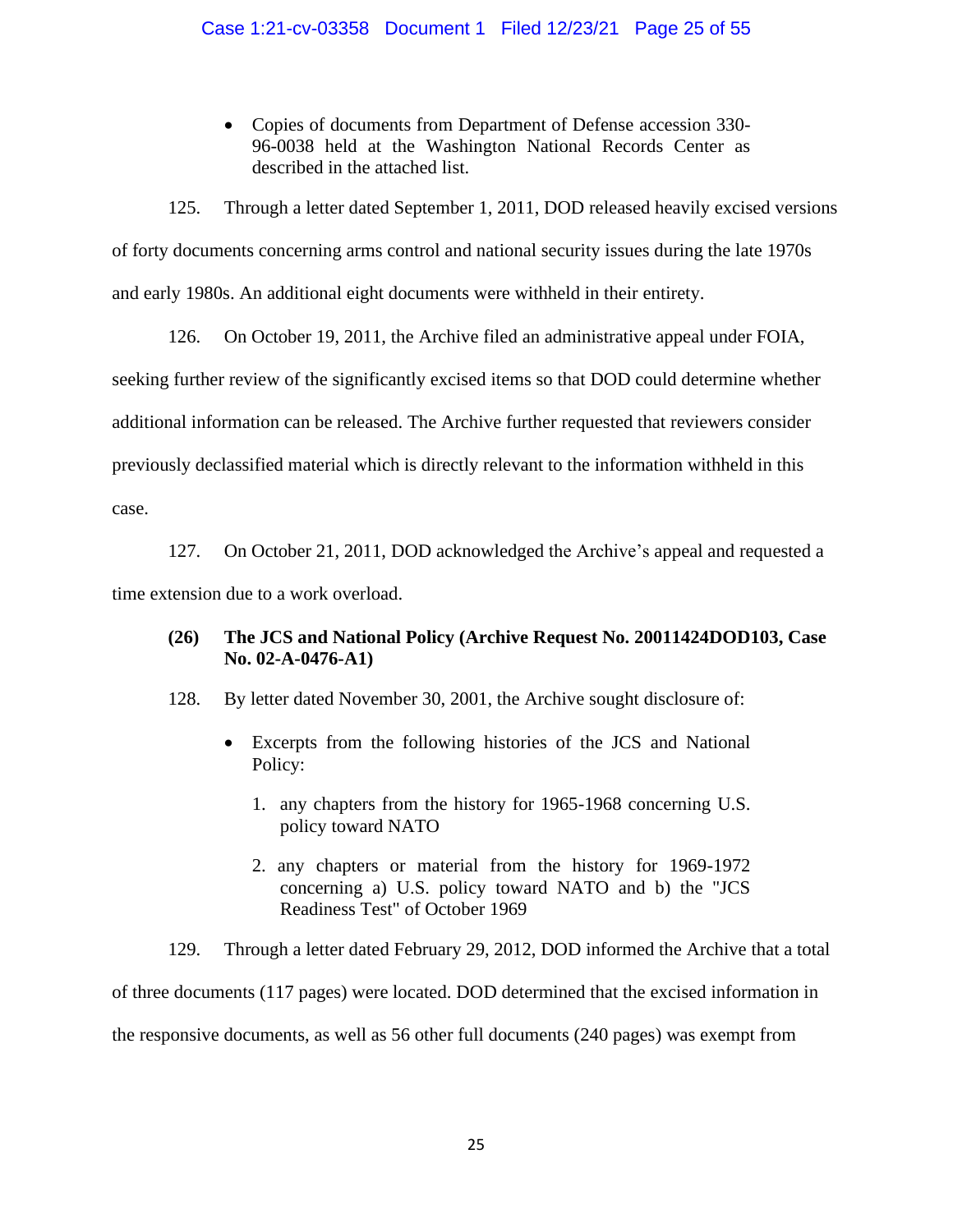- Copies of documents from Department of Defense accession 330-96-0038 held at the Washington National Records Center as described in the attached list.

125. Through a letter dated September 1, 2011, DOD released heavily excised versions of forty documents concerning arms control and national security issues during the late 1970s and early 1980s. An additional eight documents were withheld in their entirety.

126. On October 19, 2011, the Archive filed an administrative appeal under FOIA, seeking further review of the significantly excised items so that DOD could determine whether additional information can be released. The Archive further requested that reviewers consider previously declassified material which is directly relevant to the information withheld in this case.

127. On October 21, 2011, DOD acknowledged the Archive's appeal and requested a time extension due to a work overload.

**(26) The JCS and National Policy (Archive Request No. 20011424DOD103, Case No. 02-A-0476-A1)**

128. By letter dated November 30, 2001, the Archive sought disclosure of:

- Excerpts from the following histories of the JCS and National Policy:
    1. any chapters from the history for 1965-1968 concerning U.S. policy toward NATO
    2. any chapters or material from the history for 1969-1972 concerning a) U.S. policy toward NATO and b) the "JCS Readiness Test" of October 1969

129. Through a letter dated February 29, 2012, DOD informed the Archive that a total of three documents (117 pages) were located. DOD determined that the excised information in the responsive documents, as well as 56 other full documents (240 pages) was exempt from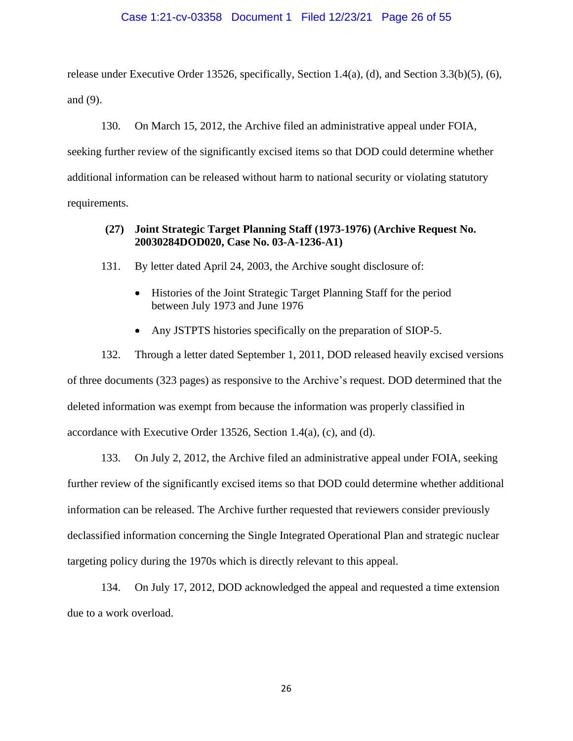release under Executive Order 13526, specifically, Section 1.4(a), (d), and Section 3.3(b)(5), (6), and (9).

130. On March 15, 2012, the Archive filed an administrative appeal under FOIA, seeking further review of the significantly excised items so that DOD could determine whether additional information can be released without harm to national security or violating statutory requirements.

**(27) Joint Strategic Target Planning Staff (1973-1976) (Archive Request No. 20030284DOD020, Case No. 03-A-1236-A1)**

131. By letter dated April 24, 2003, the Archive sought disclosure of:

- Histories of the Joint Strategic Target Planning Staff for the period between July 1973 and June 1976
- Any JSTPTS histories specifically on the preparation of SIOP-5.

132. Through a letter dated September 1, 2011, DOD released heavily excised versions of three documents (323 pages) as responsive to the Archive's request. DOD determined that the deleted information was exempt from because the information was properly classified in accordance with Executive Order 13526, Section 1.4(a), (c), and (d).

133. On July 2, 2012, the Archive filed an administrative appeal under FOIA, seeking further review of the significantly excised items so that DOD could determine whether additional information can be released. The Archive further requested that reviewers consider previously declassified information concerning the Single Integrated Operational Plan and strategic nuclear targeting policy during the 1970s which is directly relevant to this appeal.

134. On July 17, 2012, DOD acknowledged the appeal and requested a time extension due to a work overload.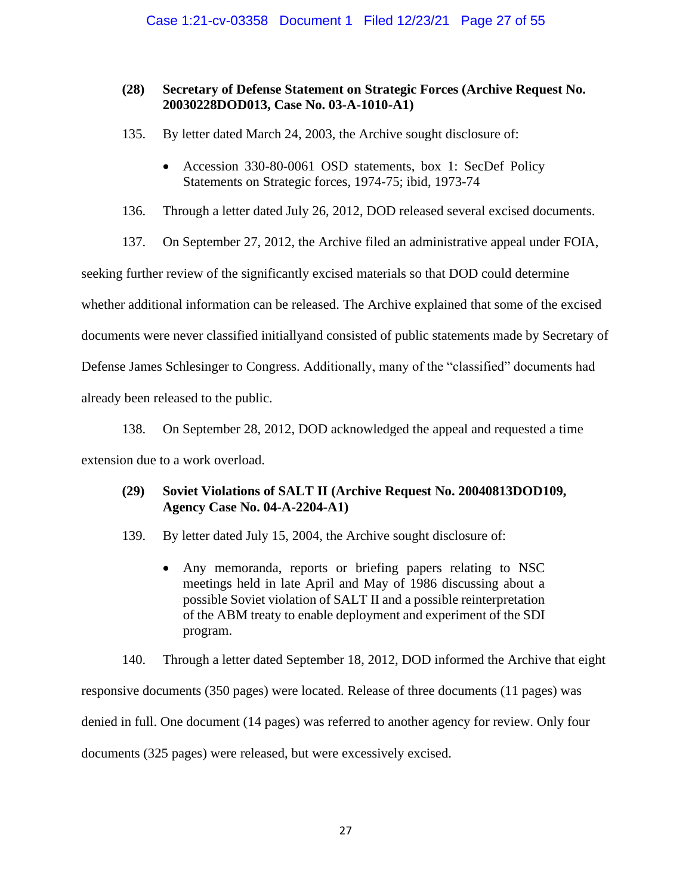**(28) Secretary of Defense Statement on Strategic Forces (Archive Request No. 20030228DOD013, Case No. 03-A-1010-A1)**

135. By letter dated March 24, 2003, the Archive sought disclosure of:

- Accession 330-80-0061 OSD statements, box 1: SecDef Policy Statements on Strategic forces, 1974-75; ibid, 1973-74

136. Through a letter dated July 26, 2012, DOD released several excised documents.

137. On September 27, 2012, the Archive filed an administrative appeal under FOIA, seeking further review of the significantly excised materials so that DOD could determine whether additional information can be released. The Archive explained that some of the excised documents were never classified initiallyand consisted of public statements made by Secretary of Defense James Schlesinger to Congress. Additionally, many of the "classified" documents had already been released to the public.

138. On September 28, 2012, DOD acknowledged the appeal and requested a time extension due to a work overload.

**(29) Soviet Violations of SALT II (Archive Request No. 20040813DOD109, Agency Case No. 04-A-2204-A1)**

139. By letter dated July 15, 2004, the Archive sought disclosure of:

- Any memoranda, reports or briefing papers relating to NSC meetings held in late April and May of 1986 discussing about a possible Soviet violation of SALT II and a possible reinterpretation of the ABM treaty to enable deployment and experiment of the SDI program.

140. Through a letter dated September 18, 2012, DOD informed the Archive that eight responsive documents (350 pages) were located. Release of three documents (11 pages) was denied in full. One document (14 pages) was referred to another agency for review. Only four documents (325 pages) were released, but were excessively excised.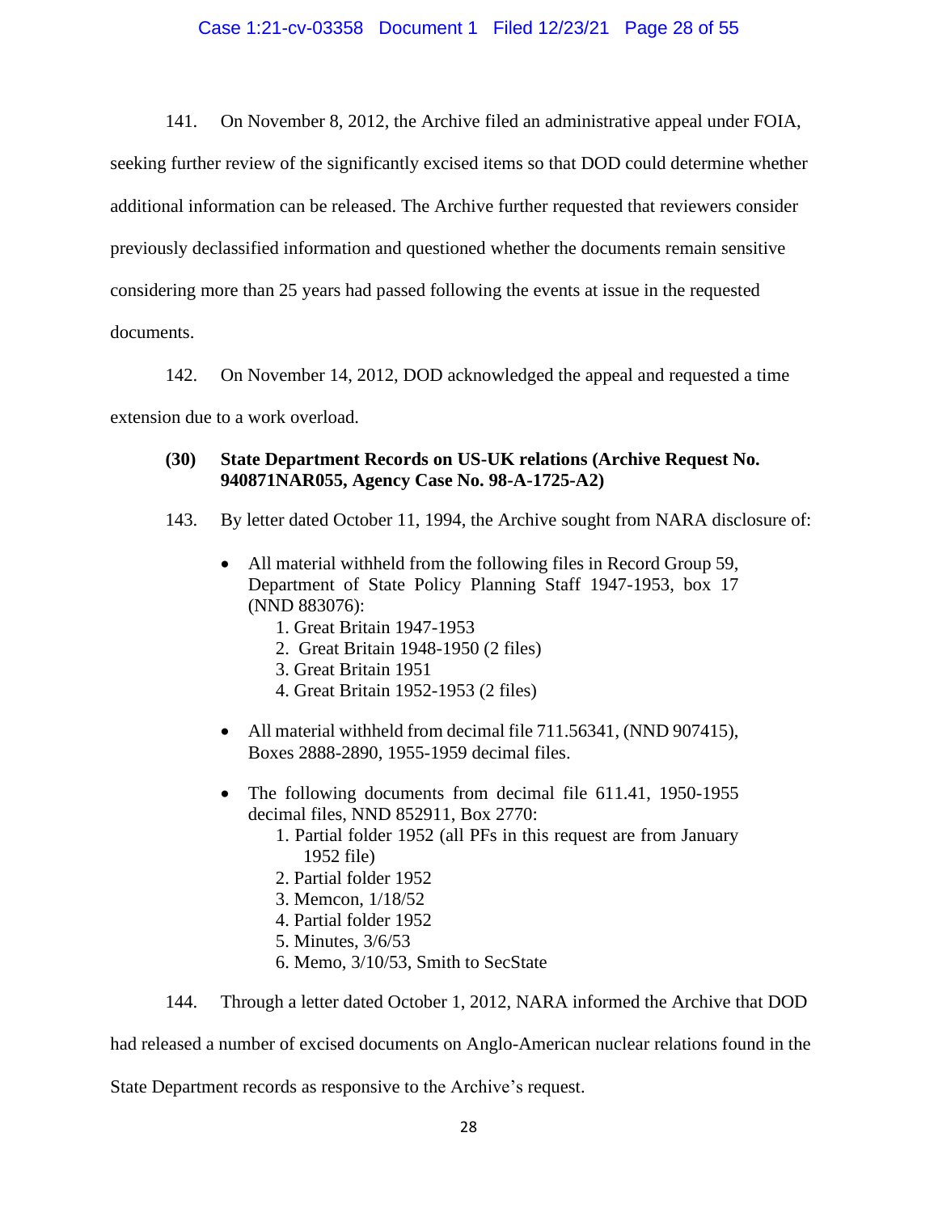141. On November 8, 2012, the Archive filed an administrative appeal under FOIA, seeking further review of the significantly excised items so that DOD could determine whether additional information can be released. The Archive further requested that reviewers consider previously declassified information and questioned whether the documents remain sensitive considering more than 25 years had passed following the events at issue in the requested documents.

142. On November 14, 2012, DOD acknowledged the appeal and requested a time extension due to a work overload.

**(30) State Department Records on US-UK relations (Archive Request No. 940871NAR055, Agency Case No. 98-A-1725-A2)**

143. By letter dated October 11, 1994, the Archive sought from NARA disclosure of:

- All material withheld from the following files in Record Group 59, Department of State Policy Planning Staff 1947-1953, box 17 (NND 883076):
    1. Great Britain 1947-1953
    2. Great Britain 1948-1950 (2 files)
    3. Great Britain 1951
    4. Great Britain 1952-1953 (2 files)
- All material withheld from decimal file 711.56341, (NND 907415), Boxes 2888-2890, 1955-1959 decimal files.
- The following documents from decimal file 611.41, 1950-1955 decimal files, NND 852911, Box 2770:
    1. Partial folder 1952 (all PFs in this request are from January 1952 file)
    2. Partial folder 1952
    3. Memcon, 1/18/52
    4. Partial folder 1952
    5. Minutes, 3/6/53
    6. Memo, 3/10/53, Smith to SecState

144. Through a letter dated October 1, 2012, NARA informed the Archive that DOD had released a number of excised documents on Anglo-American nuclear relations found in the State Department records as responsive to the Archive's request.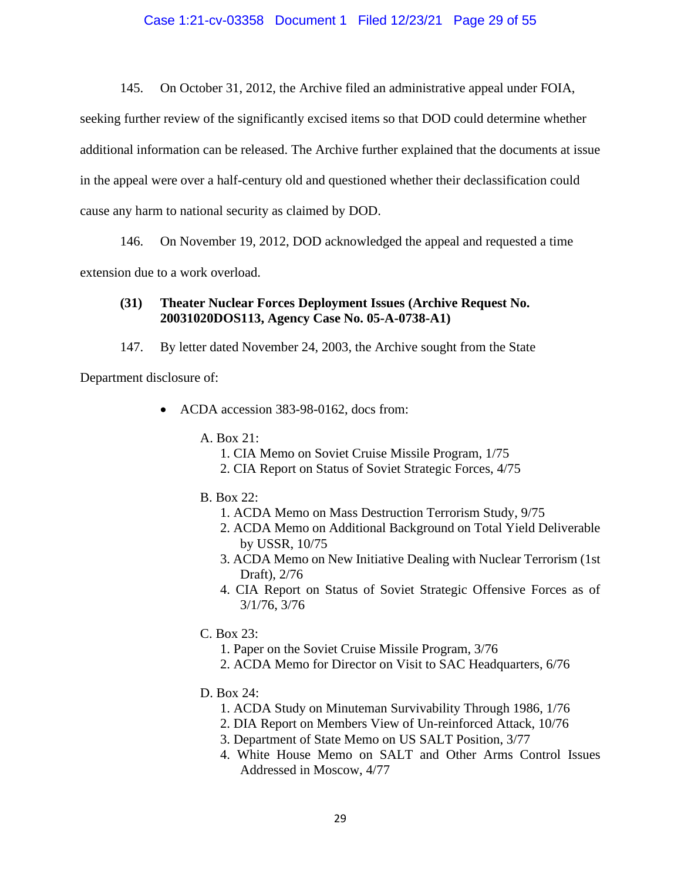145. On October 31, 2012, the Archive filed an administrative appeal under FOIA, seeking further review of the significantly excised items so that DOD could determine whether additional information can be released. The Archive further explained that the documents at issue in the appeal were over a half-century old and questioned whether their declassification could cause any harm to national security as claimed by DOD.

146. On November 19, 2012, DOD acknowledged the appeal and requested a time extension due to a work overload.

### (31) Theater Nuclear Forces Deployment Issues (Archive Request No. 20031020DOS113, Agency Case No. 05-A-0738-A1)

147. By letter dated November 24, 2003, the Archive sought from the State Department disclosure of:

- ACDA accession 383-98-0162, docs from:

  A. Box 21:
  1. CIA Memo on Soviet Cruise Missile Program, 1/75
  2. CIA Report on Status of Soviet Strategic Forces, 4/75

  B. Box 22:
  1. ACDA Memo on Mass Destruction Terrorism Study, 9/75
  2. ACDA Memo on Additional Background on Total Yield Deliverable by USSR, 10/75
  3. ACDA Memo on New Initiative Dealing with Nuclear Terrorism (1st Draft), 2/76
  4. CIA Report on Status of Soviet Strategic Offensive Forces as of 3/1/76, 3/76

  C. Box 23:
  1. Paper on the Soviet Cruise Missile Program, 3/76
  2. ACDA Memo for Director on Visit to SAC Headquarters, 6/76

  D. Box 24:
  1. ACDA Study on Minuteman Survivability Through 1986, 1/76
  2. DIA Report on Members View of Un-reinforced Attack, 10/76
  3. Department of State Memo on US SALT Position, 3/77
  4. White House Memo on SALT and Other Arms Control Issues Addressed in Moscow, 4/77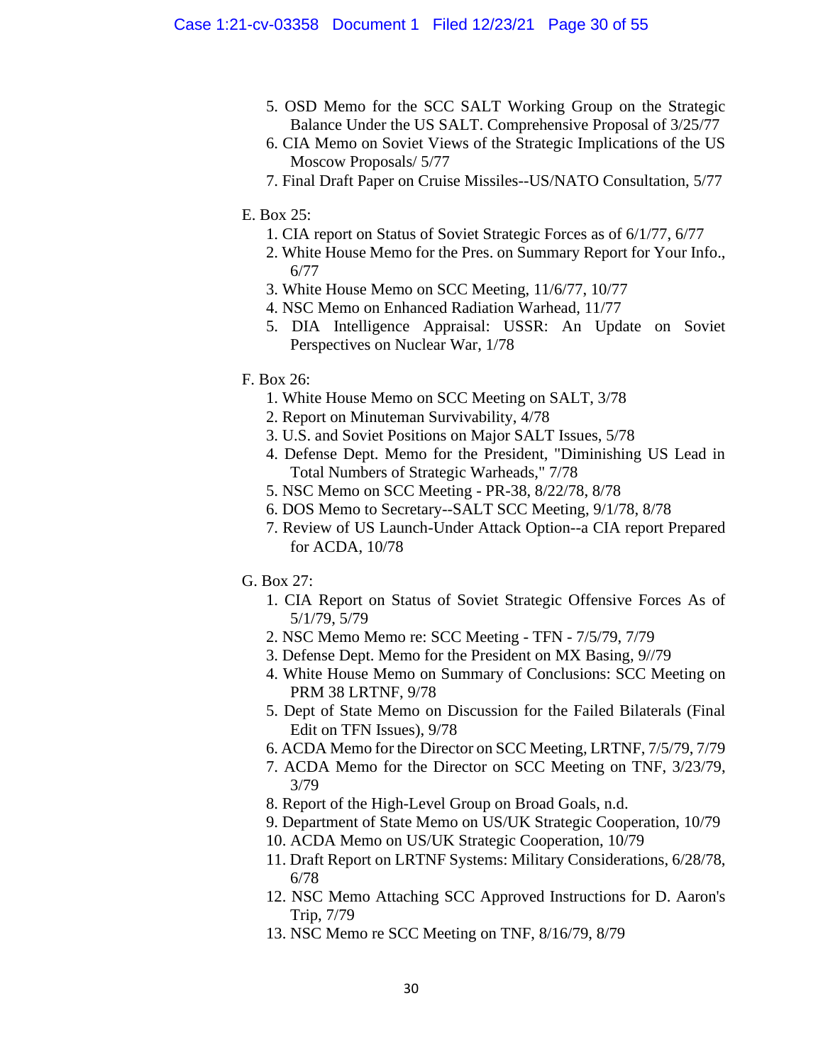5. OSD Memo for the SCC SALT Working Group on the Strategic Balance Under the US SALT. Comprehensive Proposal of 3/25/77
6. CIA Memo on Soviet Views of the Strategic Implications of the US Moscow Proposals/ 5/77
7. Final Draft Paper on Cruise Missiles--US/NATO Consultation, 5/77

E. Box 25:

1. CIA report on Status of Soviet Strategic Forces as of 6/1/77, 6/77
2. White House Memo for the Pres. on Summary Report for Your Info., 6/77
3. White House Memo on SCC Meeting, 11/6/77, 10/77
4. NSC Memo on Enhanced Radiation Warhead, 11/77
5. DIA Intelligence Appraisal: USSR: An Update on Soviet Perspectives on Nuclear War, 1/78

F. Box 26:

1. White House Memo on SCC Meeting on SALT, 3/78
2. Report on Minuteman Survivability, 4/78
3. U.S. and Soviet Positions on Major SALT Issues, 5/78
4. Defense Dept. Memo for the President, "Diminishing US Lead in Total Numbers of Strategic Warheads," 7/78
5. NSC Memo on SCC Meeting - PR-38, 8/22/78, 8/78
6. DOS Memo to Secretary--SALT SCC Meeting, 9/1/78, 8/78
7. Review of US Launch-Under Attack Option--a CIA report Prepared for ACDA, 10/78

G. Box 27:

1. CIA Report on Status of Soviet Strategic Offensive Forces As of 5/1/79, 5/79
2. NSC Memo Memo re: SCC Meeting - TFN - 7/5/79, 7/79
3. Defense Dept. Memo for the President on MX Basing, 9//79
4. White House Memo on Summary of Conclusions: SCC Meeting on PRM 38 LRTNF, 9/78
5. Dept of State Memo on Discussion for the Failed Bilaterals (Final Edit on TFN Issues), 9/78
6. ACDA Memo for the Director on SCC Meeting, LRTNF, 7/5/79, 7/79
7. ACDA Memo for the Director on SCC Meeting on TNF, 3/23/79, 3/79
8. Report of the High-Level Group on Broad Goals, n.d.
9. Department of State Memo on US/UK Strategic Cooperation, 10/79
10. ACDA Memo on US/UK Strategic Cooperation, 10/79
11. Draft Report on LRTNF Systems: Military Considerations, 6/28/78, 6/78
12. NSC Memo Attaching SCC Approved Instructions for D. Aaron's Trip, 7/79
13. NSC Memo re SCC Meeting on TNF, 8/16/79, 8/79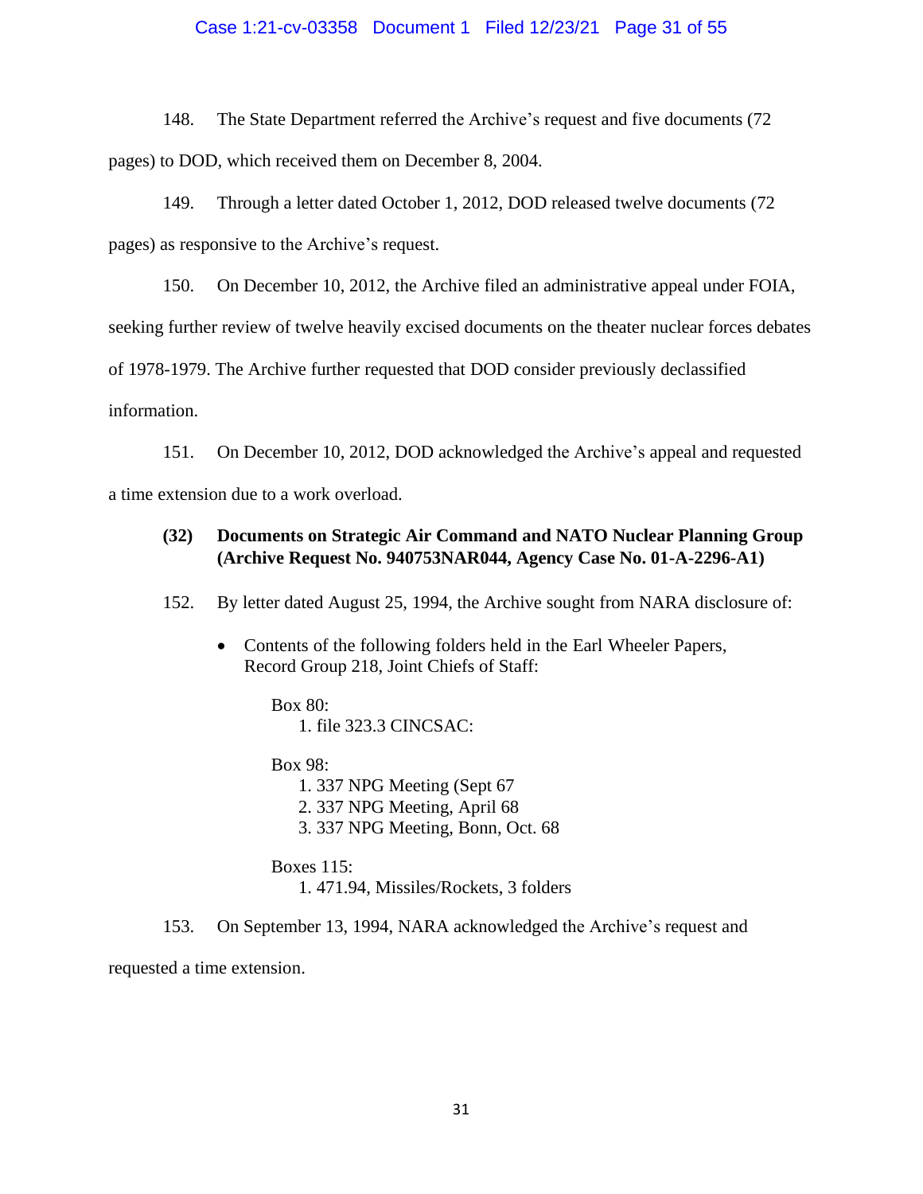148. The State Department referred the Archive's request and five documents (72 pages) to DOD, which received them on December 8, 2004.

149. Through a letter dated October 1, 2012, DOD released twelve documents (72 pages) as responsive to the Archive's request.

150. On December 10, 2012, the Archive filed an administrative appeal under FOIA, seeking further review of twelve heavily excised documents on the theater nuclear forces debates of 1978-1979. The Archive further requested that DOD consider previously declassified information.

151. On December 10, 2012, DOD acknowledged the Archive's appeal and requested a time extension due to a work overload.

### (32) Documents on Strategic Air Command and NATO Nuclear Planning Group (Archive Request No. 940753NAR044, Agency Case No. 01-A-2296-A1)

152. By letter dated August 25, 1994, the Archive sought from NARA disclosure of:

- Contents of the following folders held in the Earl Wheeler Papers, Record Group 218, Joint Chiefs of Staff:

  Box 80:
  1. file 323.3 CINCSAC:

  Box 98:
  1. 337 NPG Meeting (Sept 67
  2. 337 NPG Meeting, April 68
  3. 337 NPG Meeting, Bonn, Oct. 68

  Boxes 115:
  1. 471.94, Missiles/Rockets, 3 folders

153. On September 13, 1994, NARA acknowledged the Archive's request and requested a time extension.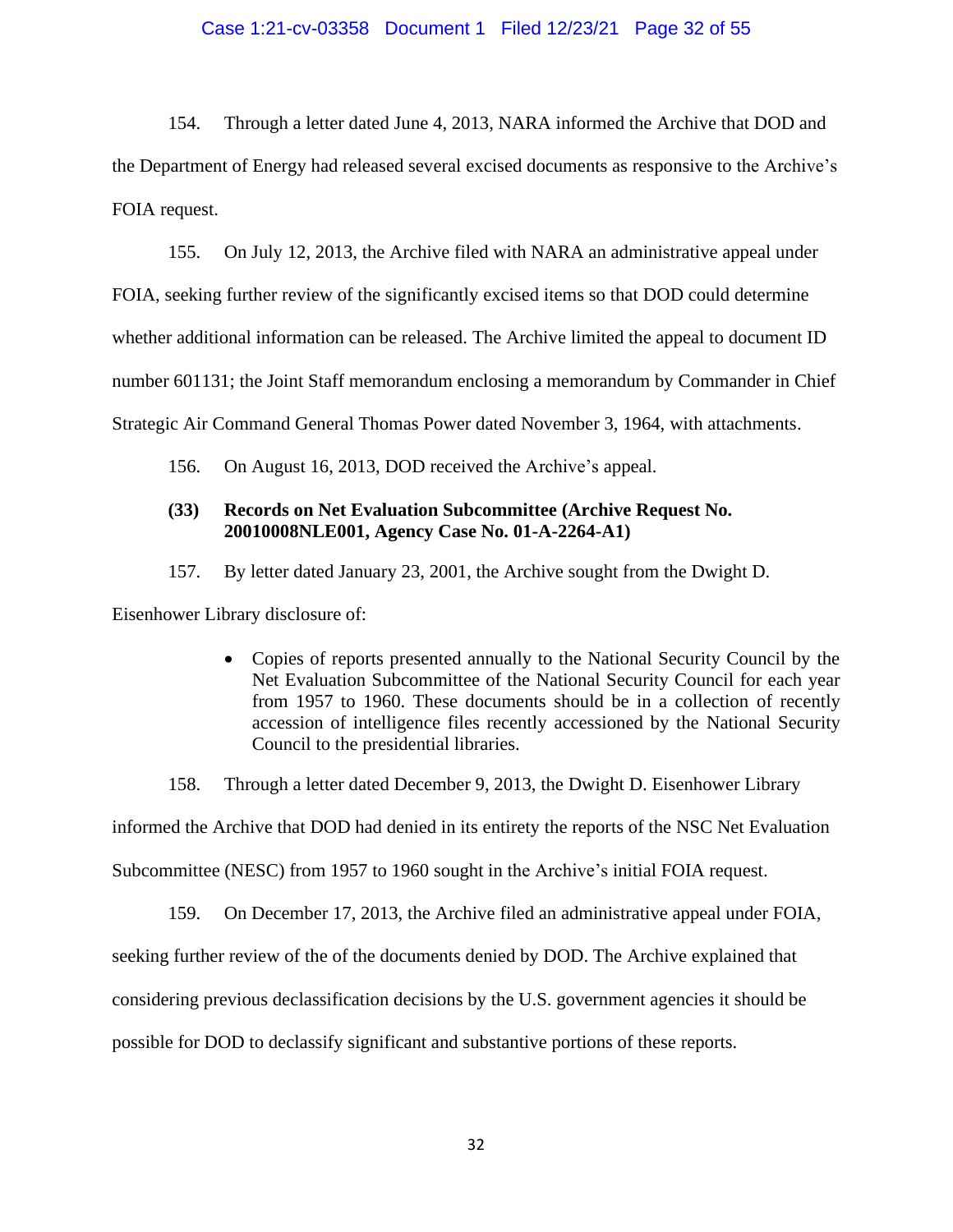154. Through a letter dated June 4, 2013, NARA informed the Archive that DOD and the Department of Energy had released several excised documents as responsive to the Archive's FOIA request.

155. On July 12, 2013, the Archive filed with NARA an administrative appeal under FOIA, seeking further review of the significantly excised items so that DOD could determine whether additional information can be released. The Archive limited the appeal to document ID number 601131; the Joint Staff memorandum enclosing a memorandum by Commander in Chief Strategic Air Command General Thomas Power dated November 3, 1964, with attachments.

156. On August 16, 2013, DOD received the Archive's appeal.

**(33) Records on Net Evaluation Subcommittee (Archive Request No. 20010008NLE001, Agency Case No. 01-A-2264-A1)**

157. By letter dated January 23, 2001, the Archive sought from the Dwight D. Eisenhower Library disclosure of:

- Copies of reports presented annually to the National Security Council by the Net Evaluation Subcommittee of the National Security Council for each year from 1957 to 1960. These documents should be in a collection of recently accession of intelligence files recently accessioned by the National Security Council to the presidential libraries.

158. Through a letter dated December 9, 2013, the Dwight D. Eisenhower Library informed the Archive that DOD had denied in its entirety the reports of the NSC Net Evaluation Subcommittee (NESC) from 1957 to 1960 sought in the Archive's initial FOIA request.

159. On December 17, 2013, the Archive filed an administrative appeal under FOIA, seeking further review of the of the documents denied by DOD. The Archive explained that considering previous declassification decisions by the U.S. government agencies it should be possible for DOD to declassify significant and substantive portions of these reports.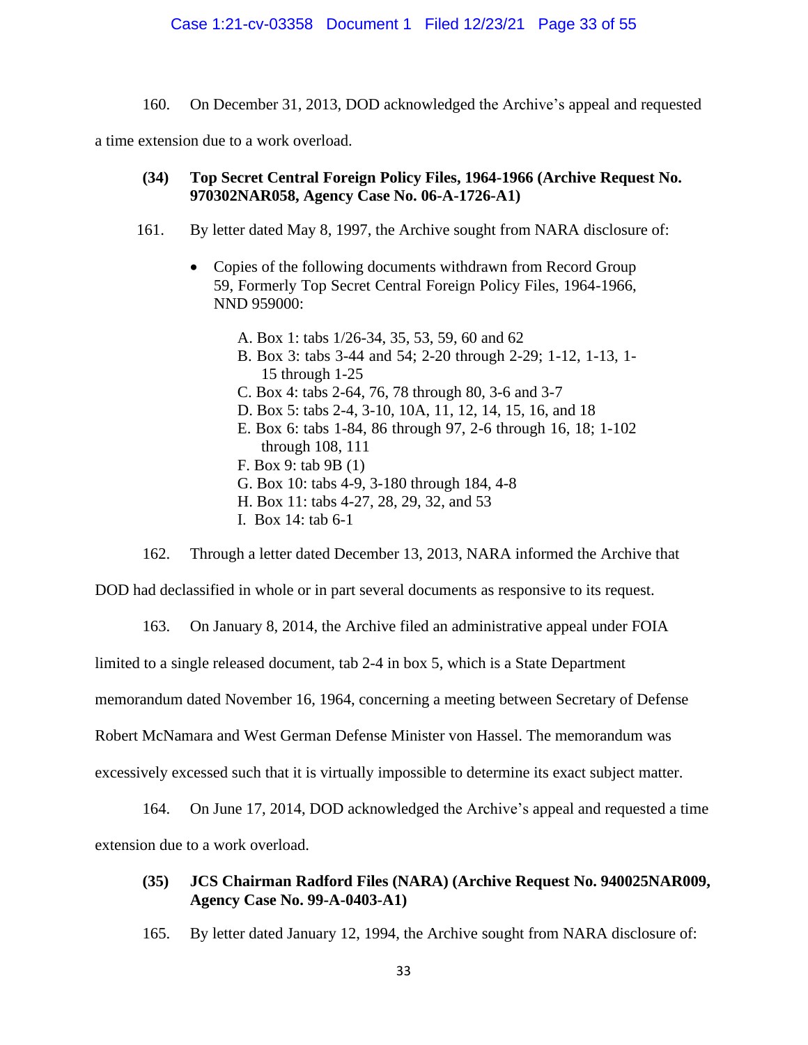160. On December 31, 2013, DOD acknowledged the Archive's appeal and requested a time extension due to a work overload.

**(34) Top Secret Central Foreign Policy Files, 1964-1966 (Archive Request No. 970302NAR058, Agency Case No. 06-A-1726-A1)**

161. By letter dated May 8, 1997, the Archive sought from NARA disclosure of:

- Copies of the following documents withdrawn from Record Group 59, Formerly Top Secret Central Foreign Policy Files, 1964-1966, NND 959000:

  A. Box 1: tabs 1/26-34, 35, 53, 59, 60 and 62
  B. Box 3: tabs 3-44 and 54; 2-20 through 2-29; 1-12, 1-13, 1-15 through 1-25
  C. Box 4: tabs 2-64, 76, 78 through 80, 3-6 and 3-7
  D. Box 5: tabs 2-4, 3-10, 10A, 11, 12, 14, 15, 16, and 18
  E. Box 6: tabs 1-84, 86 through 97, 2-6 through 16, 18; 1-102 through 108, 111
  F. Box 9: tab 9B (1)
  G. Box 10: tabs 4-9, 3-180 through 184, 4-8
  H. Box 11: tabs 4-27, 28, 29, 32, and 53
  I. Box 14: tab 6-1

162. Through a letter dated December 13, 2013, NARA informed the Archive that DOD had declassified in whole or in part several documents as responsive to its request.

163. On January 8, 2014, the Archive filed an administrative appeal under FOIA limited to a single released document, tab 2-4 in box 5, which is a State Department memorandum dated November 16, 1964, concerning a meeting between Secretary of Defense Robert McNamara and West German Defense Minister von Hassel. The memorandum was excessively excessed such that it is virtually impossible to determine its exact subject matter.

164. On June 17, 2014, DOD acknowledged the Archive's appeal and requested a time extension due to a work overload.

**(35) JCS Chairman Radford Files (NARA) (Archive Request No. 940025NAR009, Agency Case No. 99-A-0403-A1)**

165. By letter dated January 12, 1994, the Archive sought from NARA disclosure of: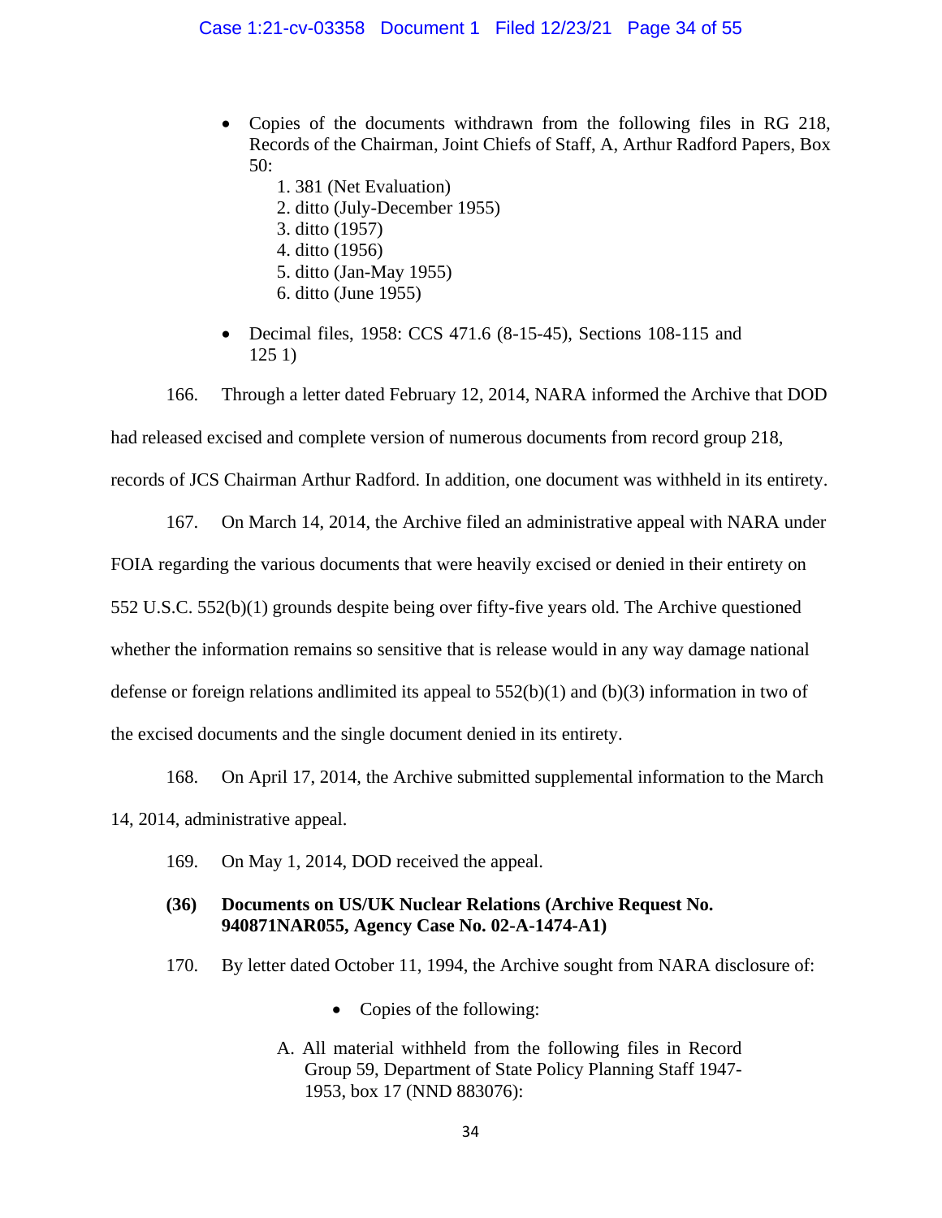- Copies of the documents withdrawn from the following files in RG 218, Records of the Chairman, Joint Chiefs of Staff, A, Arthur Radford Papers, Box 50:
    1. 381 (Net Evaluation)
    2. ditto (July-December 1955)
    3. ditto (1957)
    4. ditto (1956)
    5. ditto (Jan-May 1955)
    6. ditto (June 1955)

- Decimal files, 1958: CCS 471.6 (8-15-45), Sections 108-115 and 125 1)

166. Through a letter dated February 12, 2014, NARA informed the Archive that DOD had released excised and complete version of numerous documents from record group 218, records of JCS Chairman Arthur Radford. In addition, one document was withheld in its entirety.

167. On March 14, 2014, the Archive filed an administrative appeal with NARA under FOIA regarding the various documents that were heavily excised or denied in their entirety on 552 U.S.C. 552(b)(1) grounds despite being over fifty-five years old. The Archive questioned whether the information remains so sensitive that is release would in any way damage national defense or foreign relations andlimited its appeal to 552(b)(1) and (b)(3) information in two of the excised documents and the single document denied in its entirety.

168. On April 17, 2014, the Archive submitted supplemental information to the March 14, 2014, administrative appeal.

169. On May 1, 2014, DOD received the appeal.

**(36) Documents on US/UK Nuclear Relations (Archive Request No. 940871NAR055, Agency Case No. 02-A-1474-A1)**

170. By letter dated October 11, 1994, the Archive sought from NARA disclosure of:

- Copies of the following:

A. All material withheld from the following files in Record Group 59, Department of State Policy Planning Staff 1947-1953, box 17 (NND 883076):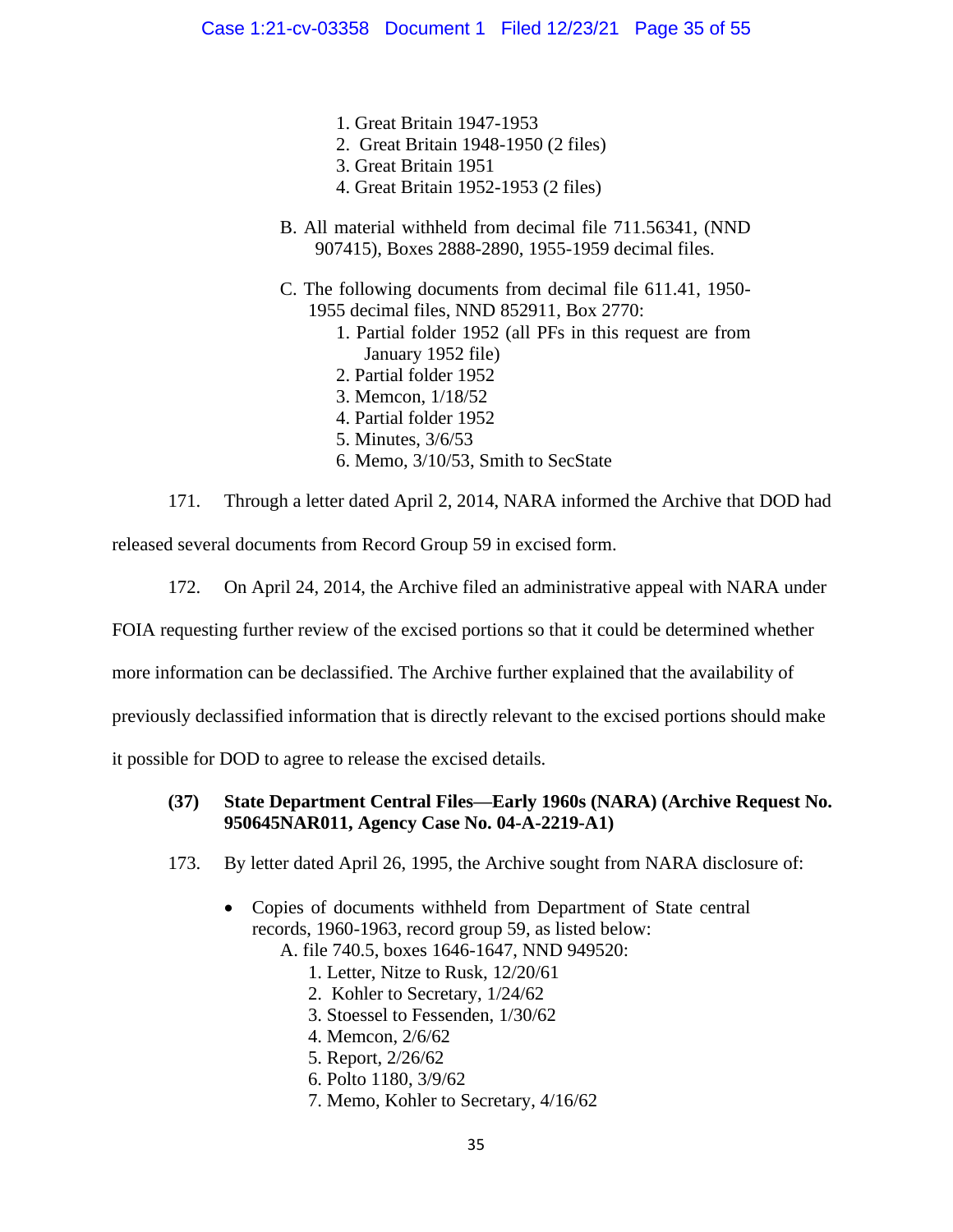1. Great Britain 1947-1953
2. Great Britain 1948-1950 (2 files)
3. Great Britain 1951
4. Great Britain 1952-1953 (2 files)

B. All material withheld from decimal file 711.56341, (NND 907415), Boxes 2888-2890, 1955-1959 decimal files.

C. The following documents from decimal file 611.41, 1950-1955 decimal files, NND 852911, Box 2770:

1. Partial folder 1952 (all PFs in this request are from January 1952 file)
2. Partial folder 1952
3. Memcon, 1/18/52
4. Partial folder 1952
5. Minutes, 3/6/53
6. Memo, 3/10/53, Smith to SecState

171. Through a letter dated April 2, 2014, NARA informed the Archive that DOD had released several documents from Record Group 59 in excised form.

172. On April 24, 2014, the Archive filed an administrative appeal with NARA under FOIA requesting further review of the excised portions so that it could be determined whether more information can be declassified. The Archive further explained that the availability of previously declassified information that is directly relevant to the excised portions should make it possible for DOD to agree to release the excised details.

**(37) State Department Central Files—Early 1960s (NARA) (Archive Request No. 950645NAR011, Agency Case No. 04-A-2219-A1)**

173. By letter dated April 26, 1995, the Archive sought from NARA disclosure of:

- Copies of documents withheld from Department of State central records, 1960-1963, record group 59, as listed below:

  A. file 740.5, boxes 1646-1647, NND 949520:

  1. Letter, Nitze to Rusk, 12/20/61
  2. Kohler to Secretary, 1/24/62
  3. Stoessel to Fessenden, 1/30/62
  4. Memcon, 2/6/62
  5. Report, 2/26/62
  6. Polto 1180, 3/9/62
  7. Memo, Kohler to Secretary, 4/16/62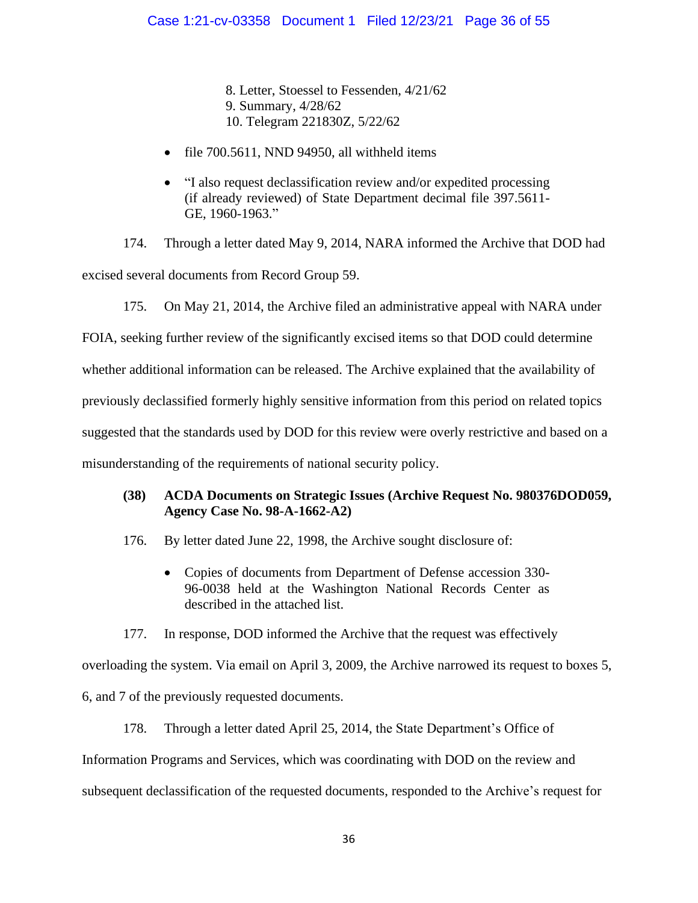8. Letter, Stoessel to Fessenden, 4/21/62
9. Summary, 4/28/62
10. Telegram 221830Z, 5/22/62

- file 700.5611, NND 94950, all withheld items
- "I also request declassification review and/or expedited processing (if already reviewed) of State Department decimal file 397.5611-GE, 1960-1963."

174. Through a letter dated May 9, 2014, NARA informed the Archive that DOD had excised several documents from Record Group 59.

175. On May 21, 2014, the Archive filed an administrative appeal with NARA under FOIA, seeking further review of the significantly excised items so that DOD could determine whether additional information can be released. The Archive explained that the availability of previously declassified formerly highly sensitive information from this period on related topics suggested that the standards used by DOD for this review were overly restrictive and based on a misunderstanding of the requirements of national security policy.

**(38) ACDA Documents on Strategic Issues (Archive Request No. 980376DOD059, Agency Case No. 98-A-1662-A2)**

176. By letter dated June 22, 1998, the Archive sought disclosure of:

- Copies of documents from Department of Defense accession 330-96-0038 held at the Washington National Records Center as described in the attached list.

177. In response, DOD informed the Archive that the request was effectively overloading the system. Via email on April 3, 2009, the Archive narrowed its request to boxes 5, 6, and 7 of the previously requested documents.

178. Through a letter dated April 25, 2014, the State Department's Office of Information Programs and Services, which was coordinating with DOD on the review and subsequent declassification of the requested documents, responded to the Archive's request for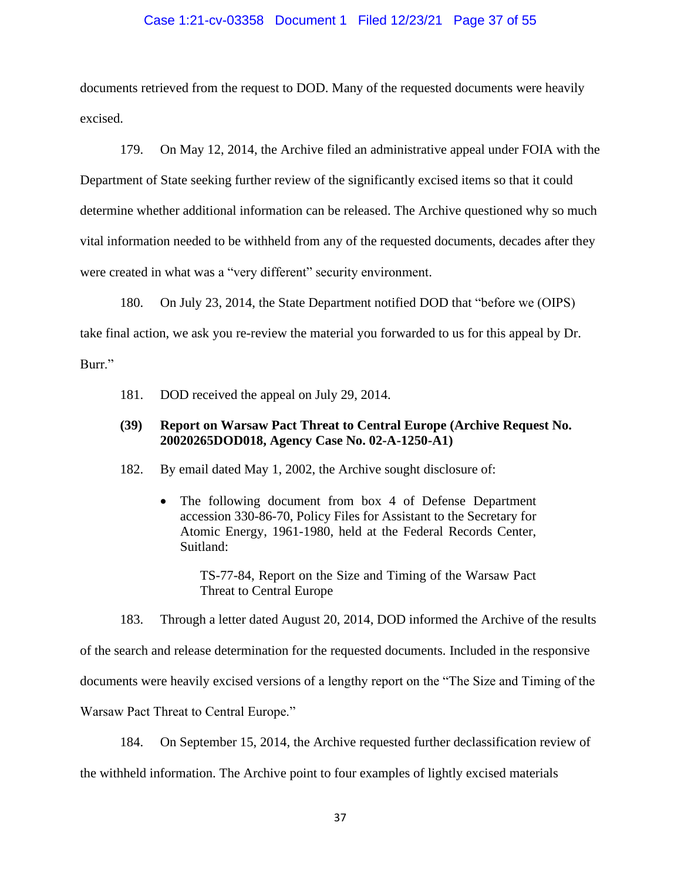documents retrieved from the request to DOD. Many of the requested documents were heavily excised.

179. On May 12, 2014, the Archive filed an administrative appeal under FOIA with the Department of State seeking further review of the significantly excised items so that it could determine whether additional information can be released. The Archive questioned why so much vital information needed to be withheld from any of the requested documents, decades after they were created in what was a "very different" security environment.

180. On July 23, 2014, the State Department notified DOD that "before we (OIPS) take final action, we ask you re-review the material you forwarded to us for this appeal by Dr. Burr."

181. DOD received the appeal on July 29, 2014.

**(39) Report on Warsaw Pact Threat to Central Europe (Archive Request No. 20020265DOD018, Agency Case No. 02-A-1250-A1)**

182. By email dated May 1, 2002, the Archive sought disclosure of:

- The following document from box 4 of Defense Department accession 330-86-70, Policy Files for Assistant to the Secretary for Atomic Energy, 1961-1980, held at the Federal Records Center, Suitland:

  TS-77-84, Report on the Size and Timing of the Warsaw Pact Threat to Central Europe

183. Through a letter dated August 20, 2014, DOD informed the Archive of the results of the search and release determination for the requested documents. Included in the responsive documents were heavily excised versions of a lengthy report on the "The Size and Timing of the Warsaw Pact Threat to Central Europe."

184. On September 15, 2014, the Archive requested further declassification review of the withheld information. The Archive point to four examples of lightly excised materials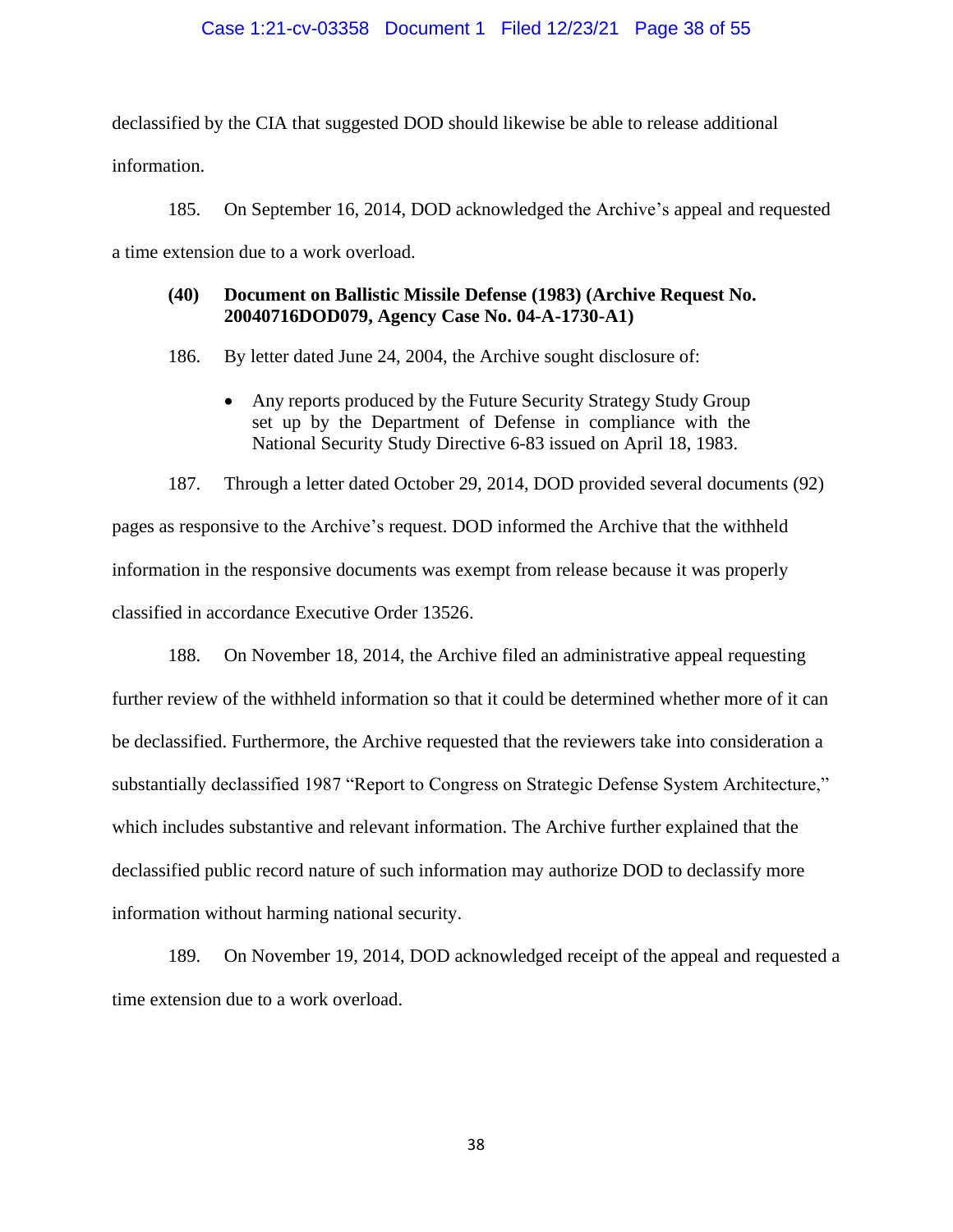declassified by the CIA that suggested DOD should likewise be able to release additional information.

185. On September 16, 2014, DOD acknowledged the Archive's appeal and requested a time extension due to a work overload.

**(40) Document on Ballistic Missile Defense (1983) (Archive Request No. 20040716DOD079, Agency Case No. 04-A-1730-A1)**

186. By letter dated June 24, 2004, the Archive sought disclosure of:

- Any reports produced by the Future Security Strategy Study Group set up by the Department of Defense in compliance with the National Security Study Directive 6-83 issued on April 18, 1983.

187. Through a letter dated October 29, 2014, DOD provided several documents (92) pages as responsive to the Archive's request. DOD informed the Archive that the withheld information in the responsive documents was exempt from release because it was properly classified in accordance Executive Order 13526.

188. On November 18, 2014, the Archive filed an administrative appeal requesting further review of the withheld information so that it could be determined whether more of it can be declassified. Furthermore, the Archive requested that the reviewers take into consideration a substantially declassified 1987 "Report to Congress on Strategic Defense System Architecture," which includes substantive and relevant information. The Archive further explained that the declassified public record nature of such information may authorize DOD to declassify more information without harming national security.

189. On November 19, 2014, DOD acknowledged receipt of the appeal and requested a time extension due to a work overload.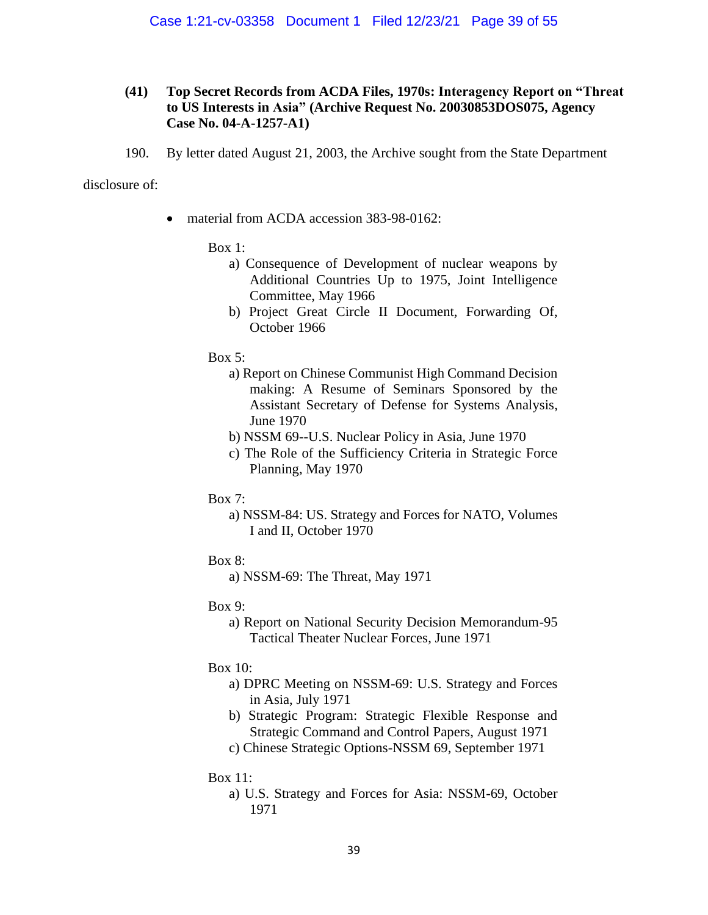**(41) Top Secret Records from ACDA Files, 1970s: Interagency Report on "Threat to US Interests in Asia" (Archive Request No. 20030853DOS075, Agency Case No. 04-A-1257-A1)**

190. By letter dated August 21, 2003, the Archive sought from the State Department disclosure of:

- material from ACDA accession 383-98-0162:

  Box 1:
  - a) Consequence of Development of nuclear weapons by Additional Countries Up to 1975, Joint Intelligence Committee, May 1966
  - b) Project Great Circle II Document, Forwarding Of, October 1966

  Box 5:
  - a) Report on Chinese Communist High Command Decision making: A Resume of Seminars Sponsored by the Assistant Secretary of Defense for Systems Analysis, June 1970
  - b) NSSM 69--U.S. Nuclear Policy in Asia, June 1970
  - c) The Role of the Sufficiency Criteria in Strategic Force Planning, May 1970

  Box 7:
  - a) NSSM-84: US. Strategy and Forces for NATO, Volumes I and II, October 1970

  Box 8:
  - a) NSSM-69: The Threat, May 1971

  Box 9:
  - a) Report on National Security Decision Memorandum-95 Tactical Theater Nuclear Forces, June 1971

  Box 10:
  - a) DPRC Meeting on NSSM-69: U.S. Strategy and Forces in Asia, July 1971
  - b) Strategic Program: Strategic Flexible Response and Strategic Command and Control Papers, August 1971
  - c) Chinese Strategic Options-NSSM 69, September 1971

  Box 11:
  - a) U.S. Strategy and Forces for Asia: NSSM-69, October 1971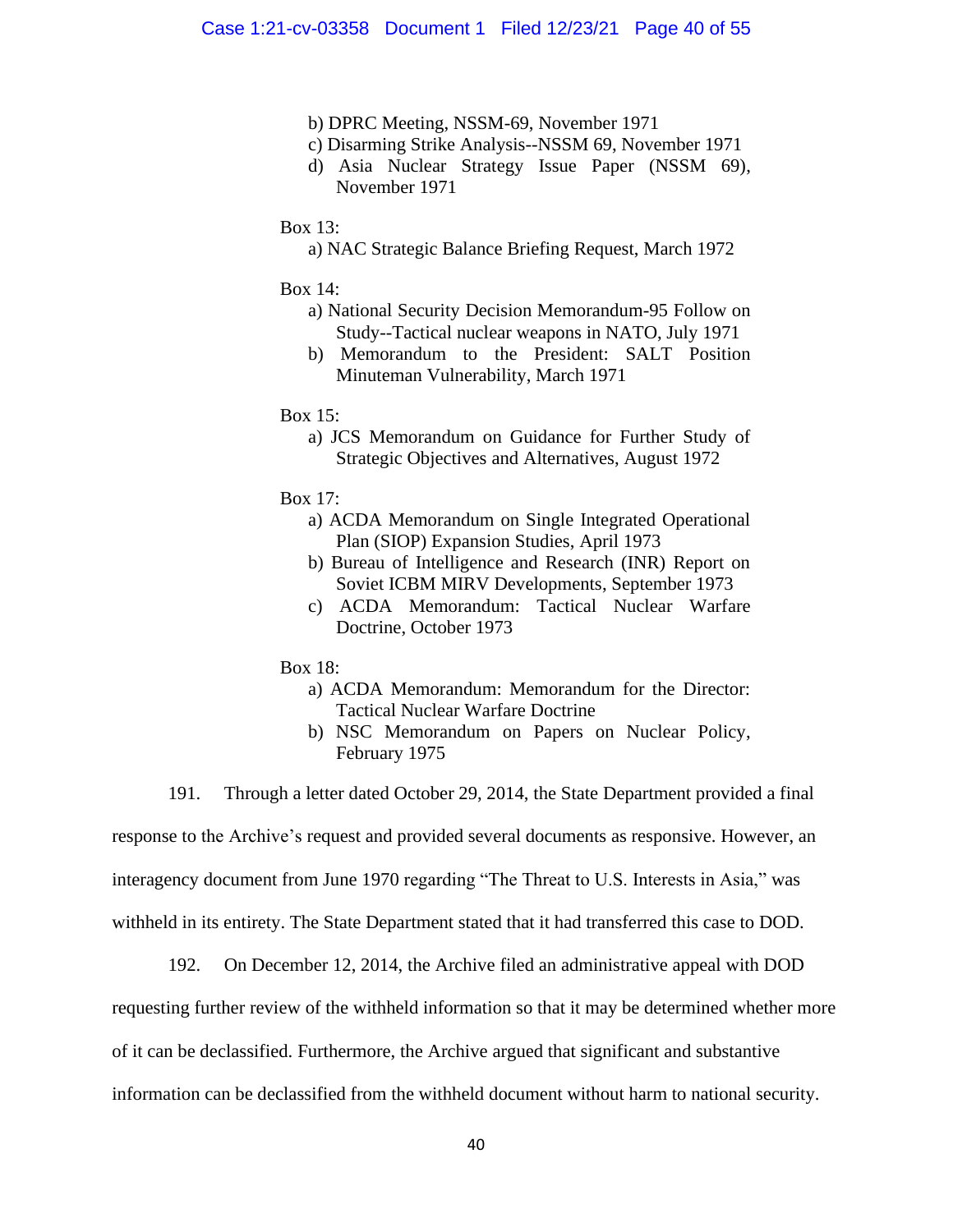- b) DPRC Meeting, NSSM-69, November 1971
- c) Disarming Strike Analysis--NSSM 69, November 1971
- d) Asia Nuclear Strategy Issue Paper (NSSM 69), November 1971

Box 13:

- a) NAC Strategic Balance Briefing Request, March 1972

Box 14:

- a) National Security Decision Memorandum-95 Follow on Study--Tactical nuclear weapons in NATO, July 1971
- b) Memorandum to the President: SALT Position Minuteman Vulnerability, March 1971

Box 15:

- a) JCS Memorandum on Guidance for Further Study of Strategic Objectives and Alternatives, August 1972

Box 17:

- a) ACDA Memorandum on Single Integrated Operational Plan (SIOP) Expansion Studies, April 1973
- b) Bureau of Intelligence and Research (INR) Report on Soviet ICBM MIRV Developments, September 1973
- c) ACDA Memorandum: Tactical Nuclear Warfare Doctrine, October 1973

Box 18:

- a) ACDA Memorandum: Memorandum for the Director: Tactical Nuclear Warfare Doctrine
- b) NSC Memorandum on Papers on Nuclear Policy, February 1975

191. Through a letter dated October 29, 2014, the State Department provided a final response to the Archive's request and provided several documents as responsive. However, an interagency document from June 1970 regarding "The Threat to U.S. Interests in Asia," was withheld in its entirety. The State Department stated that it had transferred this case to DOD.

192. On December 12, 2014, the Archive filed an administrative appeal with DOD requesting further review of the withheld information so that it may be determined whether more of it can be declassified. Furthermore, the Archive argued that significant and substantive information can be declassified from the withheld document without harm to national security.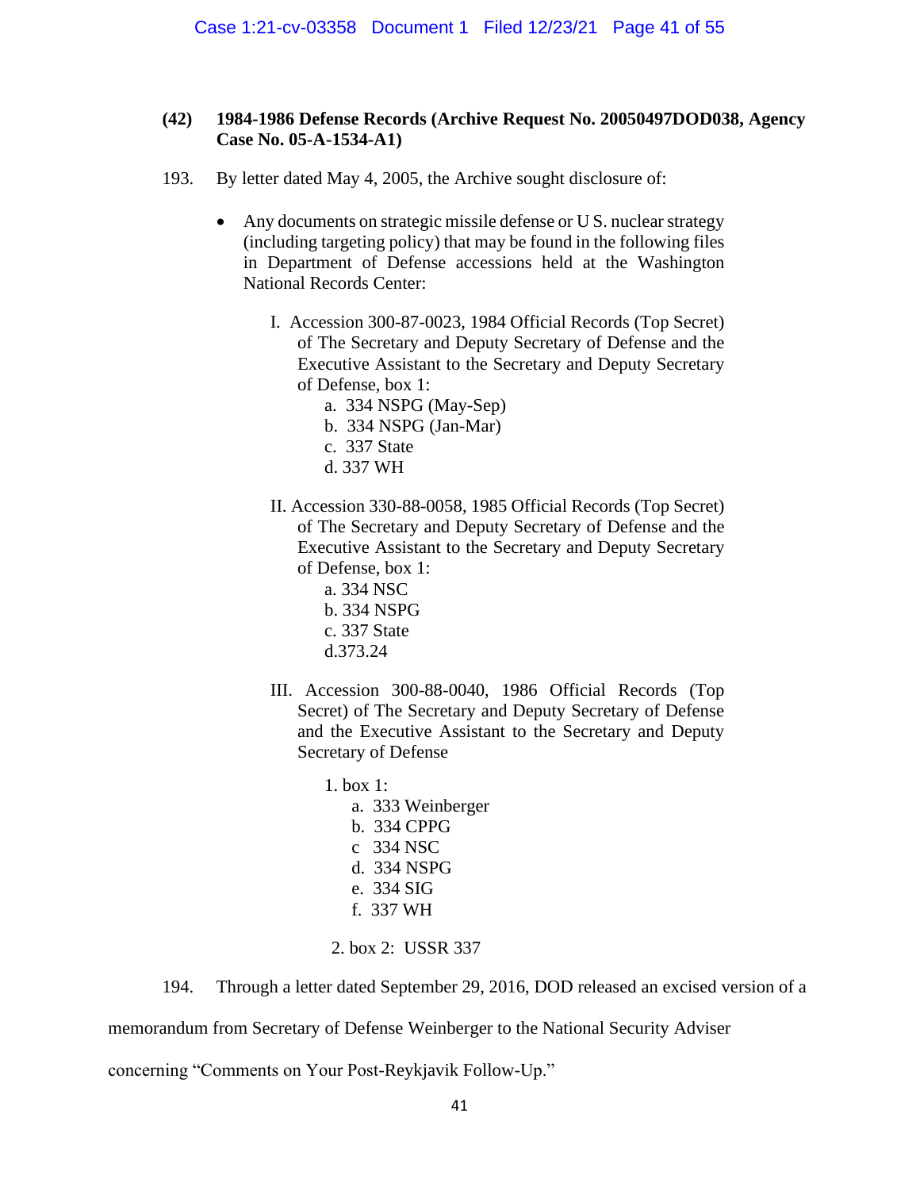### (42) 1984-1986 Defense Records (Archive Request No. 20050497DOD038, Agency Case No. 05-A-1534-A1)

193. By letter dated May 4, 2005, the Archive sought disclosure of:

- Any documents on strategic missile defense or U S. nuclear strategy (including targeting policy) that may be found in the following files in Department of Defense accessions held at the Washington National Records Center:

  I. Accession 300-87-0023, 1984 Official Records (Top Secret) of The Secretary and Deputy Secretary of Defense and the Executive Assistant to the Secretary and Deputy Secretary of Defense, box 1:
     a. 334 NSPG (May-Sep)
     b. 334 NSPG (Jan-Mar)
     c. 337 State
     d. 337 WH

  II. Accession 330-88-0058, 1985 Official Records (Top Secret) of The Secretary and Deputy Secretary of Defense and the Executive Assistant to the Secretary and Deputy Secretary of Defense, box 1:
     a. 334 NSC
     b. 334 NSPG
     c. 337 State
     d.373.24

  III. Accession 300-88-0040, 1986 Official Records (Top Secret) of The Secretary and Deputy Secretary of Defense and the Executive Assistant to the Secretary and Deputy Secretary of Defense

     1. box 1:
        a. 333 Weinberger
        b. 334 CPPG
        c 334 NSC
        d. 334 NSPG
        e. 334 SIG
        f. 337 WH

     2. box 2: USSR 337

194. Through a letter dated September 29, 2016, DOD released an excised version of a memorandum from Secretary of Defense Weinberger to the National Security Adviser concerning "Comments on Your Post-Reykjavik Follow-Up."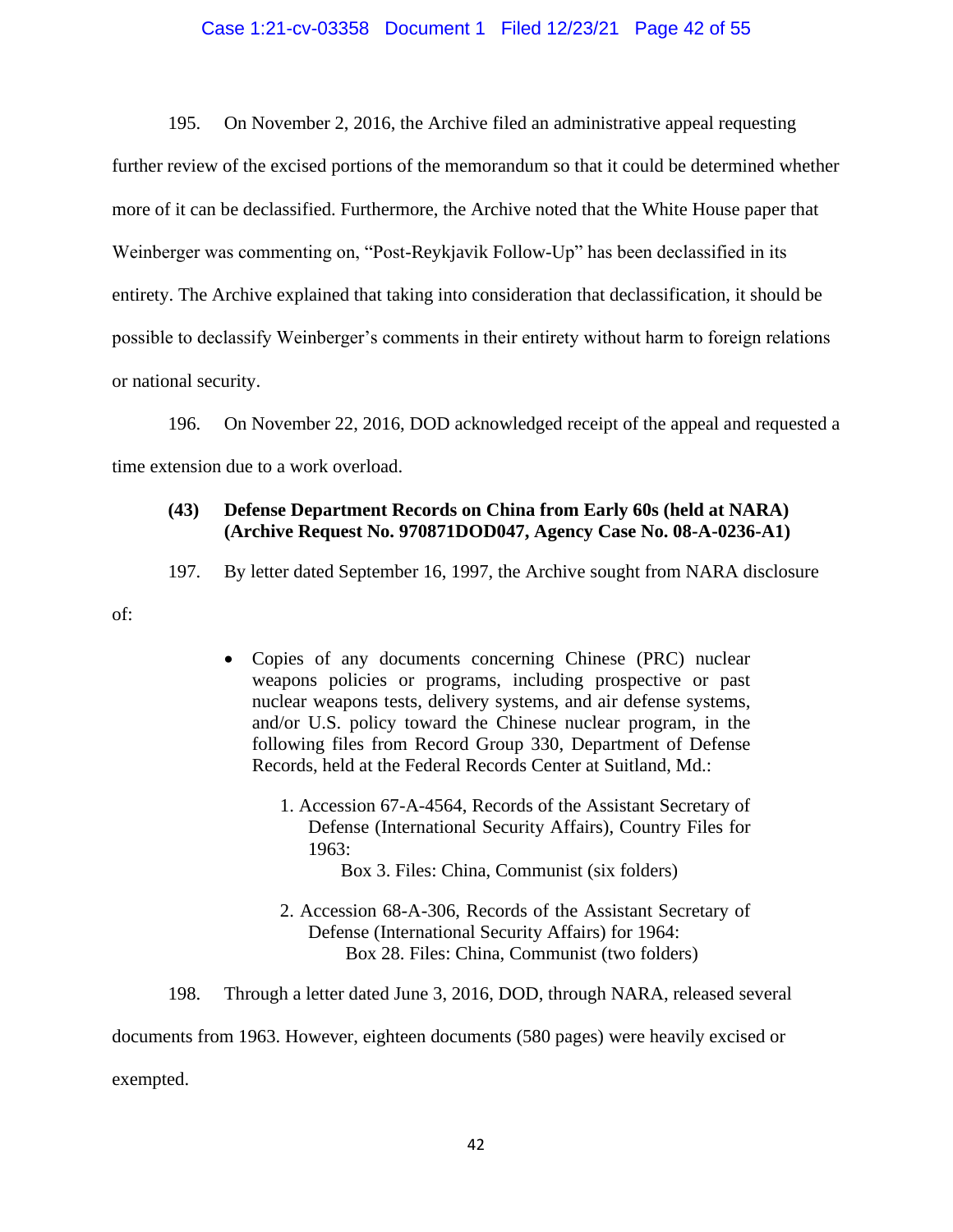195. On November 2, 2016, the Archive filed an administrative appeal requesting further review of the excised portions of the memorandum so that it could be determined whether more of it can be declassified. Furthermore, the Archive noted that the White House paper that Weinberger was commenting on, "Post-Reykjavik Follow-Up" has been declassified in its entirety. The Archive explained that taking into consideration that declassification, it should be possible to declassify Weinberger's comments in their entirety without harm to foreign relations or national security.

196. On November 22, 2016, DOD acknowledged receipt of the appeal and requested a time extension due to a work overload.

**(43) Defense Department Records on China from Early 60s (held at NARA) (Archive Request No. 970871DOD047, Agency Case No. 08-A-0236-A1)**

197. By letter dated September 16, 1997, the Archive sought from NARA disclosure of:

- Copies of any documents concerning Chinese (PRC) nuclear weapons policies or programs, including prospective or past nuclear weapons tests, delivery systems, and air defense systems, and/or U.S. policy toward the Chinese nuclear program, in the following files from Record Group 330, Department of Defense Records, held at the Federal Records Center at Suitland, Md.:

    1. Accession 67-A-4564, Records of the Assistant Secretary of Defense (International Security Affairs), Country Files for 1963:
       Box 3. Files: China, Communist (six folders)

    2. Accession 68-A-306, Records of the Assistant Secretary of Defense (International Security Affairs) for 1964:
       Box 28. Files: China, Communist (two folders)

198. Through a letter dated June 3, 2016, DOD, through NARA, released several documents from 1963. However, eighteen documents (580 pages) were heavily excised or exempted.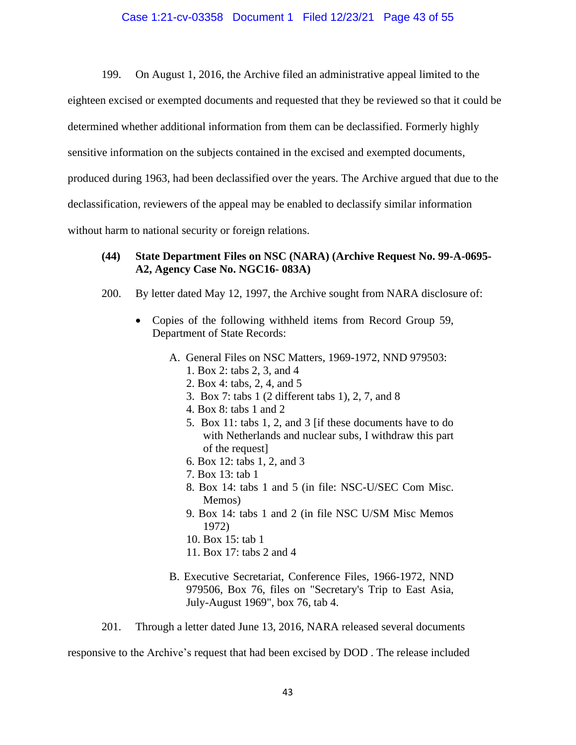199. On August 1, 2016, the Archive filed an administrative appeal limited to the eighteen excised or exempted documents and requested that they be reviewed so that it could be determined whether additional information from them can be declassified. Formerly highly sensitive information on the subjects contained in the excised and exempted documents, produced during 1963, had been declassified over the years. The Archive argued that due to the declassification, reviewers of the appeal may be enabled to declassify similar information without harm to national security or foreign relations.

**(44) State Department Files on NSC (NARA) (Archive Request No. 99-A-0695-A2, Agency Case No. NGC16- 083A)**

200. By letter dated May 12, 1997, the Archive sought from NARA disclosure of:

- Copies of the following withheld items from Record Group 59, Department of State Records:

  A. General Files on NSC Matters, 1969-1972, NND 979503:
     1. Box 2: tabs 2, 3, and 4
     2. Box 4: tabs, 2, 4, and 5
     3. Box 7: tabs 1 (2 different tabs 1), 2, 7, and 8
     4. Box 8: tabs 1 and 2
     5. Box 11: tabs 1, 2, and 3 [if these documents have to do with Netherlands and nuclear subs, I withdraw this part of the request]
     6. Box 12: tabs 1, 2, and 3
     7. Box 13: tab 1
     8. Box 14: tabs 1 and 5 (in file: NSC-U/SEC Com Misc. Memos)
     9. Box 14: tabs 1 and 2 (in file NSC U/SM Misc Memos 1972)
     10. Box 15: tab 1
     11. Box 17: tabs 2 and 4

  B. Executive Secretariat, Conference Files, 1966-1972, NND 979506, Box 76, files on "Secretary's Trip to East Asia, July-August 1969", box 76, tab 4.

201. Through a letter dated June 13, 2016, NARA released several documents responsive to the Archive's request that had been excised by DOD . The release included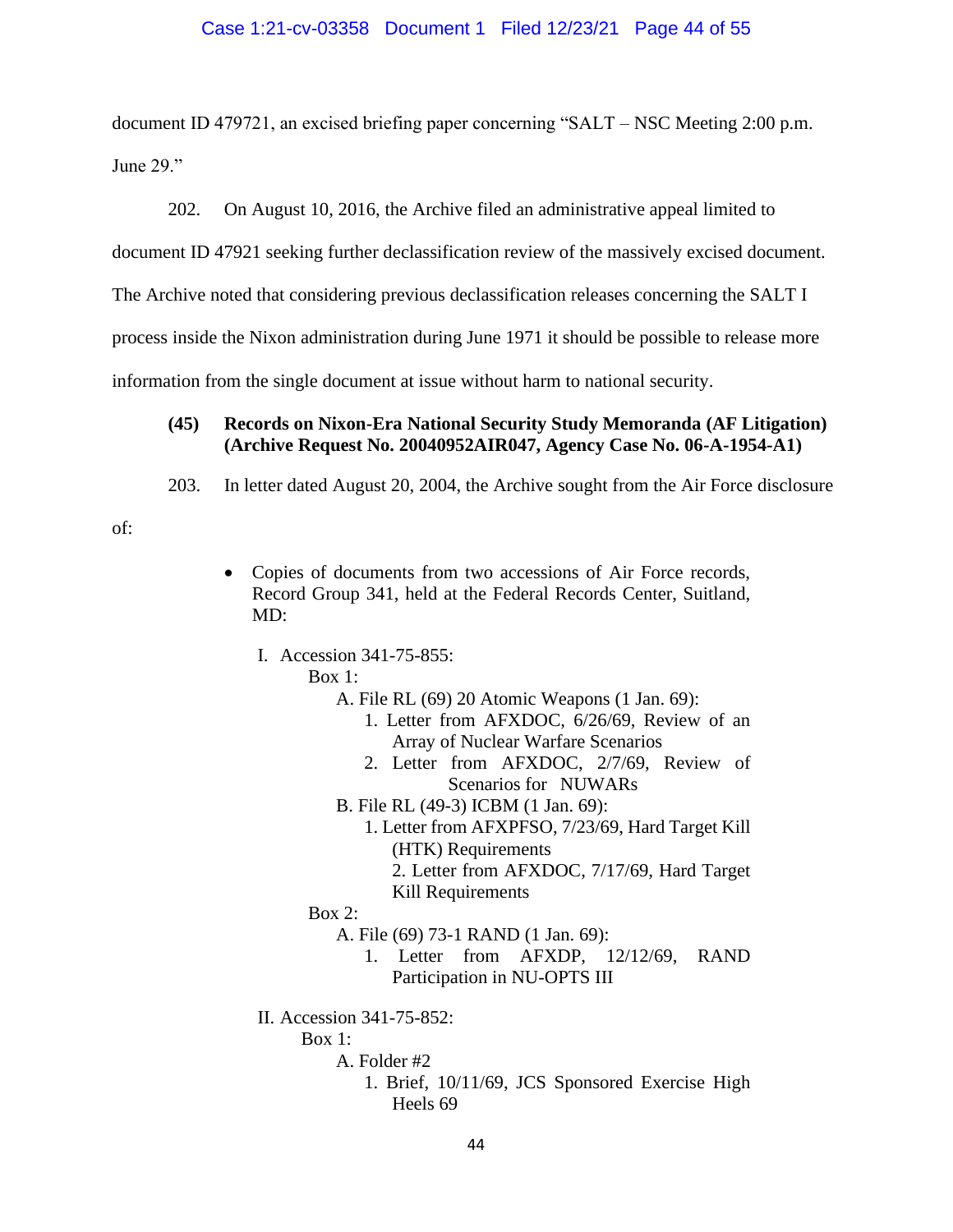document ID 479721, an excised briefing paper concerning "SALT – NSC Meeting 2:00 p.m. June 29."

202. On August 10, 2016, the Archive filed an administrative appeal limited to document ID 47921 seeking further declassification review of the massively excised document. The Archive noted that considering previous declassification releases concerning the SALT I process inside the Nixon administration during June 1971 it should be possible to release more information from the single document at issue without harm to national security.

**(45) Records on Nixon-Era National Security Study Memoranda (AF Litigation) (Archive Request No. 20040952AIR047, Agency Case No. 06-A-1954-A1)**

203. In letter dated August 20, 2004, the Archive sought from the Air Force disclosure of:

- Copies of documents from two accessions of Air Force records, Record Group 341, held at the Federal Records Center, Suitland, MD:

  I. Accession 341-75-855:
  - Box 1:
    - A. File RL (69) 20 Atomic Weapons (1 Jan. 69):
      1. Letter from AFXDOC, 6/26/69, Review of an Array of Nuclear Warfare Scenarios
      2. Letter from AFXDOC, 2/7/69, Review of Scenarios for NUWARs
    - B. File RL (49-3) ICBM (1 Jan. 69):
      1. Letter from AFXPFSO, 7/23/69, Hard Target Kill (HTK) Requirements
      2. Letter from AFXDOC, 7/17/69, Hard Target Kill Requirements
  - Box 2:
    - A. File (69) 73-1 RAND (1 Jan. 69):
      1. Letter from AFXDP, 12/12/69, RAND Participation in NU-OPTS III

  II. Accession 341-75-852:
  - Box 1:
    - A. Folder #2
      1. Brief, 10/11/69, JCS Sponsored Exercise High Heels 69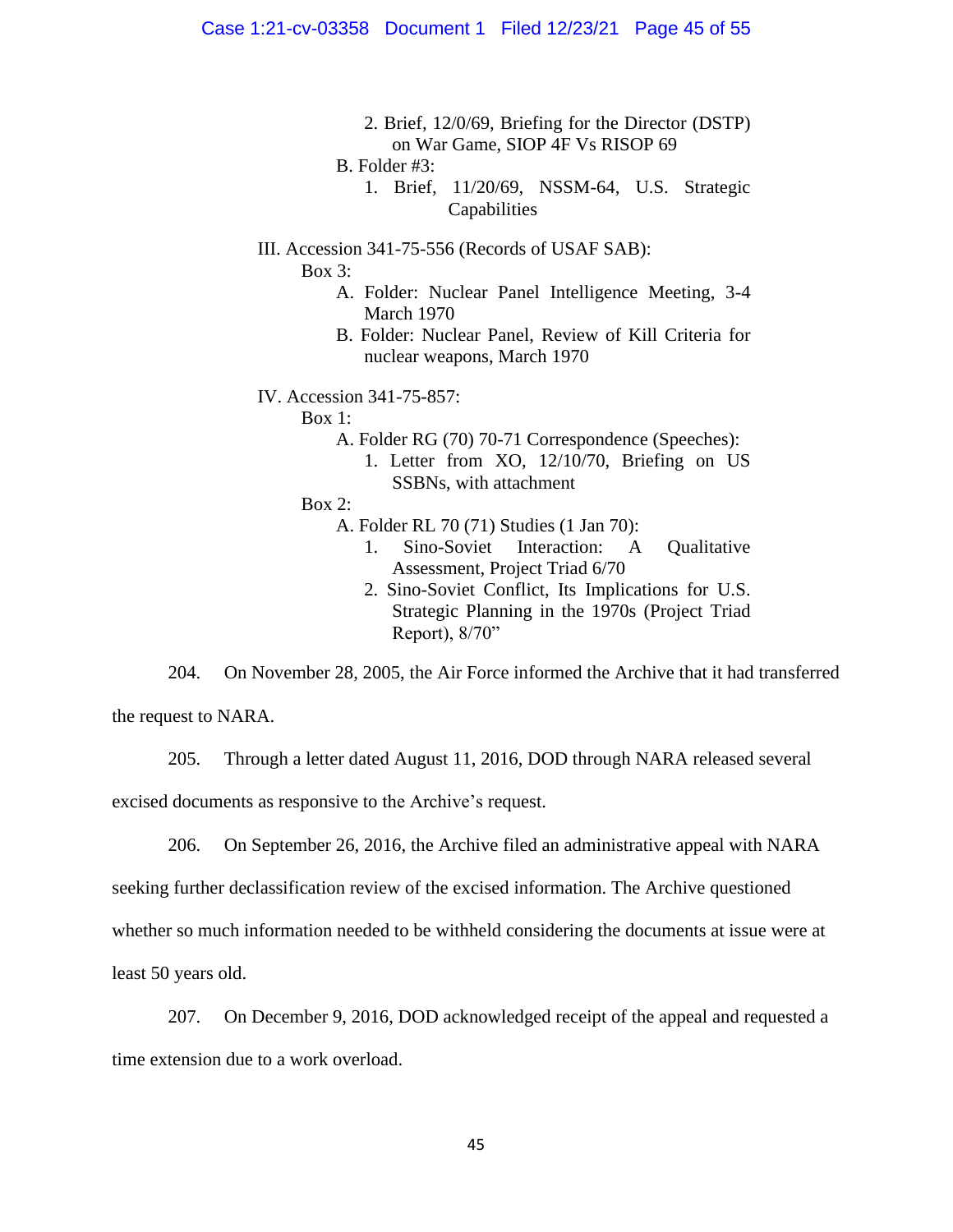2. Brief, 12/0/69, Briefing for the Director (DSTP) on War Game, SIOP 4F Vs RISOP 69

B. Folder #3:

1. Brief, 11/20/69, NSSM-64, U.S. Strategic Capabilities

III. Accession 341-75-556 (Records of USAF SAB):

Box 3:

A. Folder: Nuclear Panel Intelligence Meeting, 3-4 March 1970

B. Folder: Nuclear Panel, Review of Kill Criteria for nuclear weapons, March 1970

IV. Accession 341-75-857:

Box 1:

A. Folder RG (70) 70-71 Correspondence (Speeches):

1. Letter from XO, 12/10/70, Briefing on US SSBNs, with attachment

Box 2:

A. Folder RL 70 (71) Studies (1 Jan 70):

1. Sino-Soviet Interaction: A Qualitative Assessment, Project Triad 6/70

2. Sino-Soviet Conflict, Its Implications for U.S. Strategic Planning in the 1970s (Project Triad Report), 8/70"

204. On November 28, 2005, the Air Force informed the Archive that it had transferred the request to NARA.

205. Through a letter dated August 11, 2016, DOD through NARA released several excised documents as responsive to the Archive's request.

206. On September 26, 2016, the Archive filed an administrative appeal with NARA seeking further declassification review of the excised information. The Archive questioned whether so much information needed to be withheld considering the documents at issue were at least 50 years old.

207. On December 9, 2016, DOD acknowledged receipt of the appeal and requested a time extension due to a work overload.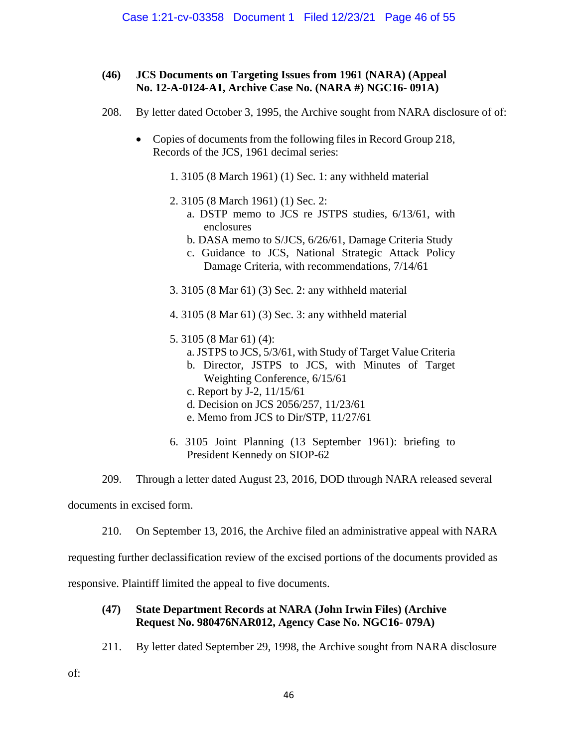### (46) JCS Documents on Targeting Issues from 1961 (NARA) (Appeal No. 12-A-0124-A1, Archive Case No. (NARA #) NGC16- 091A)

208. By letter dated October 3, 1995, the Archive sought from NARA disclosure of of:

- Copies of documents from the following files in Record Group 218, Records of the JCS, 1961 decimal series:

  1. 3105 (8 March 1961) (1) Sec. 1: any withheld material

  2. 3105 (8 March 1961) (1) Sec. 2:
     a. DSTP memo to JCS re JSTPS studies, 6/13/61, with enclosures
     b. DASA memo to S/JCS, 6/26/61, Damage Criteria Study
     c. Guidance to JCS, National Strategic Attack Policy Damage Criteria, with recommendations, 7/14/61

  3. 3105 (8 Mar 61) (3) Sec. 2: any withheld material

  4. 3105 (8 Mar 61) (3) Sec. 3: any withheld material

  5. 3105 (8 Mar 61) (4):
     a. JSTPS to JCS, 5/3/61, with Study of Target Value Criteria
     b. Director, JSTPS to JCS, with Minutes of Target Weighting Conference, 6/15/61
     c. Report by J-2, 11/15/61
     d. Decision on JCS 2056/257, 11/23/61
     e. Memo from JCS to Dir/STP, 11/27/61

  6. 3105 Joint Planning (13 September 1961): briefing to President Kennedy on SIOP-62

209. Through a letter dated August 23, 2016, DOD through NARA released several documents in excised form.

210. On September 13, 2016, the Archive filed an administrative appeal with NARA requesting further declassification review of the excised portions of the documents provided as responsive. Plaintiff limited the appeal to five documents.

### (47) State Department Records at NARA (John Irwin Files) (Archive Request No. 980476NAR012, Agency Case No. NGC16- 079A)

211. By letter dated September 29, 1998, the Archive sought from NARA disclosure of: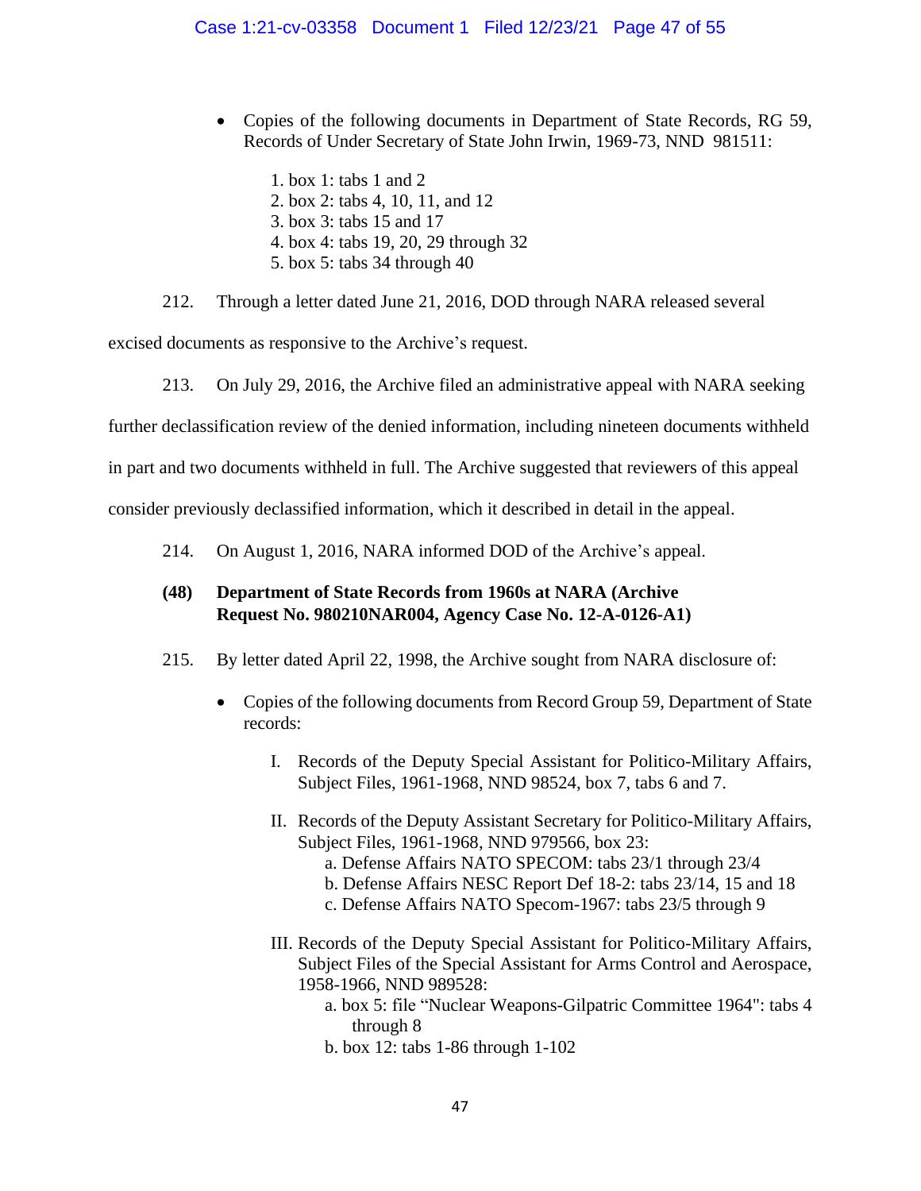- Copies of the following documents in Department of State Records, RG 59, Records of Under Secretary of State John Irwin, 1969-73, NND 981511:

    1. box 1: tabs 1 and 2
    2. box 2: tabs 4, 10, 11, and 12
    3. box 3: tabs 15 and 17
    4. box 4: tabs 19, 20, 29 through 32
    5. box 5: tabs 34 through 40

212. Through a letter dated June 21, 2016, DOD through NARA released several excised documents as responsive to the Archive's request.

213. On July 29, 2016, the Archive filed an administrative appeal with NARA seeking further declassification review of the denied information, including nineteen documents withheld in part and two documents withheld in full. The Archive suggested that reviewers of this appeal consider previously declassified information, which it described in detail in the appeal.

214. On August 1, 2016, NARA informed DOD of the Archive's appeal.

**(48) Department of State Records from 1960s at NARA (Archive Request No. 980210NAR004, Agency Case No. 12-A-0126-A1)**

215. By letter dated April 22, 1998, the Archive sought from NARA disclosure of:

- Copies of the following documents from Record Group 59, Department of State records:

    I. Records of the Deputy Special Assistant for Politico-Military Affairs, Subject Files, 1961-1968, NND 98524, box 7, tabs 6 and 7.

    II. Records of the Deputy Assistant Secretary for Politico-Military Affairs, Subject Files, 1961-1968, NND 979566, box 23:
        a. Defense Affairs NATO SPECOM: tabs 23/1 through 23/4
        b. Defense Affairs NESC Report Def 18-2: tabs 23/14, 15 and 18
        c. Defense Affairs NATO Specom-1967: tabs 23/5 through 9

    III. Records of the Deputy Special Assistant for Politico-Military Affairs, Subject Files of the Special Assistant for Arms Control and Aerospace, 1958-1966, NND 989528:
        a. box 5: file "Nuclear Weapons-Gilpatric Committee 1964": tabs 4 through 8
        b. box 12: tabs 1-86 through 1-102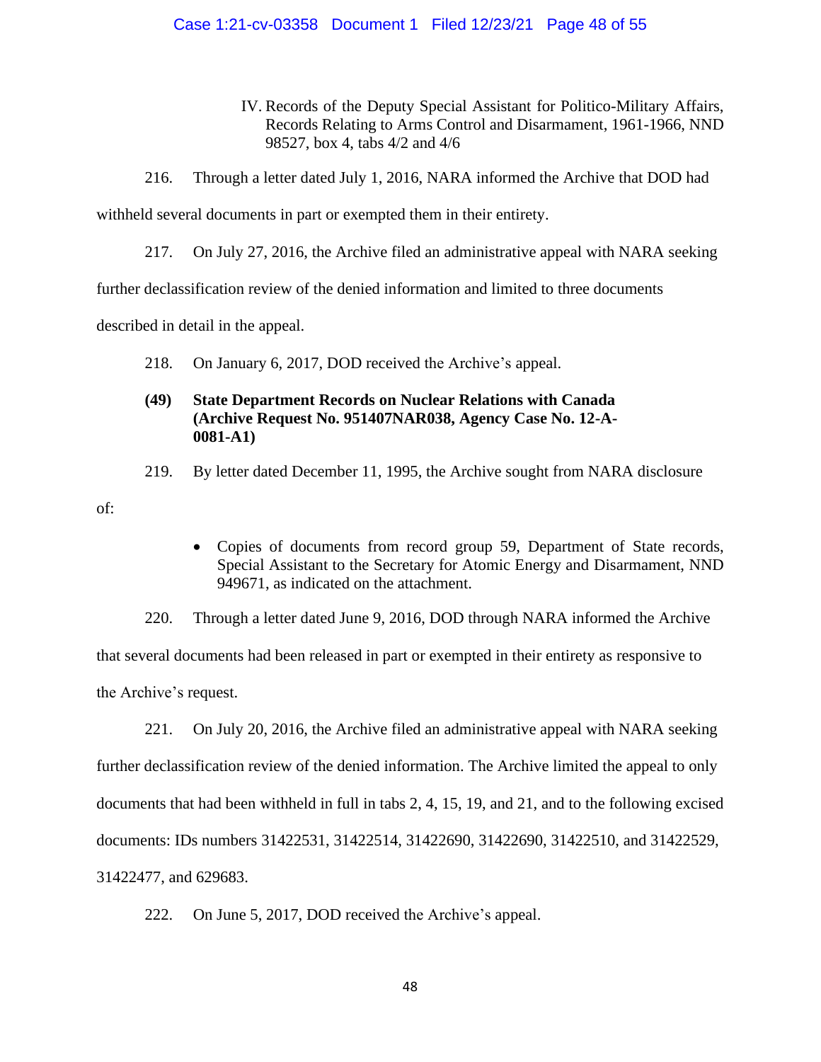IV. Records of the Deputy Special Assistant for Politico-Military Affairs, Records Relating to Arms Control and Disarmament, 1961-1966, NND 98527, box 4, tabs 4/2 and 4/6

216. Through a letter dated July 1, 2016, NARA informed the Archive that DOD had withheld several documents in part or exempted them in their entirety.

217. On July 27, 2016, the Archive filed an administrative appeal with NARA seeking further declassification review of the denied information and limited to three documents described in detail in the appeal.

218. On January 6, 2017, DOD received the Archive's appeal.

**(49) State Department Records on Nuclear Relations with Canada (Archive Request No. 951407NAR038, Agency Case No. 12-A-0081-A1)**

219. By letter dated December 11, 1995, the Archive sought from NARA disclosure of:

- Copies of documents from record group 59, Department of State records, Special Assistant to the Secretary for Atomic Energy and Disarmament, NND 949671, as indicated on the attachment.

220. Through a letter dated June 9, 2016, DOD through NARA informed the Archive that several documents had been released in part or exempted in their entirety as responsive to the Archive's request.

221. On July 20, 2016, the Archive filed an administrative appeal with NARA seeking further declassification review of the denied information. The Archive limited the appeal to only documents that had been withheld in full in tabs 2, 4, 15, 19, and 21, and to the following excised documents: IDs numbers 31422531, 31422514, 31422690, 31422690, 31422510, and 31422529, 31422477, and 629683.

222. On June 5, 2017, DOD received the Archive's appeal.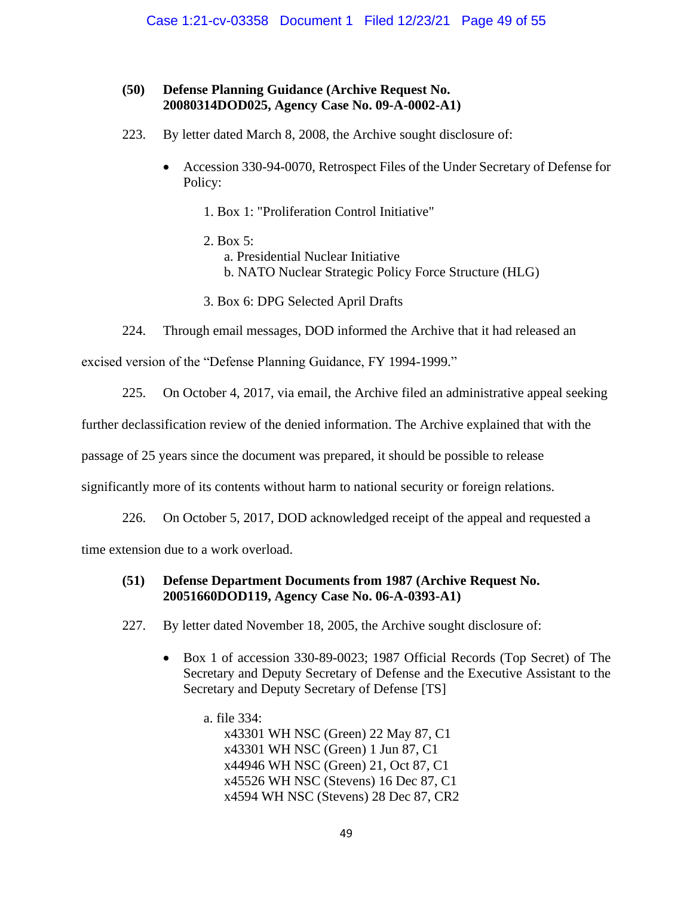### (50) Defense Planning Guidance (Archive Request No. 20080314DOD025, Agency Case No. 09-A-0002-A1)

223. By letter dated March 8, 2008, the Archive sought disclosure of:

- Accession 330-94-0070, Retrospect Files of the Under Secretary of Defense for Policy:

  1. Box 1: "Proliferation Control Initiative"

  2. Box 5:
     a. Presidential Nuclear Initiative
     b. NATO Nuclear Strategic Policy Force Structure (HLG)

  3. Box 6: DPG Selected April Drafts

224. Through email messages, DOD informed the Archive that it had released an excised version of the "Defense Planning Guidance, FY 1994-1999."

225. On October 4, 2017, via email, the Archive filed an administrative appeal seeking further declassification review of the denied information. The Archive explained that with the passage of 25 years since the document was prepared, it should be possible to release significantly more of its contents without harm to national security or foreign relations.

226. On October 5, 2017, DOD acknowledged receipt of the appeal and requested a time extension due to a work overload.

### (51) Defense Department Documents from 1987 (Archive Request No. 20051660DOD119, Agency Case No. 06-A-0393-A1)

227. By letter dated November 18, 2005, the Archive sought disclosure of:

- Box 1 of accession 330-89-0023; 1987 Official Records (Top Secret) of The Secretary and Deputy Secretary of Defense and the Executive Assistant to the Secretary and Deputy Secretary of Defense [TS]

  a. file 334:
     x43301 WH NSC (Green) 22 May 87, C1
     x43301 WH NSC (Green) 1 Jun 87, C1
     x44946 WH NSC (Green) 21, Oct 87, C1
     x45526 WH NSC (Stevens) 16 Dec 87, C1
     x4594 WH NSC (Stevens) 28 Dec 87, CR2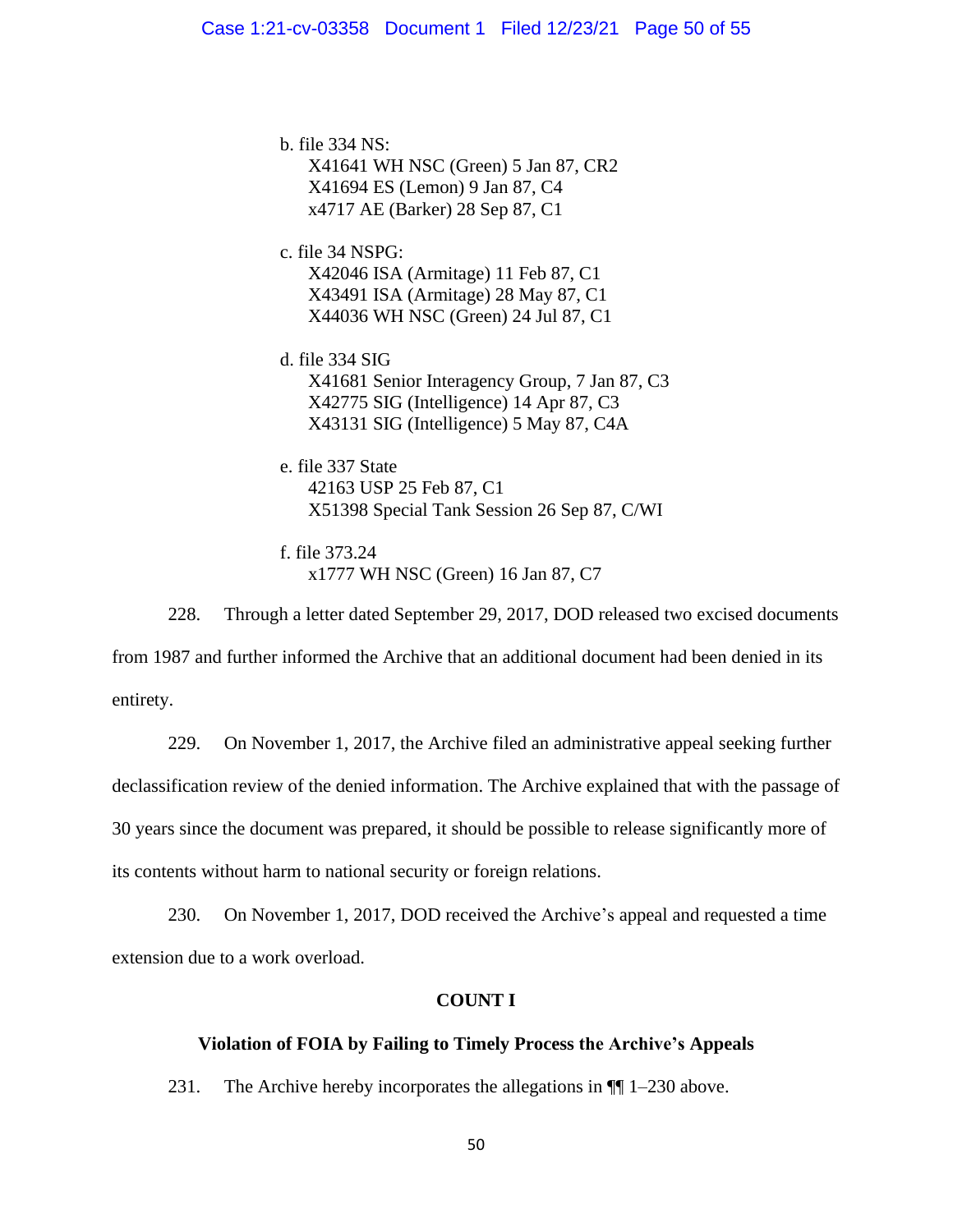b. file 334 NS:
  X41641 WH NSC (Green) 5 Jan 87, CR2
  X41694 ES (Lemon) 9 Jan 87, C4
  x4717 AE (Barker) 28 Sep 87, C1

c. file 34 NSPG:
  X42046 ISA (Armitage) 11 Feb 87, C1
  X43491 ISA (Armitage) 28 May 87, C1
  X44036 WH NSC (Green) 24 Jul 87, C1

d. file 334 SIG
  X41681 Senior Interagency Group, 7 Jan 87, C3
  X42775 SIG (Intelligence) 14 Apr 87, C3
  X43131 SIG (Intelligence) 5 May 87, C4A

e. file 337 State
  42163 USP 25 Feb 87, C1
  X51398 Special Tank Session 26 Sep 87, C/WI

f. file 373.24
  x1777 WH NSC (Green) 16 Jan 87, C7

228. Through a letter dated September 29, 2017, DOD released two excised documents from 1987 and further informed the Archive that an additional document had been denied in its entirety.

229. On November 1, 2017, the Archive filed an administrative appeal seeking further declassification review of the denied information. The Archive explained that with the passage of 30 years since the document was prepared, it should be possible to release significantly more of its contents without harm to national security or foreign relations.

230. On November 1, 2017, DOD received the Archive's appeal and requested a time extension due to a work overload.

## COUNT I

### Violation of FOIA by Failing to Timely Process the Archive's Appeals

231. The Archive hereby incorporates the allegations in ¶¶ 1–230 above.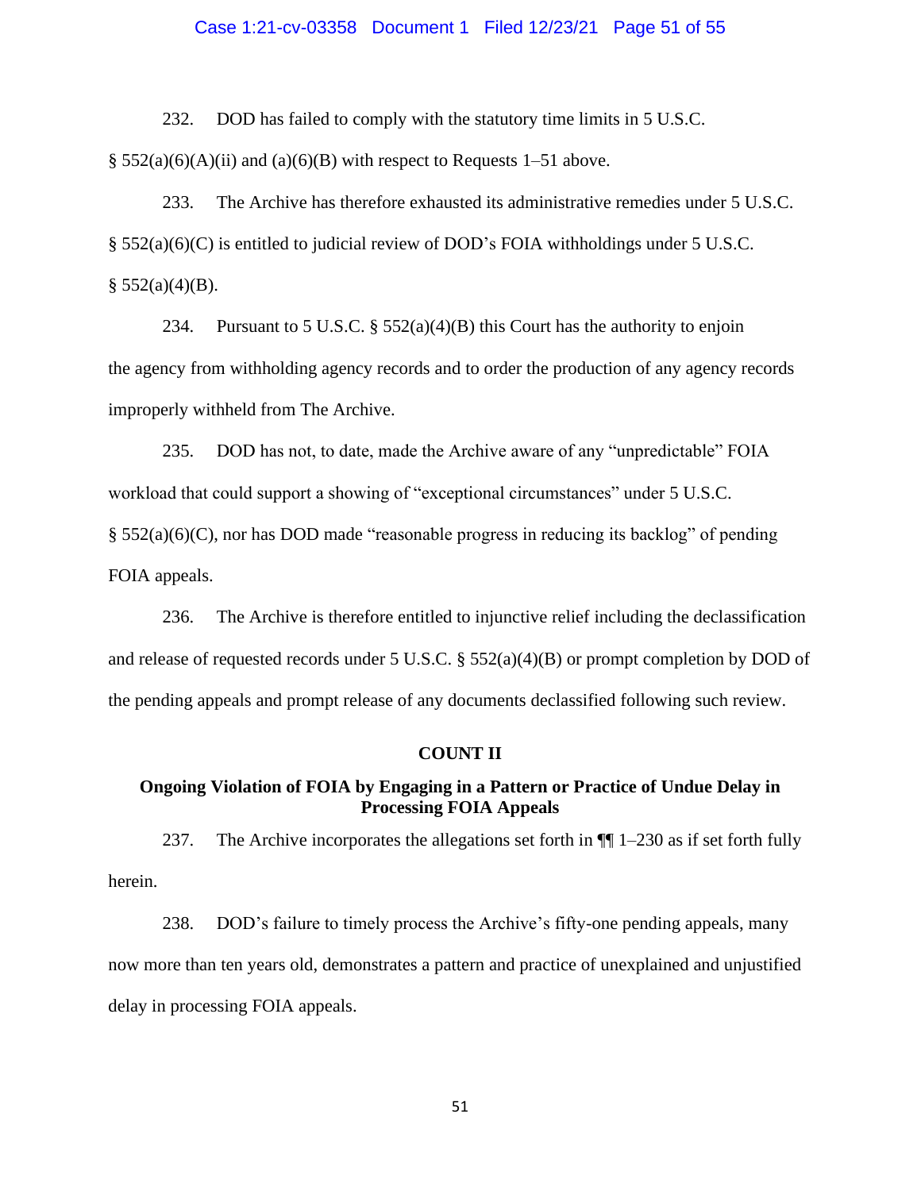232. DOD has failed to comply with the statutory time limits in 5 U.S.C. § 552(a)(6)(A)(ii) and (a)(6)(B) with respect to Requests 1–51 above.

233. The Archive has therefore exhausted its administrative remedies under 5 U.S.C. § 552(a)(6)(C) is entitled to judicial review of DOD's FOIA withholdings under 5 U.S.C. § 552(a)(4)(B).

234. Pursuant to 5 U.S.C. § 552(a)(4)(B) this Court has the authority to enjoin the agency from withholding agency records and to order the production of any agency records improperly withheld from The Archive.

235. DOD has not, to date, made the Archive aware of any "unpredictable" FOIA workload that could support a showing of "exceptional circumstances" under 5 U.S.C. § 552(a)(6)(C), nor has DOD made "reasonable progress in reducing its backlog" of pending FOIA appeals.

236. The Archive is therefore entitled to injunctive relief including the declassification and release of requested records under 5 U.S.C. § 552(a)(4)(B) or prompt completion by DOD of the pending appeals and prompt release of any documents declassified following such review.

## COUNT II

### Ongoing Violation of FOIA by Engaging in a Pattern or Practice of Undue Delay in Processing FOIA Appeals

237. The Archive incorporates the allegations set forth in ¶¶ 1–230 as if set forth fully herein.

238. DOD's failure to timely process the Archive's fifty-one pending appeals, many now more than ten years old, demonstrates a pattern and practice of unexplained and unjustified delay in processing FOIA appeals.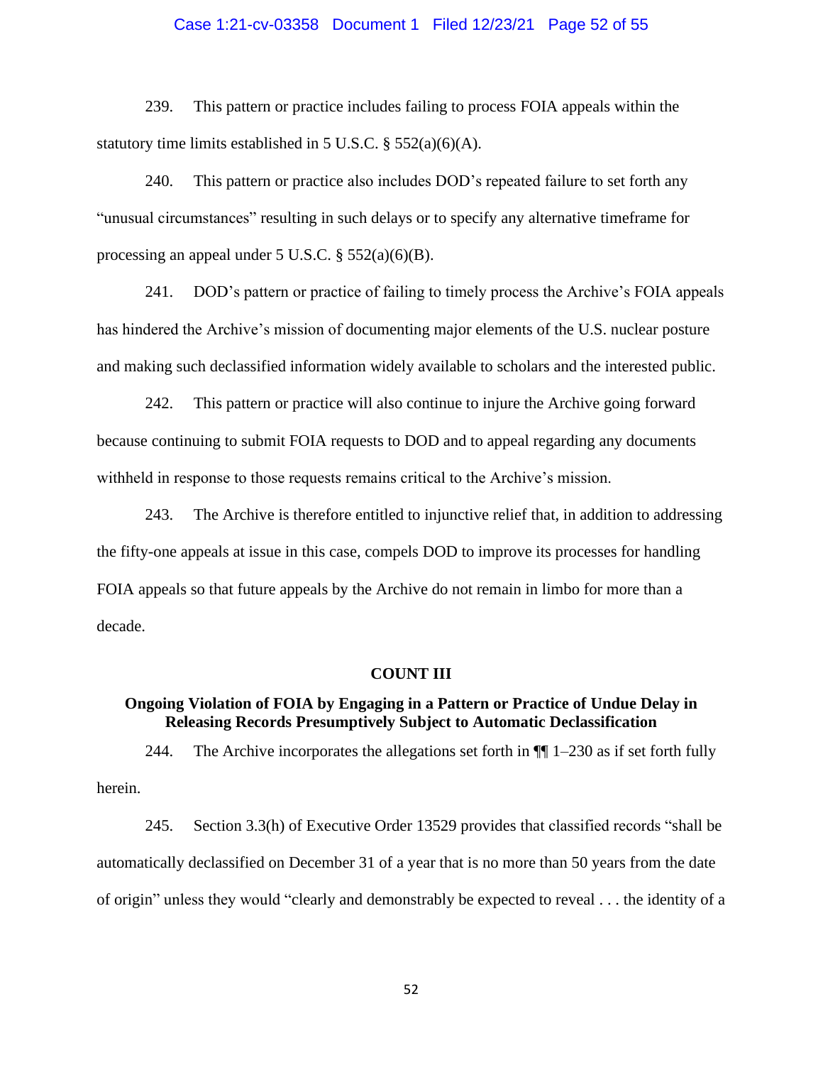239. This pattern or practice includes failing to process FOIA appeals within the statutory time limits established in 5 U.S.C. § 552(a)(6)(A).

240. This pattern or practice also includes DOD's repeated failure to set forth any "unusual circumstances" resulting in such delays or to specify any alternative timeframe for processing an appeal under 5 U.S.C. § 552(a)(6)(B).

241. DOD's pattern or practice of failing to timely process the Archive's FOIA appeals has hindered the Archive's mission of documenting major elements of the U.S. nuclear posture and making such declassified information widely available to scholars and the interested public.

242. This pattern or practice will also continue to injure the Archive going forward because continuing to submit FOIA requests to DOD and to appeal regarding any documents withheld in response to those requests remains critical to the Archive's mission.

243. The Archive is therefore entitled to injunctive relief that, in addition to addressing the fifty-one appeals at issue in this case, compels DOD to improve its processes for handling FOIA appeals so that future appeals by the Archive do not remain in limbo for more than a decade.

## COUNT III

### Ongoing Violation of FOIA by Engaging in a Pattern or Practice of Undue Delay in Releasing Records Presumptively Subject to Automatic Declassification

244. The Archive incorporates the allegations set forth in ¶¶ 1–230 as if set forth fully herein.

245. Section 3.3(h) of Executive Order 13529 provides that classified records "shall be automatically declassified on December 31 of a year that is no more than 50 years from the date of origin" unless they would "clearly and demonstrably be expected to reveal . . . the identity of a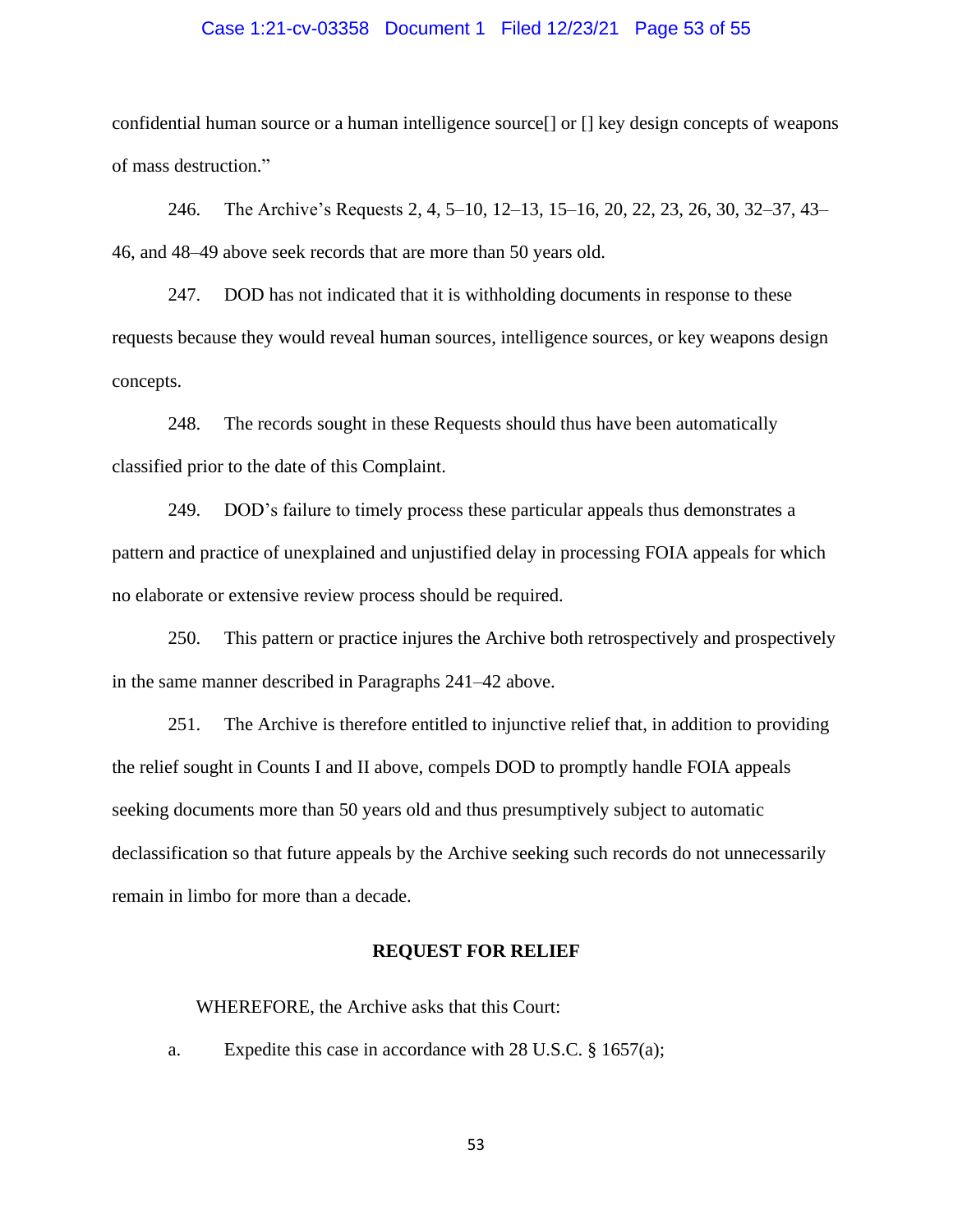confidential human source or a human intelligence source[] or [] key design concepts of weapons of mass destruction."

246. The Archive's Requests 2, 4, 5–10, 12–13, 15–16, 20, 22, 23, 26, 30, 32–37, 43–46, and 48–49 above seek records that are more than 50 years old.

247. DOD has not indicated that it is withholding documents in response to these requests because they would reveal human sources, intelligence sources, or key weapons design concepts.

248. The records sought in these Requests should thus have been automatically classified prior to the date of this Complaint.

249. DOD's failure to timely process these particular appeals thus demonstrates a pattern and practice of unexplained and unjustified delay in processing FOIA appeals for which no elaborate or extensive review process should be required.

250. This pattern or practice injures the Archive both retrospectively and prospectively in the same manner described in Paragraphs 241–42 above.

251. The Archive is therefore entitled to injunctive relief that, in addition to providing the relief sought in Counts I and II above, compels DOD to promptly handle FOIA appeals seeking documents more than 50 years old and thus presumptively subject to automatic declassification so that future appeals by the Archive seeking such records do not unnecessarily remain in limbo for more than a decade.

**REQUEST FOR RELIEF**

WHEREFORE, the Archive asks that this Court:

a. Expedite this case in accordance with 28 U.S.C. § 1657(a);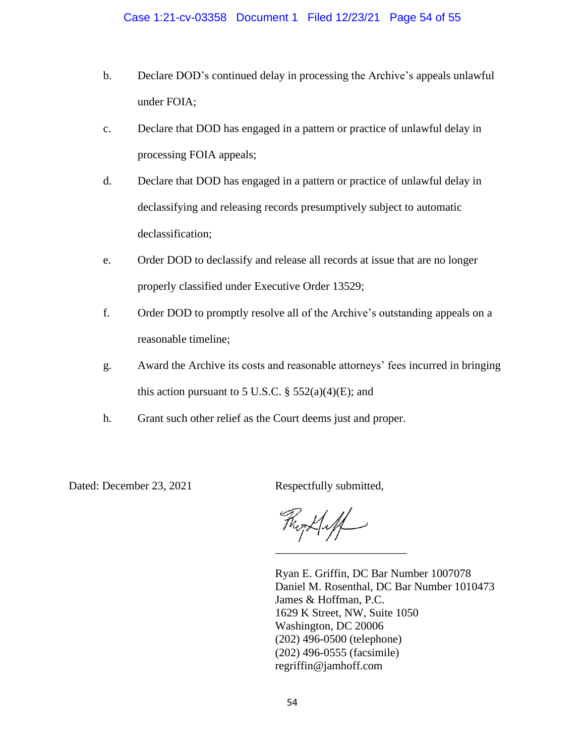b. Declare DOD's continued delay in processing the Archive's appeals unlawful under FOIA;

c. Declare that DOD has engaged in a pattern or practice of unlawful delay in processing FOIA appeals;

d. Declare that DOD has engaged in a pattern or practice of unlawful delay in declassifying and releasing records presumptively subject to automatic declassification;

e. Order DOD to declassify and release all records at issue that are no longer properly classified under Executive Order 13529;

f. Order DOD to promptly resolve all of the Archive's outstanding appeals on a reasonable timeline;

g. Award the Archive its costs and reasonable attorneys' fees incurred in bringing this action pursuant to 5 U.S.C. § 552(a)(4)(E); and

h. Grant such other relief as the Court deems just and proper.

Dated: December 23, 2021

Respectfully submitted,

\_\_\_\_\_\_\_\_\_\_\_\_\_\_\_\_\_\_\_\_\_\_\_\_

Ryan E. Griffin, DC Bar Number 1007078
Daniel M. Rosenthal, DC Bar Number 1010473
James & Hoffman, P.C.
1629 K Street, NW, Suite 1050
Washington, DC 20006
(202) 496-0500 (telephone)
(202) 496-0555 (facsimile)
regriffin@jamhoff.com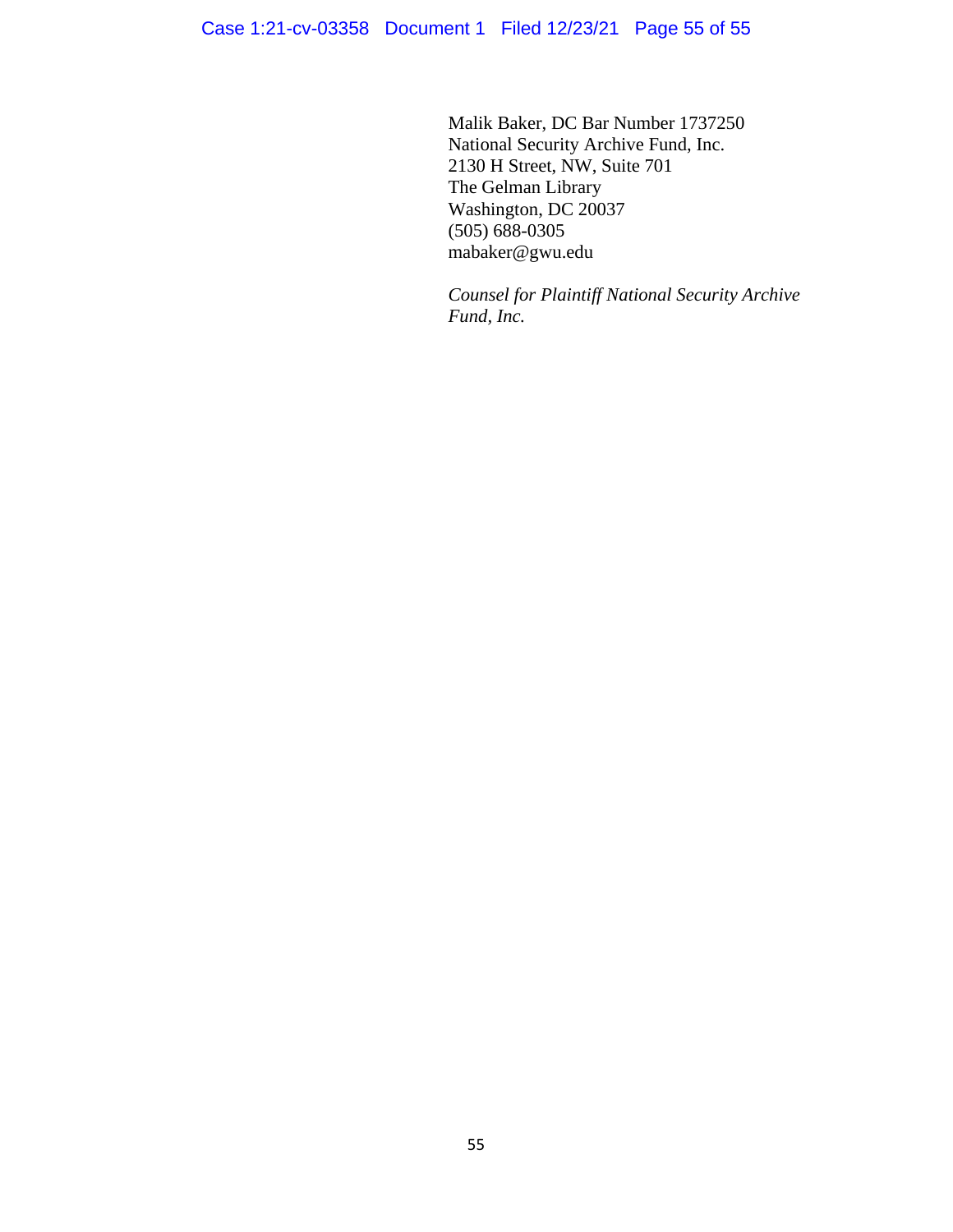Malik Baker, DC Bar Number 1737250
National Security Archive Fund, Inc.
2130 H Street, NW, Suite 701
The Gelman Library
Washington, DC 20037
(505) 688-0305
mabaker@gwu.edu

*Counsel for Plaintiff National Security Archive Fund, Inc.*